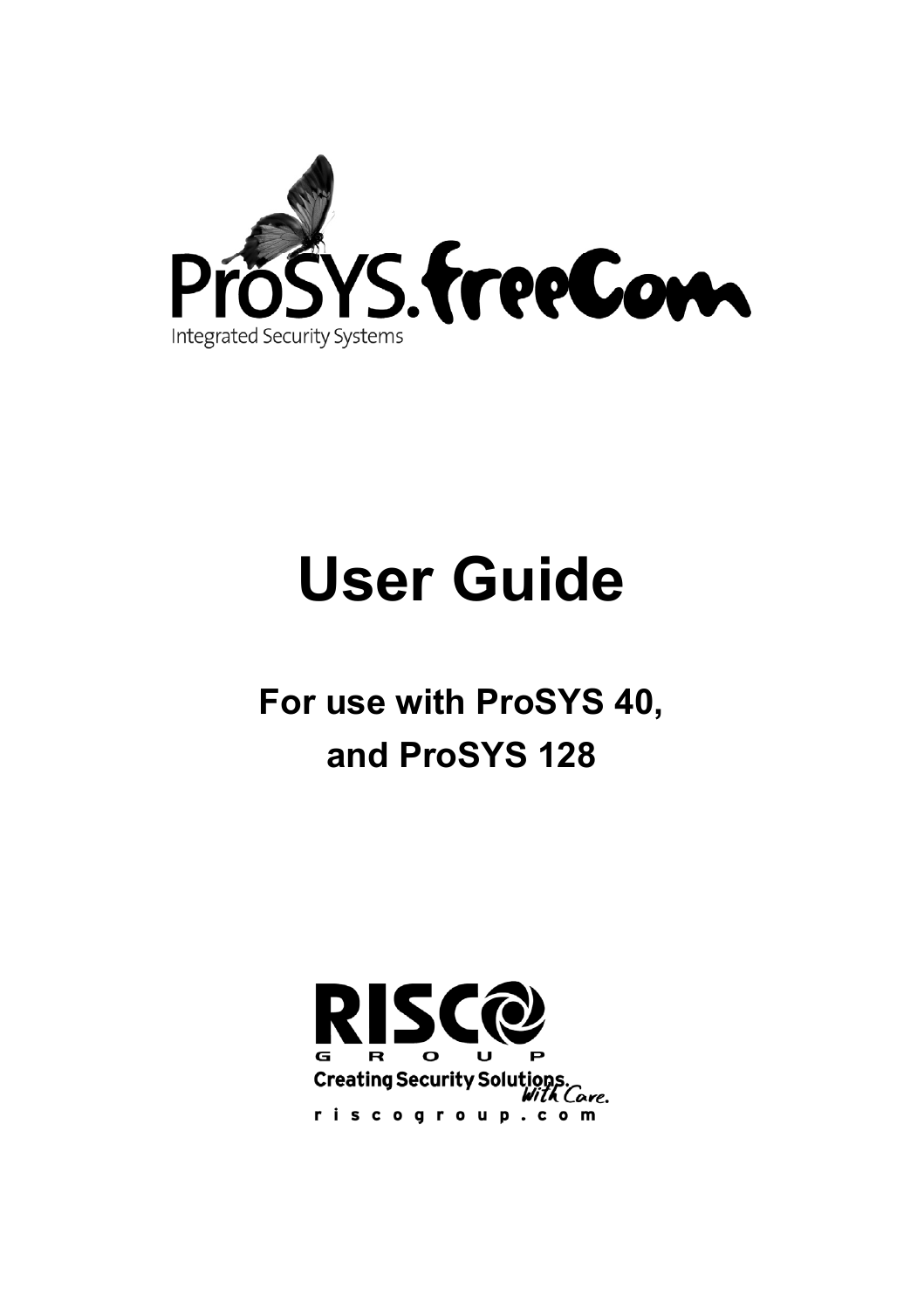ProSYS.freeCom

Integrated Security Systems

# User Guide

## For use with ProSYS 40, and ProSYS 128

RISCO GROUP

Creating Security Solutions. With Care.

riscogroup.com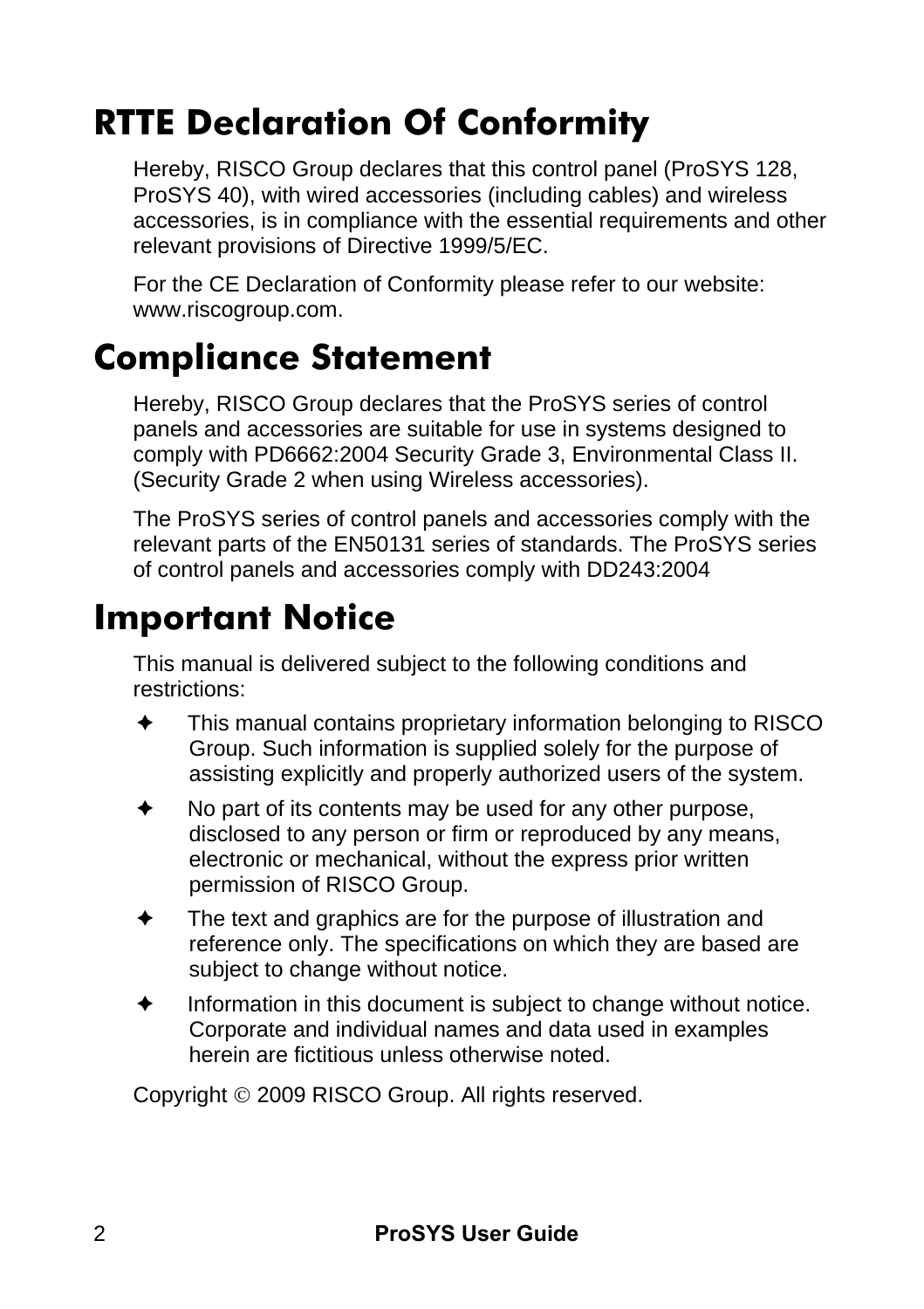# RTTE Declaration Of Conformity

Hereby, RISCO Group declares that this control panel (ProSYS 128, ProSYS 40), with wired accessories (including cables) and wireless accessories, is in compliance with the essential requirements and other relevant provisions of Directive 1999/5/EC.

For the CE Declaration of Conformity please refer to our website: www.riscogroup.com.

# Compliance Statement

Hereby, RISCO Group declares that the ProSYS series of control panels and accessories are suitable for use in systems designed to comply with PD6662:2004 Security Grade 3, Environmental Class II. (Security Grade 2 when using Wireless accessories).

The ProSYS series of control panels and accessories comply with the relevant parts of the EN50131 series of standards. The ProSYS series of control panels and accessories comply with DD243:2004

# Important Notice

This manual is delivered subject to the following conditions and restrictions:

- This manual contains proprietary information belonging to RISCO Group. Such information is supplied solely for the purpose of assisting explicitly and properly authorized users of the system.
- No part of its contents may be used for any other purpose, disclosed to any person or firm or reproduced by any means, electronic or mechanical, without the express prior written permission of RISCO Group.
- The text and graphics are for the purpose of illustration and reference only. The specifications on which they are based are subject to change without notice.
- Information in this document is subject to change without notice. Corporate and individual names and data used in examples herein are fictitious unless otherwise noted.

Copyright © 2009 RISCO Group. All rights reserved.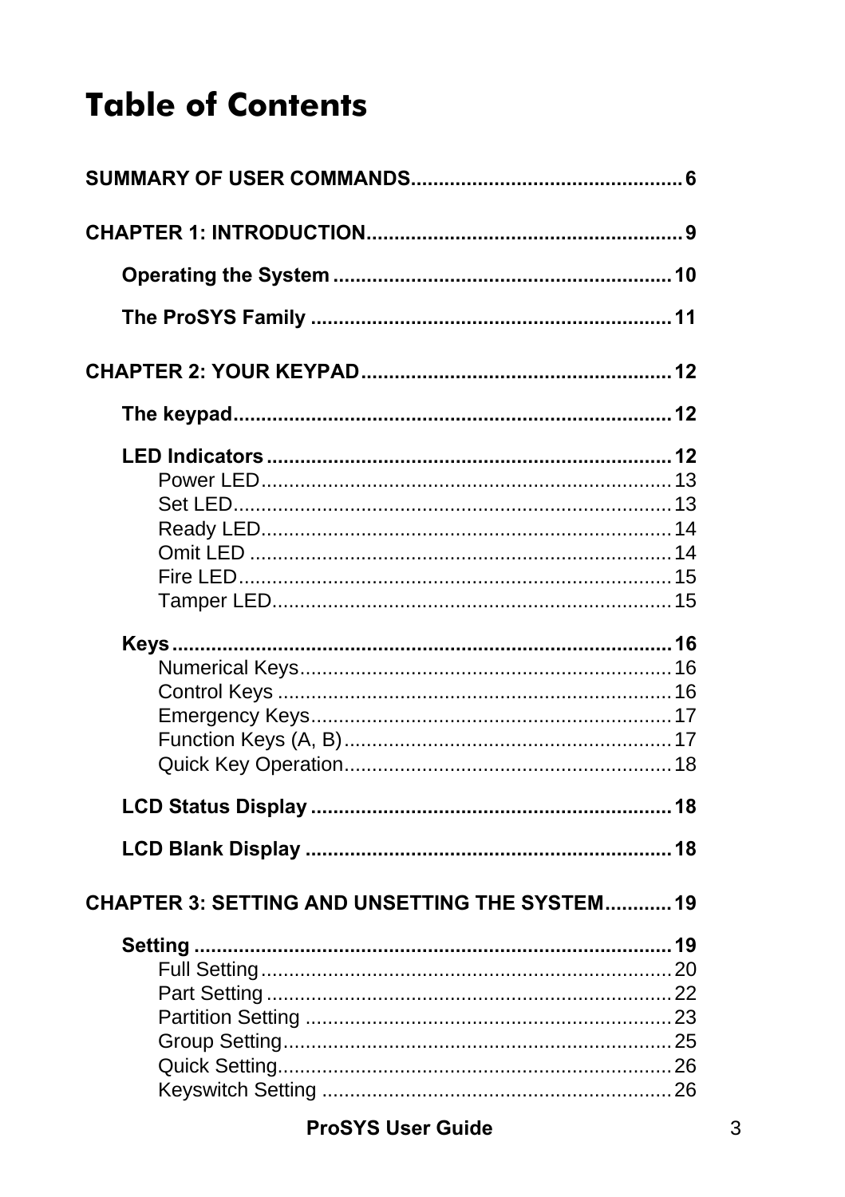# Table of Contents

**SUMMARY OF USER COMMANDS................................................6**

**CHAPTER 1: INTRODUCTION........................................................9**

- **Operating the System ............................................................10**
- **The ProSYS Family .................................................................11**

**CHAPTER 2: YOUR KEYPAD........................................................12**

- **The keypad..............................................................................12**
- **LED Indicators .........................................................................12**
  - Power LED..........................................................................13
  - Set LED...............................................................................13
  - Ready LED..........................................................................14
  - Omit LED ............................................................................14
  - Fire LED..............................................................................15
  - Tamper LED........................................................................15
- **Keys ..........................................................................................16**
  - Numerical Keys...................................................................16
  - Control Keys .......................................................................16
  - Emergency Keys.................................................................17
  - Function Keys (A, B)...........................................................17
  - Quick Key Operation...........................................................18
- **LCD Status Display .................................................................18**
- **LCD Blank Display ..................................................................18**

**CHAPTER 3: SETTING AND UNSETTING THE SYSTEM............19**

- **Setting .......................................................................................19**
  - Full Setting..........................................................................20
  - Part Setting .........................................................................22
  - Partition Setting ..................................................................23
  - Group Setting......................................................................25
  - Quick Setting.......................................................................26
  - Keyswitch Setting ...............................................................26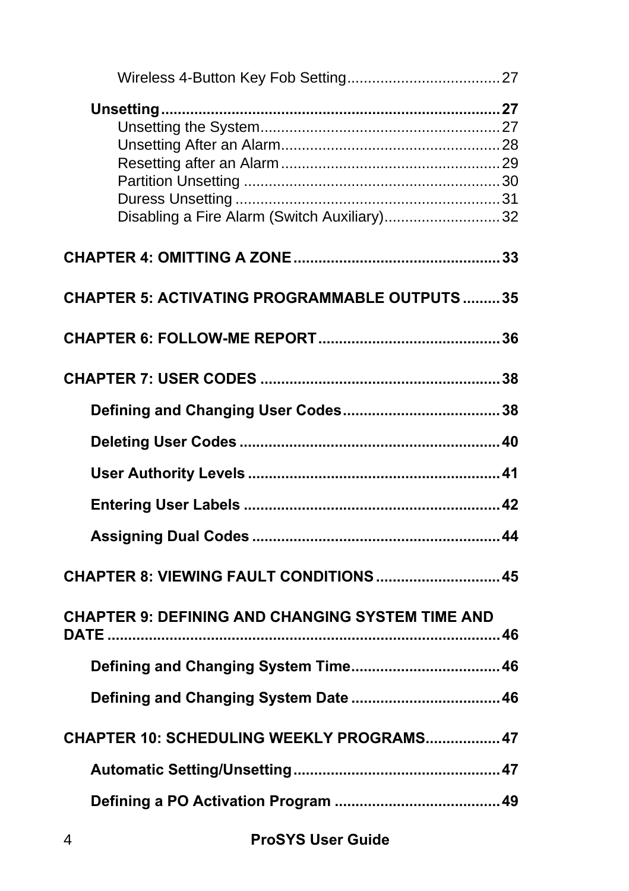Wireless 4-Button Key Fob Setting....................................27

**Unsetting**.................................................................................**27**

Unsetting the System..........................................................27

Unsetting After an Alarm.....................................................28

Resetting after an Alarm.....................................................29

Partition Unsetting ..............................................................30

Duress Unsetting ................................................................31

Disabling a Fire Alarm (Switch Auxiliary)............................32

**CHAPTER 4: OMITTING A ZONE**.................................................**33**

**CHAPTER 5: ACTIVATING PROGRAMMABLE OUTPUTS**.........**35**

**CHAPTER 6: FOLLOW-ME REPORT**............................................**36**

**CHAPTER 7: USER CODES**..........................................................**38**

**Defining and Changing User Codes**......................................**38**

**Deleting User Codes**...............................................................**40**

**User Authority Levels**.............................................................**41**

**Entering User Labels**..............................................................**42**

**Assigning Dual Codes**............................................................**44**

**CHAPTER 8: VIEWING FAULT CONDITIONS**..............................**45**

**CHAPTER 9: DEFINING AND CHANGING SYSTEM TIME AND DATE**................................................................................**46**

**Defining and Changing System Time**....................................**46**

**Defining and Changing System Date**....................................**46**

**CHAPTER 10: SCHEDULING WEEKLY PROGRAMS**..................**47**

**Automatic Setting/Unsetting**..................................................**47**

**Defining a PO Activation Program**........................................**49**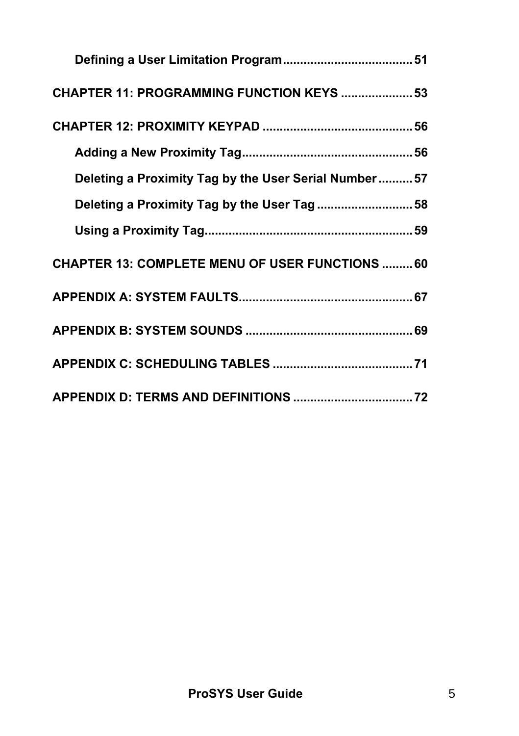Defining a User Limitation Program ...................................... 51

CHAPTER 11: PROGRAMMING FUNCTION KEYS ..................... 53

CHAPTER 12: PROXIMITY KEYPAD ............................................ 56

Adding a New Proximity Tag .................................................. 56

Deleting a Proximity Tag by the User Serial Number .......... 57

Deleting a Proximity Tag by the User Tag ............................ 58

Using a Proximity Tag ............................................................. 59

CHAPTER 13: COMPLETE MENU OF USER FUNCTIONS ......... 60

APPENDIX A: SYSTEM FAULTS ................................................... 67

APPENDIX B: SYSTEM SOUNDS ................................................. 69

APPENDIX C: SCHEDULING TABLES ......................................... 71

APPENDIX D: TERMS AND DEFINITIONS ................................... 72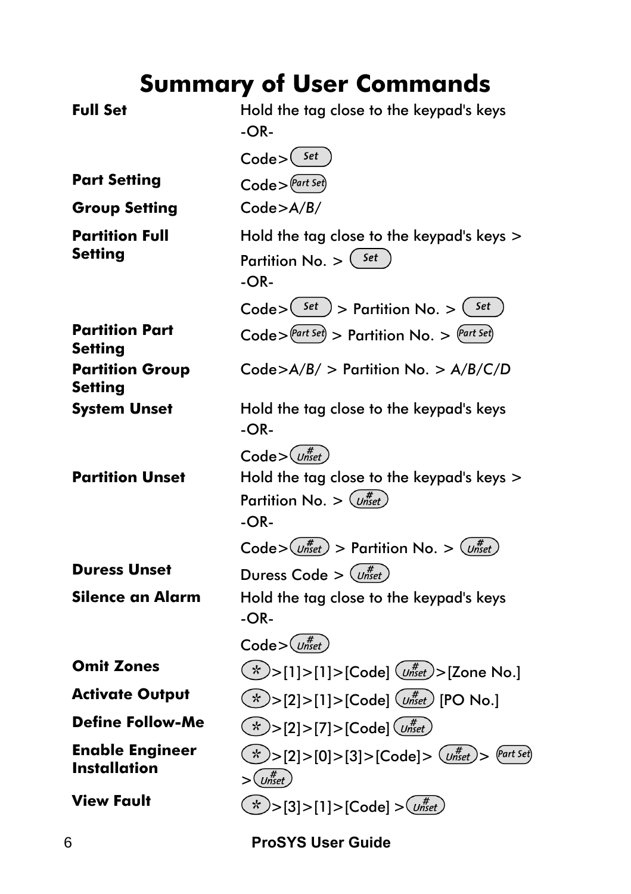# Summary of User Commands

| | |
|---|---|
| **Full Set** | Hold the tag close to the keypad's keys<br>-OR-<br>Code>[Set] |
| **Part Setting** | Code>[Part Set] |
| **Group Setting** | Code>*A/B/* |
| **Partition Full Setting** | Hold the tag close to the keypad's keys > Partition No. > [Set]<br>-OR-<br>Code>[Set] > Partition No. > [Set] |
| **Partition Part Setting** | Code>[Part Set] > Partition No. > [Part Set] |
| **Partition Group Setting** | Code>*A/B/* > Partition No. > *A/B/C/D* |
| **System Unset** | Hold the tag close to the keypad's keys<br>-OR-<br>Code>[# Unset] |
| **Partition Unset** | Hold the tag close to the keypad's keys > Partition No. > [# Unset]<br>-OR-<br>Code>[# Unset] > Partition No. > [# Unset] |
| **Duress Unset** | Duress Code > [# Unset] |
| **Silence an Alarm** | Hold the tag close to the keypad's keys<br>-OR-<br>Code>[# Unset] |
| **Omit Zones** | [*]>[1]>[1]>[Code] [# Unset]>[Zone No.] |
| **Activate Output** | [*]>[2]>[1]>[Code] [# Unset] [PO No.] |
| **Define Follow-Me** | [*]>[2]>[7]>[Code] [# Unset] |
| **Enable Engineer Installation** | [*]>[2]>[0]>[3]>[Code]> [# Unset]> [Part Set] >[# Unset] |
| **View Fault** | [*]>[3]>[1]>[Code] >[# Unset] |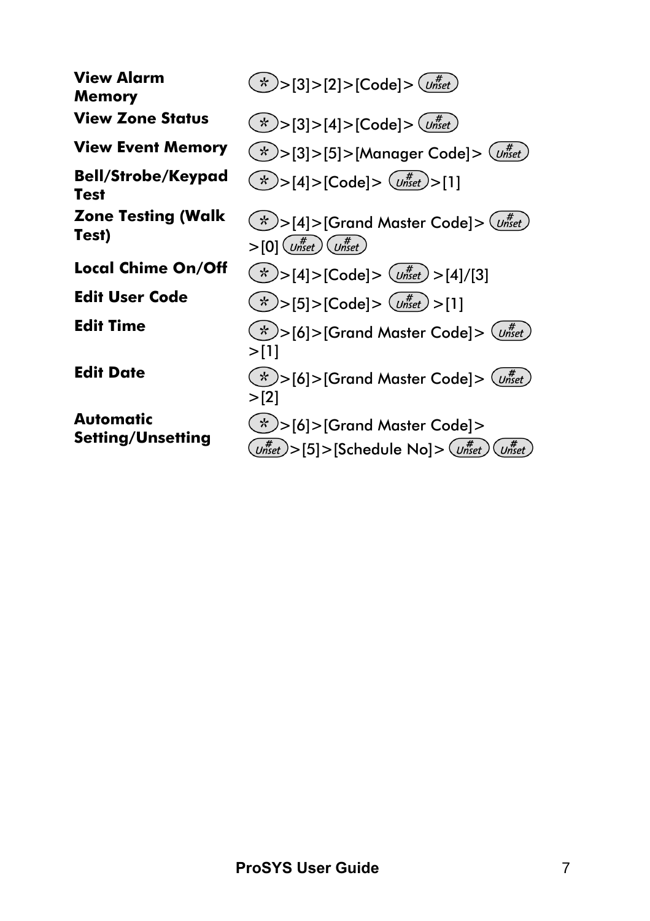| | |
|---|---|
| **View Alarm Memory** | (*)>[3]>[2]>[Code]> (# Unset) |
| **View Zone Status** | (*)>[3]>[4]>[Code]> (# Unset) |
| **View Event Memory** | (*)>[3]>[5]>[Manager Code]> (# Unset) |
| **Bell/Strobe/Keypad Test** | (*)>[4]>[Code]> (# Unset)>[1] |
| **Zone Testing (Walk Test)** | (*)>[4]>[Grand Master Code]> (# Unset) >[0] (# Unset) (# Unset) |
| **Local Chime On/Off** | (*)>[4]>[Code]> (# Unset) >[4]/[3] |
| **Edit User Code** | (*)>[5]>[Code]> (# Unset) >[1] |
| **Edit Time** | (*)>[6]>[Grand Master Code]> (# Unset) >[1] |
| **Edit Date** | (*)>[6]>[Grand Master Code]> (# Unset) >[2] |
| **Automatic Setting/Unsetting** | (*)>[6]>[Grand Master Code]> (# Unset)>[5]>[Schedule No]> (# Unset) (# Unset) |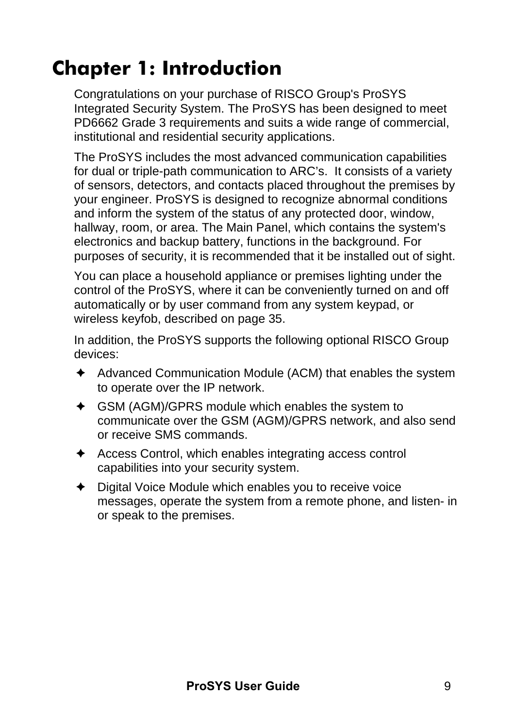# Chapter 1: Introduction

Congratulations on your purchase of RISCO Group's ProSYS Integrated Security System. The ProSYS has been designed to meet PD6662 Grade 3 requirements and suits a wide range of commercial, institutional and residential security applications.

The ProSYS includes the most advanced communication capabilities for dual or triple-path communication to ARC's. It consists of a variety of sensors, detectors, and contacts placed throughout the premises by your engineer. ProSYS is designed to recognize abnormal conditions and inform the system of the status of any protected door, window, hallway, room, or area. The Main Panel, which contains the system's electronics and backup battery, functions in the background. For purposes of security, it is recommended that it be installed out of sight.

You can place a household appliance or premises lighting under the control of the ProSYS, where it can be conveniently turned on and off automatically or by user command from any system keypad, or wireless keyfob, described on page 35.

In addition, the ProSYS supports the following optional RISCO Group devices:

- Advanced Communication Module (ACM) that enables the system to operate over the IP network.
- GSM (AGM)/GPRS module which enables the system to communicate over the GSM (AGM)/GPRS network, and also send or receive SMS commands.
- Access Control, which enables integrating access control capabilities into your security system.
- Digital Voice Module which enables you to receive voice messages, operate the system from a remote phone, and listen- in or speak to the premises.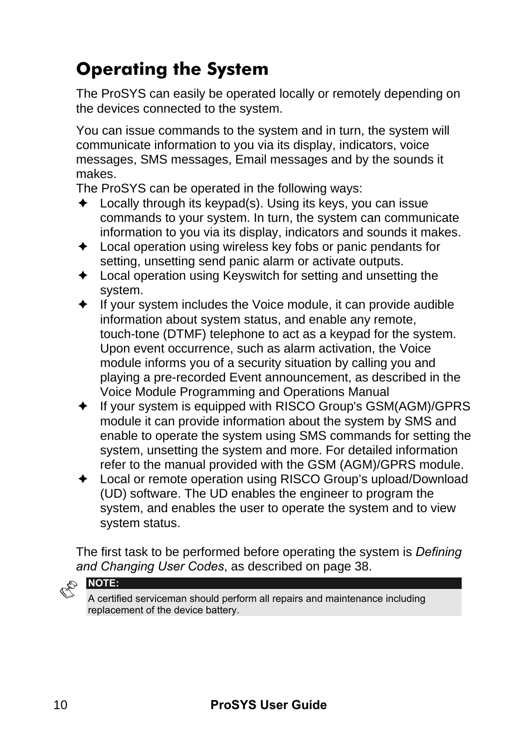# Operating the System

The ProSYS can easily be operated locally or remotely depending on the devices connected to the system.

You can issue commands to the system and in turn, the system will communicate information to you via its display, indicators, voice messages, SMS messages, Email messages and by the sounds it makes.

The ProSYS can be operated in the following ways:

- Locally through its keypad(s). Using its keys, you can issue commands to your system. In turn, the system can communicate information to you via its display, indicators and sounds it makes.
- Local operation using wireless key fobs or panic pendants for setting, unsetting send panic alarm or activate outputs.
- Local operation using Keyswitch for setting and unsetting the system.
- If your system includes the Voice module, it can provide audible information about system status, and enable any remote, touch-tone (DTMF) telephone to act as a keypad for the system. Upon event occurrence, such as alarm activation, the Voice module informs you of a security situation by calling you and playing a pre-recorded Event announcement, as described in the Voice Module Programming and Operations Manual
- If your system is equipped with RISCO Group's GSM(AGM)/GPRS module it can provide information about the system by SMS and enable to operate the system using SMS commands for setting the system, unsetting the system and more. For detailed information refer to the manual provided with the GSM (AGM)/GPRS module.
- Local or remote operation using RISCO Group's upload/Download (UD) software. The UD enables the engineer to program the system, and enables the user to operate the system and to view system status.

The first task to be performed before operating the system is *Defining and Changing User Codes*, as described on page 38.

**NOTE:**
A certified serviceman should perform all repairs and maintenance including replacement of the device battery.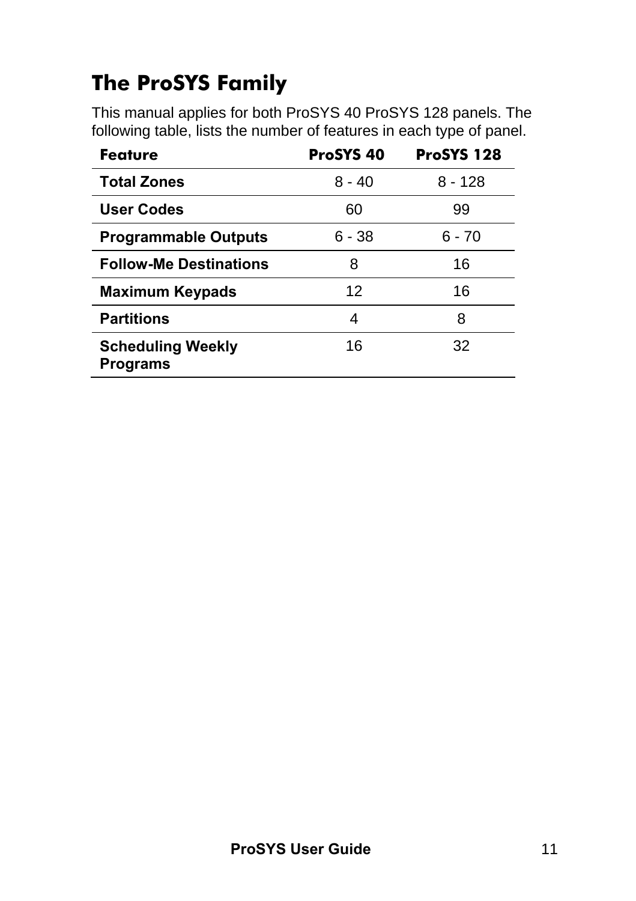## The ProSYS Family

This manual applies for both ProSYS 40 ProSYS 128 panels. The following table, lists the number of features in each type of panel.

| Feature | ProSYS 40 | ProSYS 128 |
|---|---|---|
| **Total Zones** | 8 - 40 | 8 - 128 |
| **User Codes** | 60 | 99 |
| **Programmable Outputs** | 6 - 38 | 6 - 70 |
| **Follow-Me Destinations** | 8 | 16 |
| **Maximum Keypads** | 12 | 16 |
| **Partitions** | 4 | 8 |
| **Scheduling Weekly Programs** | 16 | 32 |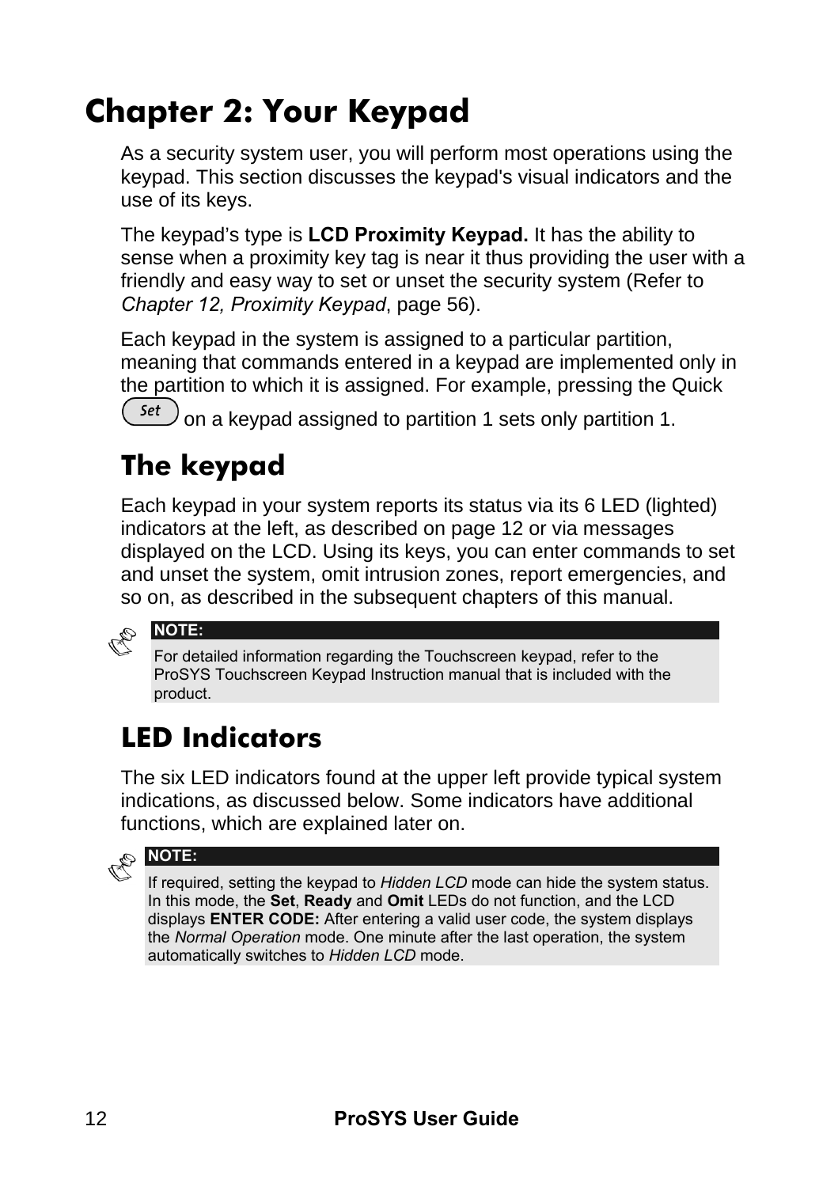# Chapter 2: Your Keypad

As a security system user, you will perform most operations using the keypad. This section discusses the keypad's visual indicators and the use of its keys.

The keypad's type is **LCD Proximity Keypad.** It has the ability to sense when a proximity key tag is near it thus providing the user with a friendly and easy way to set or unset the security system (Refer to *Chapter 12, Proximity Keypad*, page 56).

Each keypad in the system is assigned to a particular partition, meaning that commands entered in a keypad are implemented only in the partition to which it is assigned. For example, pressing the Quick (Set) on a keypad assigned to partition 1 sets only partition 1.

## The keypad

Each keypad in your system reports its status via its 6 LED (lighted) indicators at the left, as described on page 12 or via messages displayed on the LCD. Using its keys, you can enter commands to set and unset the system, omit intrusion zones, report emergencies, and so on, as described in the subsequent chapters of this manual.

> **NOTE:**
> For detailed information regarding the Touchscreen keypad, refer to the ProSYS Touchscreen Keypad Instruction manual that is included with the product.

## LED Indicators

The six LED indicators found at the upper left provide typical system indications, as discussed below. Some indicators have additional functions, which are explained later on.

> **NOTE:**
> If required, setting the keypad to *Hidden LCD* mode can hide the system status. In this mode, the **Set**, **Ready** and **Omit** LEDs do not function, and the LCD displays **ENTER CODE:** After entering a valid user code, the system displays the *Normal Operation* mode. One minute after the last operation, the system automatically switches to *Hidden LCD* mode.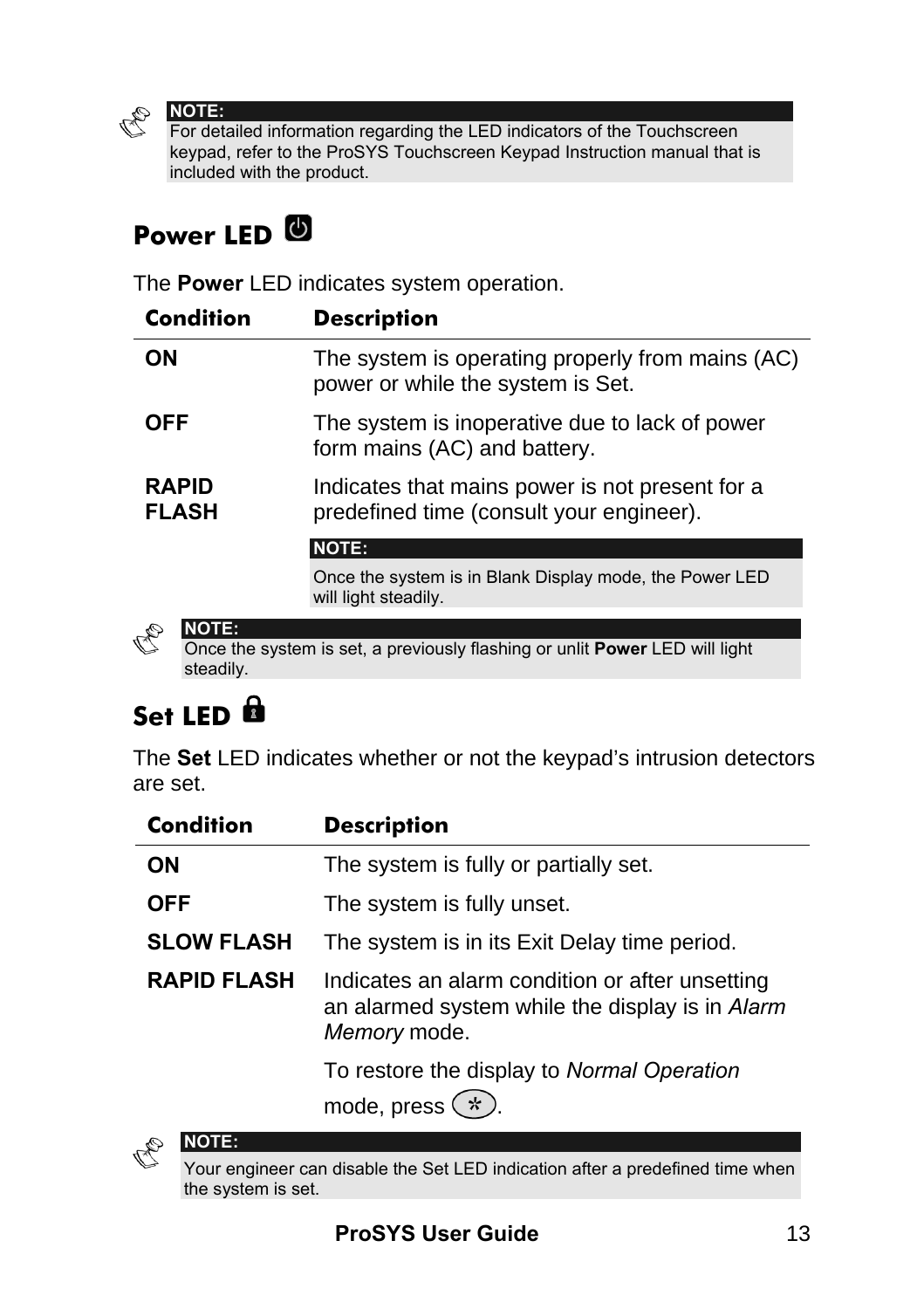> **NOTE:**
> For detailed information regarding the LED indicators of the Touchscreen keypad, refer to the ProSYS Touchscreen Keypad Instruction manual that is included with the product.

## Power LED

The **Power** LED indicates system operation.

| Condition | Description |
|---|---|
| **ON** | The system is operating properly from mains (AC) power or while the system is Set. |
| **OFF** | The system is inoperative due to lack of power form mains (AC) and battery. |
| **RAPID FLASH** | Indicates that mains power is not present for a predefined time (consult your engineer). **NOTE:** Once the system is in Blank Display mode, the Power LED will light steadily. |

> **NOTE:**
> Once the system is set, a previously flashing or unlit **Power** LED will light steadily.

## Set LED

The **Set** LED indicates whether or not the keypad's intrusion detectors are set.

| Condition | Description |
|---|---|
| **ON** | The system is fully or partially set. |
| **OFF** | The system is fully unset. |
| **SLOW FLASH** | The system is in its Exit Delay time period. |
| **RAPID FLASH** | Indicates an alarm condition or after unsetting an alarmed system while the display is in *Alarm Memory* mode. To restore the display to *Normal Operation* mode, press (*). |

> **NOTE:**
> Your engineer can disable the Set LED indication after a predefined time when the system is set.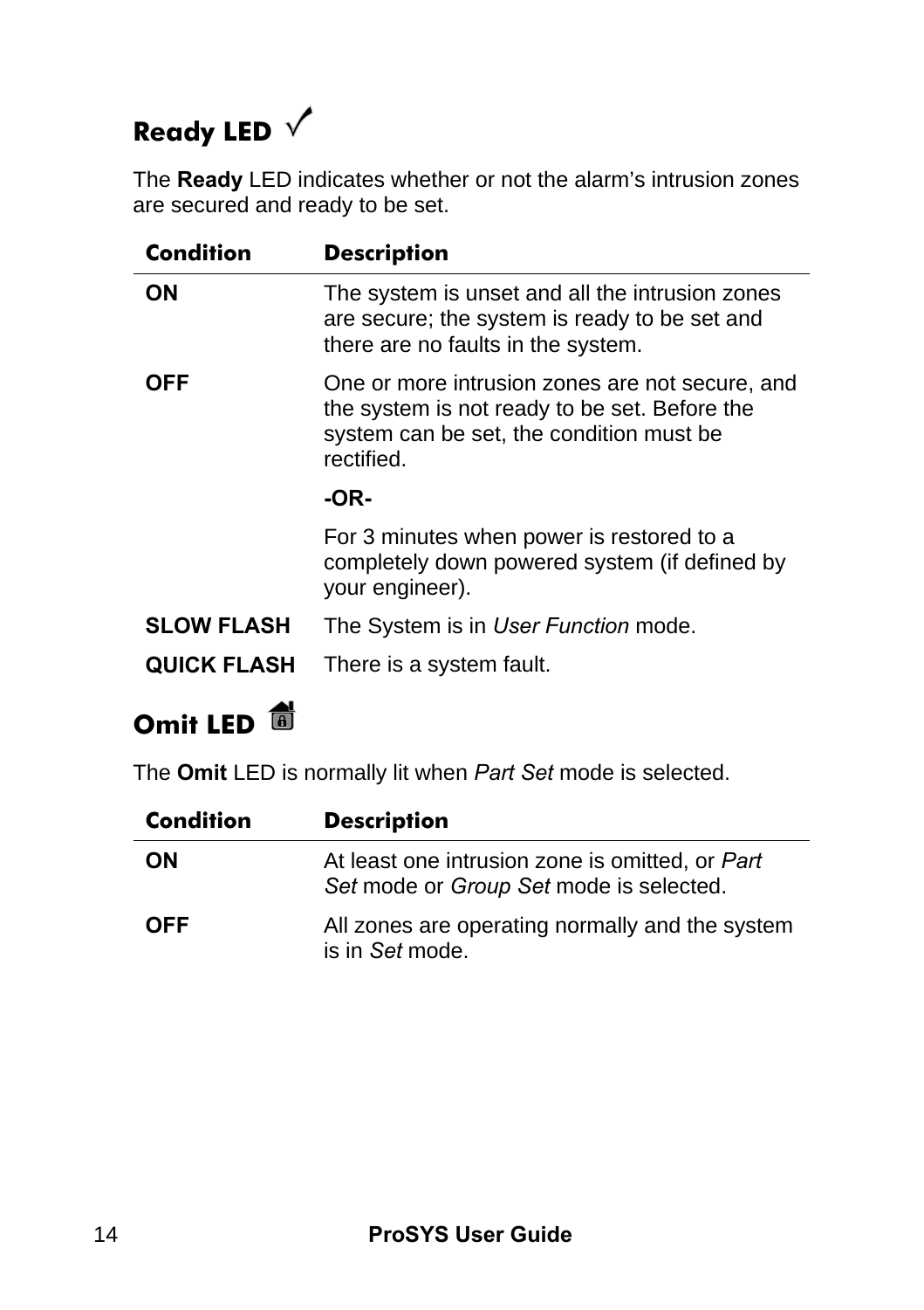## Ready LED ✓

The **Ready** LED indicates whether or not the alarm's intrusion zones are secured and ready to be set.

| Condition | Description |
|---|---|
| **ON** | The system is unset and all the intrusion zones are secure; the system is ready to be set and there are no faults in the system. |
| **OFF** | One or more intrusion zones are not secure, and the system is not ready to be set. Before the system can be set, the condition must be rectified.<br><br>**-OR-**<br><br>For 3 minutes when power is restored to a completely down powered system (if defined by your engineer). |
| **SLOW FLASH** | The System is in *User Function* mode. |
| **QUICK FLASH** | There is a system fault. |

## Omit LED

The **Omit** LED is normally lit when *Part Set* mode is selected.

| Condition | Description |
|---|---|
| **ON** | At least one intrusion zone is omitted, or *Part Set* mode or *Group Set* mode is selected. |
| **OFF** | All zones are operating normally and the system is in *Set* mode. |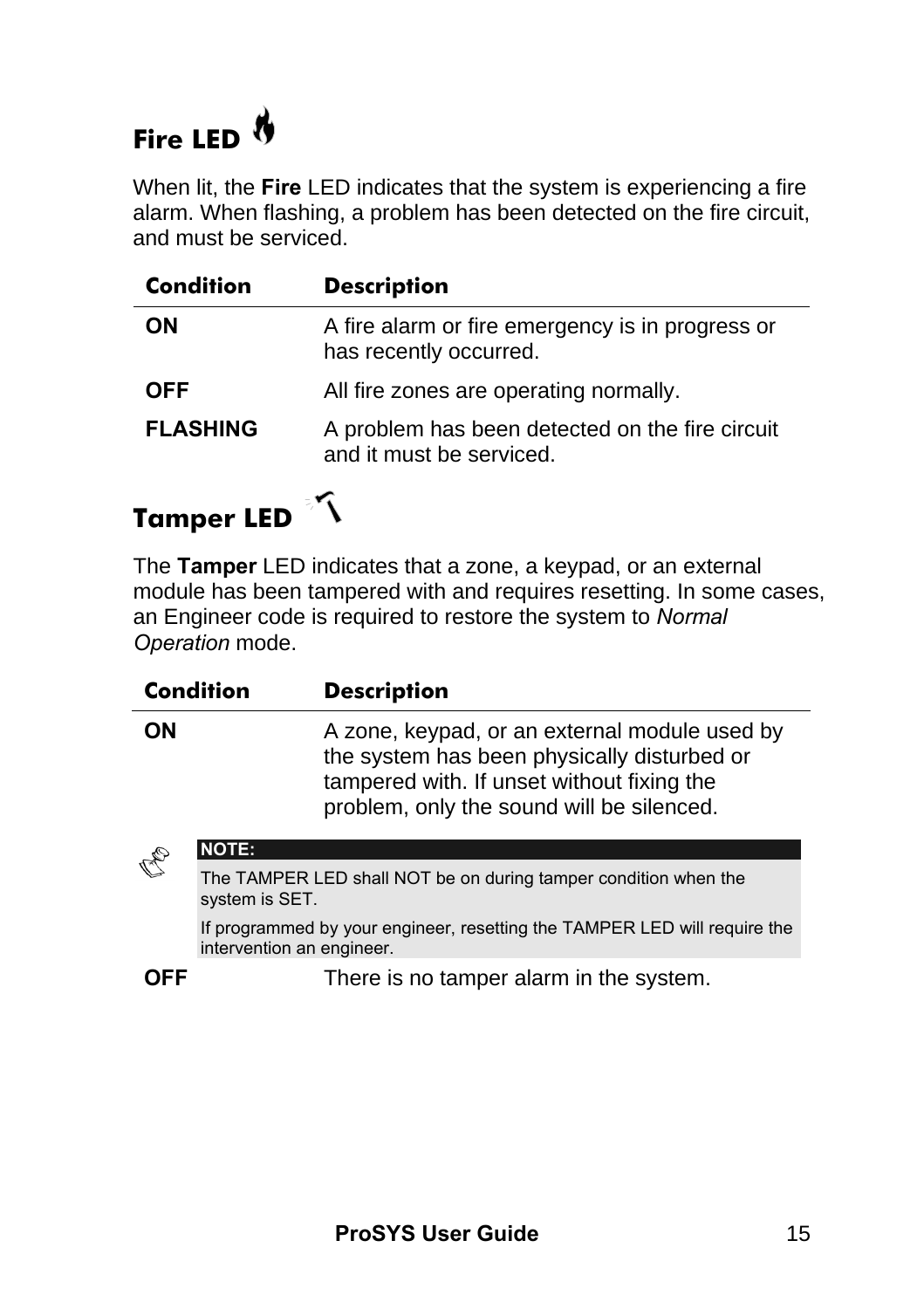## Fire LED

When lit, the **Fire** LED indicates that the system is experiencing a fire alarm. When flashing, a problem has been detected on the fire circuit, and must be serviced.

| Condition | Description |
|---|---|
| **ON** | A fire alarm or fire emergency is in progress or has recently occurred. |
| **OFF** | All fire zones are operating normally. |
| **FLASHING** | A problem has been detected on the fire circuit and it must be serviced. |

## Tamper LED

The **Tamper** LED indicates that a zone, a keypad, or an external module has been tampered with and requires resetting. In some cases, an Engineer code is required to restore the system to *Normal Operation* mode.

| Condition | Description |
|---|---|
| **ON** | A zone, keypad, or an external module used by the system has been physically disturbed or tampered with. If unset without fixing the problem, only the sound will be silenced. |

> **NOTE:**
>
> The TAMPER LED shall NOT be on during tamper condition when the system is SET.
>
> If programmed by your engineer, resetting the TAMPER LED will require the intervention an engineer.

| Condition | Description |
|---|---|
| **OFF** | There is no tamper alarm in the system. |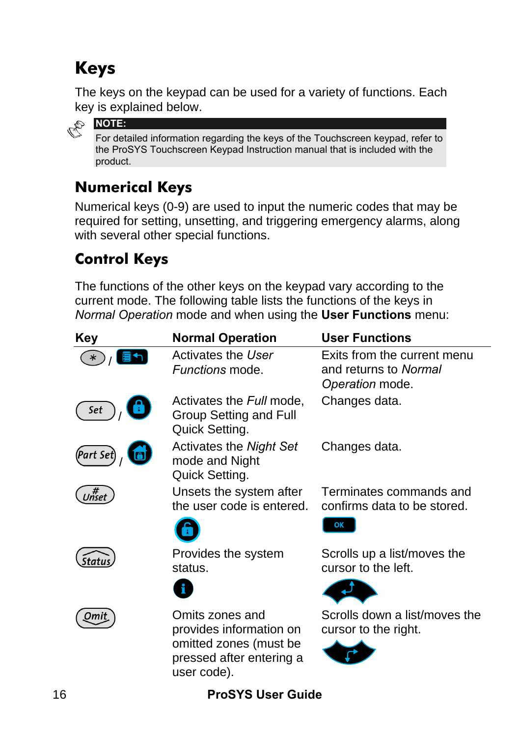# Keys

The keys on the keypad can be used for a variety of functions. Each key is explained below.

> **NOTE:**
> For detailed information regarding the keys of the Touchscreen keypad, refer to the ProSYS Touchscreen Keypad Instruction manual that is included with the product.

## Numerical Keys

Numerical keys (0-9) are used to input the numeric codes that may be required for setting, unsetting, and triggering emergency alarms, along with several other special functions.

## Control Keys

The functions of the other keys on the keypad vary according to the current mode. The following table lists the functions of the keys in *Normal Operation* mode and when using the **User Functions** menu:

| Key | Normal Operation | User Functions |
|---|---|---|
| * / [Menu] | Activates the *User Functions* mode. | Exits from the current menu and returns to *Normal Operation* mode. |
| Set / [Lock] | Activates the *Full* mode, Group Setting and Full Quick Setting. | Changes data. |
| Part Set / [Home] | Activates the *Night Set* mode and Night Quick Setting. | Changes data. |
| # Unset | Unsets the system after the user code is entered. [Unlock] | Terminates commands and confirms data to be stored. [OK] |
| Status | Provides the system status. [i] | Scrolls up a list/moves the cursor to the left. [Up] |
| Omit | Omits zones and provides information on omitted zones (must be pressed after entering a user code). | Scrolls down a list/moves the cursor to the right. [Down] |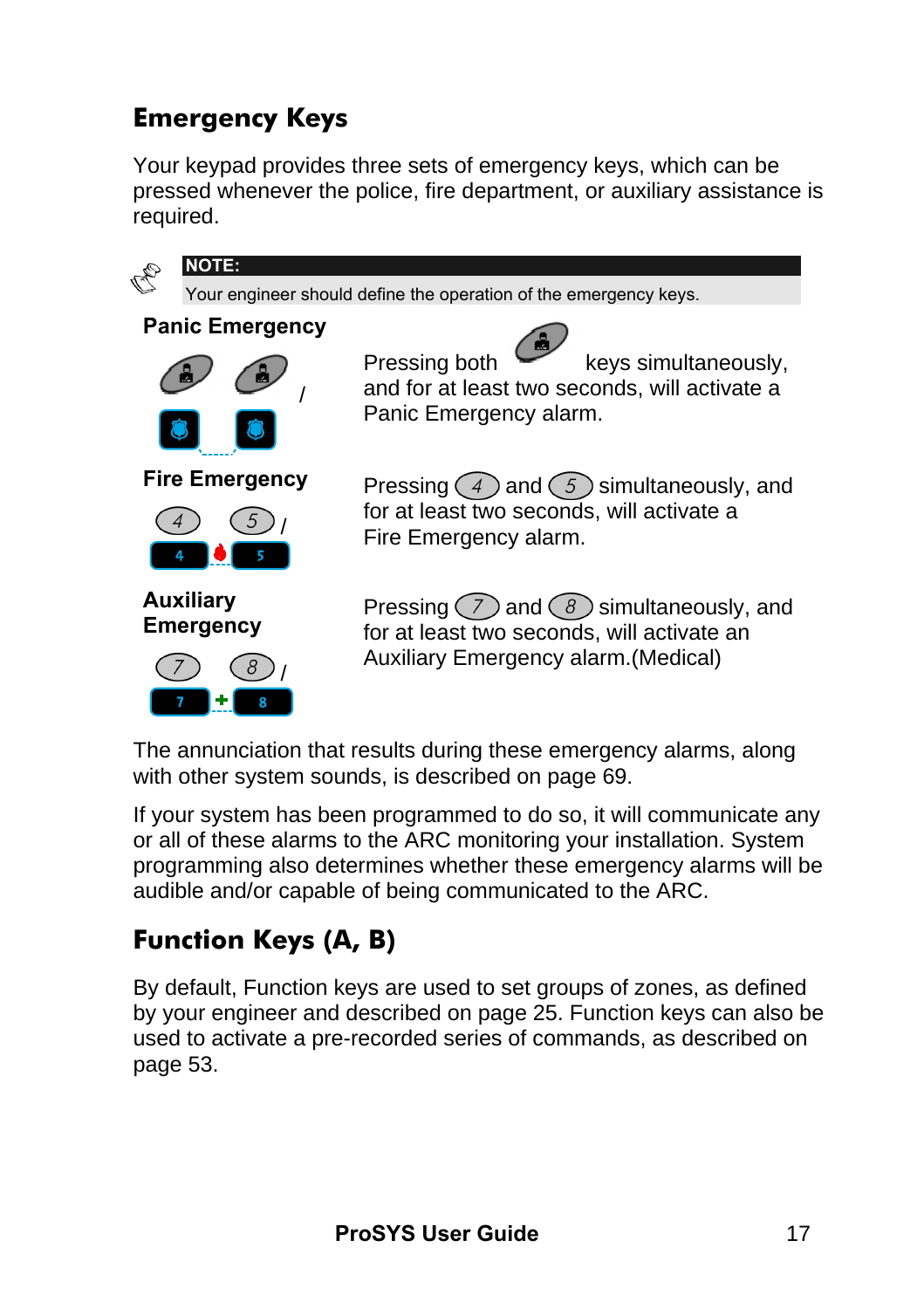## Emergency Keys

Your keypad provides three sets of emergency keys, which can be pressed whenever the police, fire department, or auxiliary assistance is required.

**NOTE:**
Your engineer should define the operation of the emergency keys.

### Panic Emergency

Pressing both keys simultaneously, and for at least two seconds, will activate a Panic Emergency alarm.

### Fire Emergency

Pressing 4 and 5 simultaneously, and for at least two seconds, will activate a Fire Emergency alarm.

### Auxiliary Emergency

Pressing 7 and 8 simultaneously, and for at least two seconds, will activate an Auxiliary Emergency alarm.(Medical)

The annunciation that results during these emergency alarms, along with other system sounds, is described on page 69.

If your system has been programmed to do so, it will communicate any or all of these alarms to the ARC monitoring your installation. System programming also determines whether these emergency alarms will be audible and/or capable of being communicated to the ARC.

## Function Keys (A, B)

By default, Function keys are used to set groups of zones, as defined by your engineer and described on page 25. Function keys can also be used to activate a pre-recorded series of commands, as described on page 53.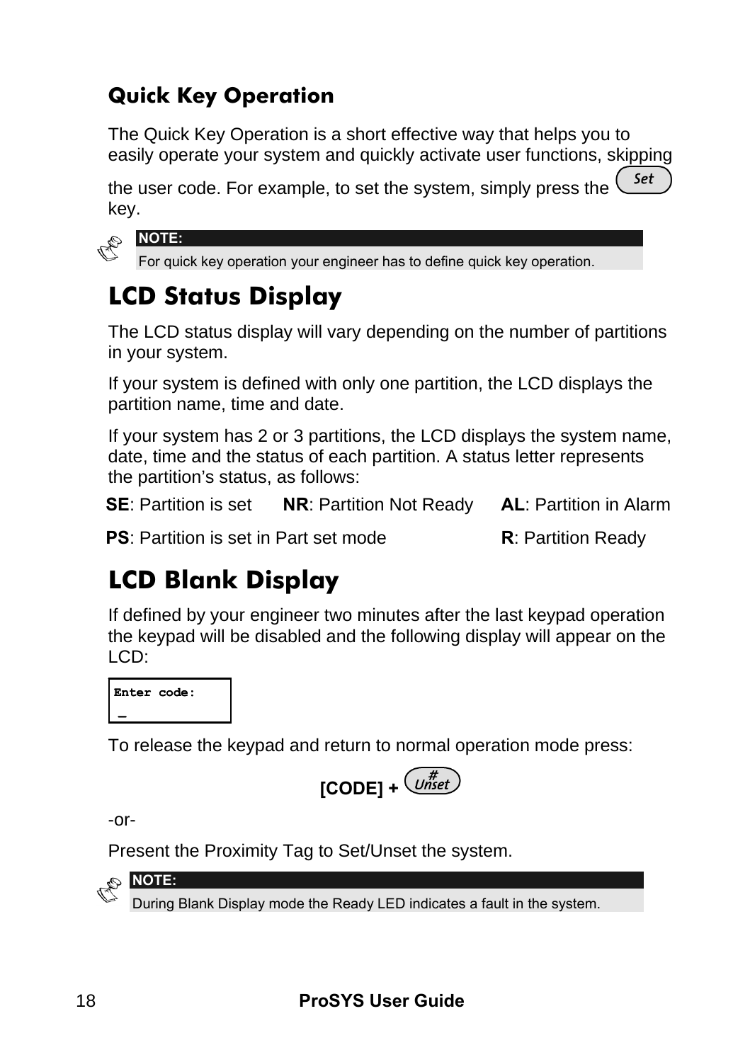### Quick Key Operation

The Quick Key Operation is a short effective way that helps you to easily operate your system and quickly activate user functions, skipping the user code. For example, to set the system, simply press the Set key.

**NOTE:**
For quick key operation your engineer has to define quick key operation.

## LCD Status Display

The LCD status display will vary depending on the number of partitions in your system.

If your system is defined with only one partition, the LCD displays the partition name, time and date.

If your system has 2 or 3 partitions, the LCD displays the system name, date, time and the status of each partition. A status letter represents the partition's status, as follows:

**SE**: Partition is set  **NR**: Partition Not Ready  **AL**: Partition in Alarm

**PS**: Partition is set in Part set mode  **R**: Partition Ready

## LCD Blank Display

If defined by your engineer two minutes after the last keypad operation the keypad will be disabled and the following display will appear on the LCD:

```
Enter code:
_
```

To release the keypad and return to normal operation mode press:

**[CODE] +** #/Unset

-or-

Present the Proximity Tag to Set/Unset the system.

**NOTE:**
During Blank Display mode the Ready LED indicates a fault in the system.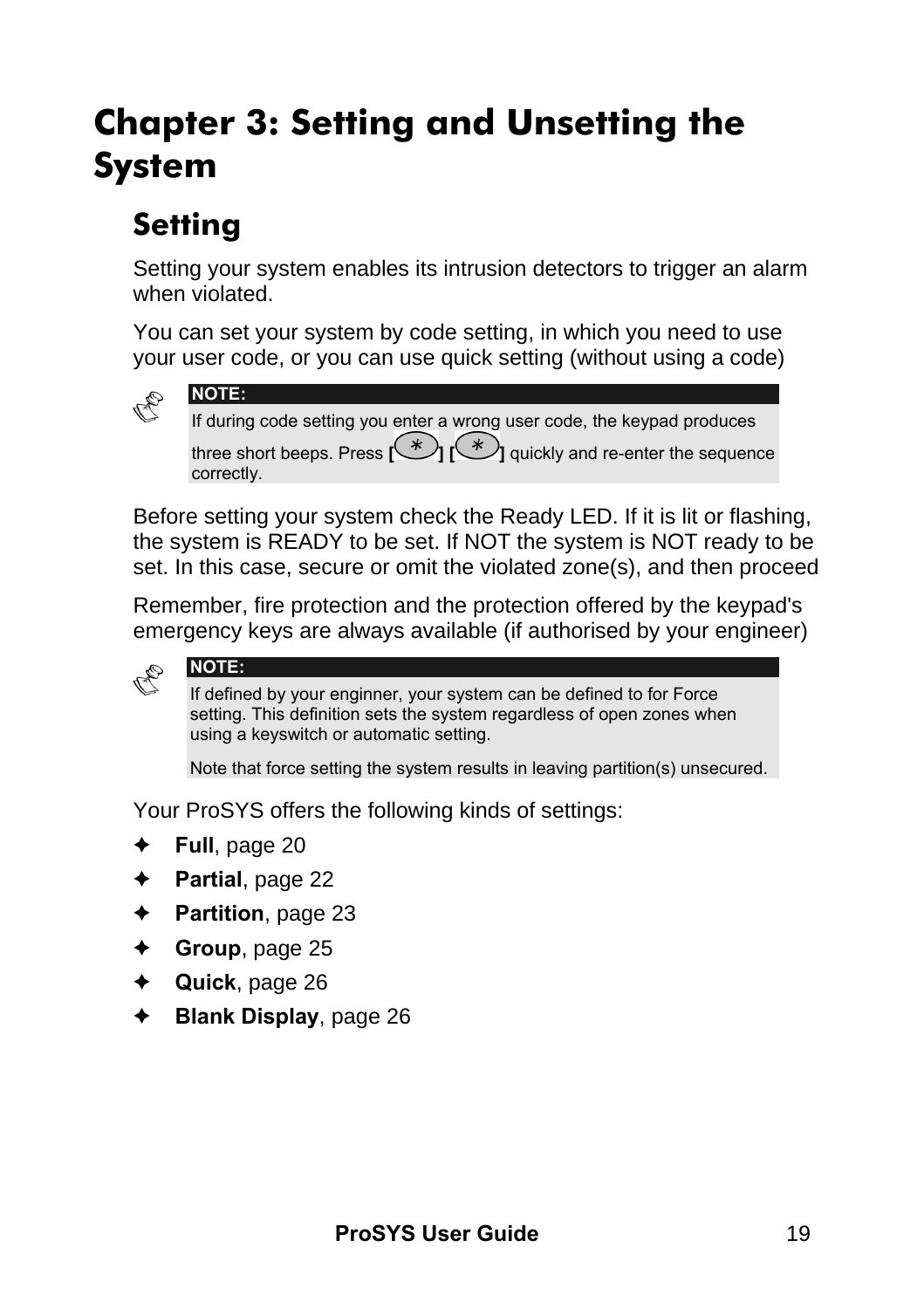# Chapter 3: Setting and Unsetting the System

## Setting

Setting your system enables its intrusion detectors to trigger an alarm when violated.

You can set your system by code setting, in which you need to use your user code, or you can use quick setting (without using a code)

> **NOTE:**
>
> If during code setting you enter a wrong user code, the keypad produces three short beeps. Press **[*] [*]** quickly and re-enter the sequence correctly.

Before setting your system check the Ready LED. If it is lit or flashing, the system is READY to be set. If NOT the system is NOT ready to be set. In this case, secure or omit the violated zone(s), and then proceed

Remember, fire protection and the protection offered by the keypad's emergency keys are always available (if authorised by your engineer)

> **NOTE:**
>
> If defined by your enginner, your system can be defined to for Force setting. This definition sets the system regardless of open zones when using a keyswitch or automatic setting.
>
> Note that force setting the system results in leaving partition(s) unsecured.

Your ProSYS offers the following kinds of settings:

- **Full**, page 20
- **Partial**, page 22
- **Partition**, page 23
- **Group**, page 25
- **Quick**, page 26
- **Blank Display**, page 26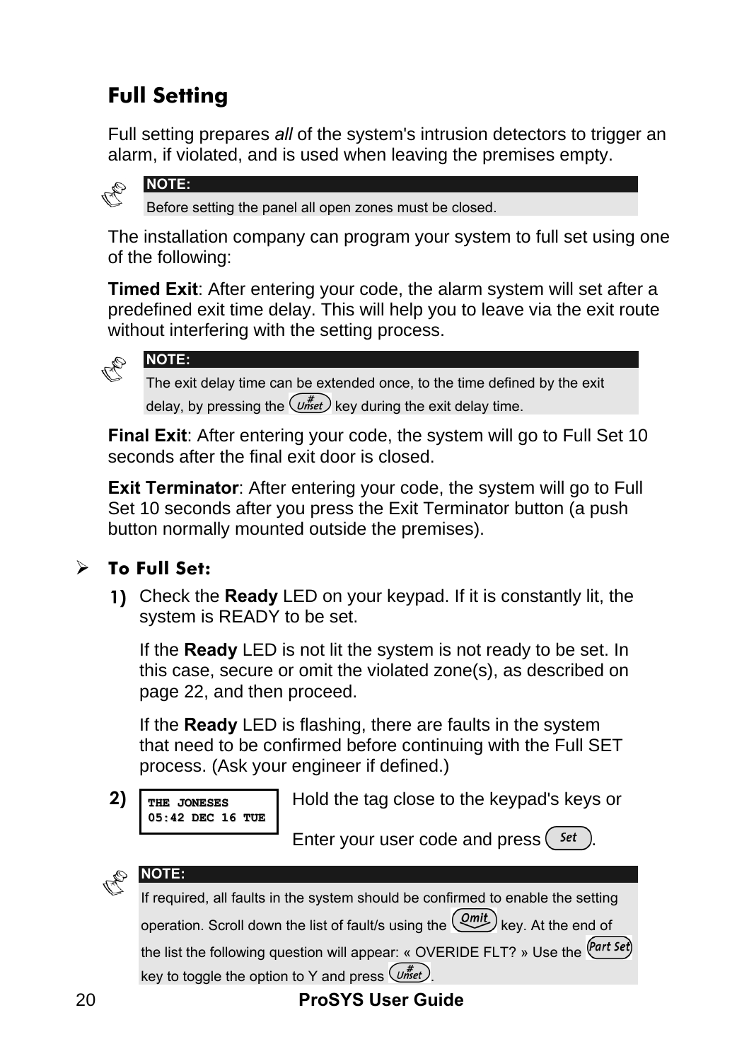## Full Setting

Full setting prepares *all* of the system's intrusion detectors to trigger an alarm, if violated, and is used when leaving the premises empty.

> **NOTE:**
> Before setting the panel all open zones must be closed.

The installation company can program your system to full set using one of the following:

**Timed Exit**: After entering your code, the alarm system will set after a predefined exit time delay. This will help you to leave via the exit route without interfering with the setting process.

> **NOTE:**
> The exit delay time can be extended once, to the time defined by the exit delay, by pressing the # Unset key during the exit delay time.

**Final Exit**: After entering your code, the system will go to Full Set 10 seconds after the final exit door is closed.

**Exit Terminator**: After entering your code, the system will go to Full Set 10 seconds after you press the Exit Terminator button (a push button normally mounted outside the premises).

### ➢ To Full Set:

1) Check the **Ready** LED on your keypad. If it is constantly lit, the system is READY to be set.

   If the **Ready** LED is not lit the system is not ready to be set. In this case, secure or omit the violated zone(s), as described on page 22, and then proceed.

   If the **Ready** LED is flashing, there are faults in the system that need to be confirmed before continuing with the Full SET process. (Ask your engineer if defined.)

2) 
```
THE JONESES
05:42 DEC 16 TUE
```
   Hold the tag close to the keypad's keys or

   Enter your user code and press Set.

> **NOTE:**
> If required, all faults in the system should be confirmed to enable the setting operation. Scroll down the list of fault/s using the Omit key. At the end of the list the following question will appear: « OVERIDE FLT? » Use the Part Set key to toggle the option to Y and press # Unset.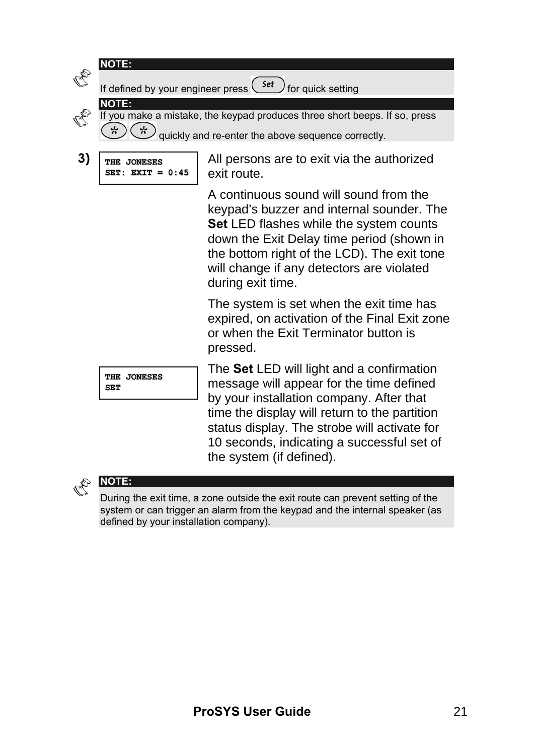**NOTE:**

If defined by your engineer press (Set) for quick setting

**NOTE:**

If you make a mistake, the keypad produces three short beeps. If so, press (*) (*) quickly and re-enter the above sequence correctly.

**3)**

```
THE JONESES
SET: EXIT = 0:45
```

All persons are to exit via the authorized exit route.

A continuous sound will sound from the keypad's buzzer and internal sounder. The **Set** LED flashes while the system counts down the Exit Delay time period (shown in the bottom right of the LCD). The exit tone will change if any detectors are violated during exit time.

The system is set when the exit time has expired, on activation of the Final Exit zone or when the Exit Terminator button is pressed.

```
THE JONESES
SET
```

The **Set** LED will light and a confirmation message will appear for the time defined by your installation company. After that time the display will return to the partition status display. The strobe will activate for 10 seconds, indicating a successful set of the system (if defined).

**NOTE:**

During the exit time, a zone outside the exit route can prevent setting of the system or can trigger an alarm from the keypad and the internal speaker (as defined by your installation company).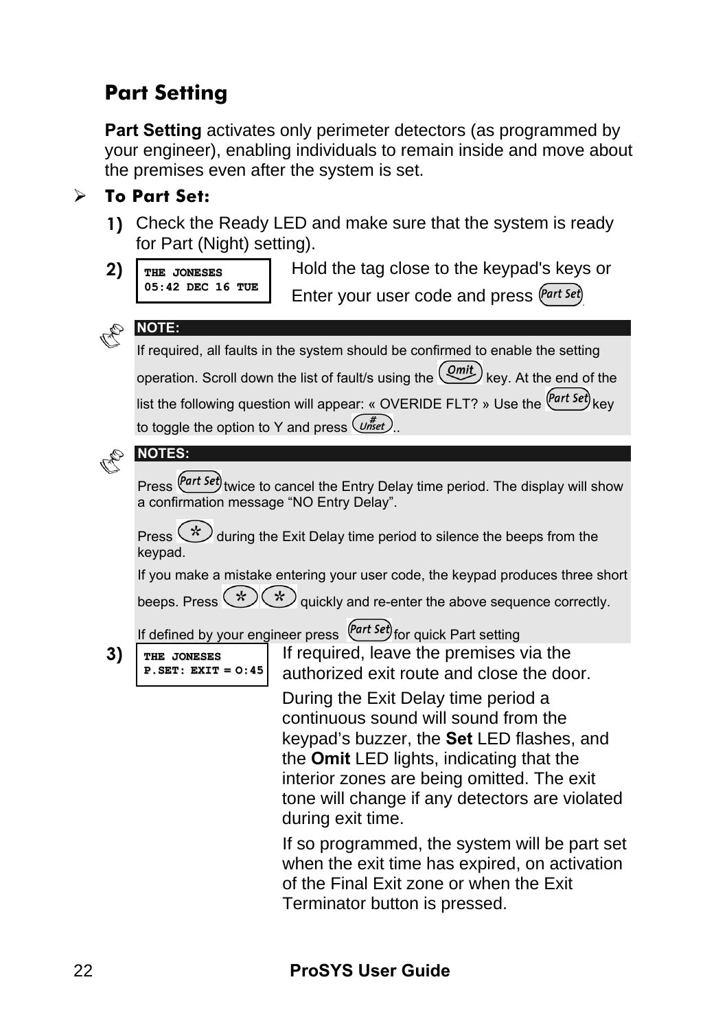## Part Setting

**Part Setting** activates only perimeter detectors (as programmed by your engineer), enabling individuals to remain inside and move about the premises even after the system is set.

➢ **To Part Set:**

1) Check the Ready LED and make sure that the system is ready for Part (Night) setting.

2) 
```
THE JONESES
05:42 DEC 16 TUE
```
Hold the tag close to the keypad's keys or Enter your user code and press [Part Set].

> **NOTE:**
>
> If required, all faults in the system should be confirmed to enable the setting operation. Scroll down the list of fault/s using the [Omit] key. At the end of the list the following question will appear: « OVERIDE FLT? » Use the [Part Set] key to toggle the option to Y and press [# Unset]..

> **NOTES:**
>
> Press [Part Set] twice to cancel the Entry Delay time period. The display will show a confirmation message "NO Entry Delay".
>
> Press [*] during the Exit Delay time period to silence the beeps from the keypad.
>
> If you make a mistake entering your user code, the keypad produces three short beeps. Press [*][*] quickly and re-enter the above sequence correctly.
>
> If defined by your engineer press [Part Set] for quick Part setting

3) 
```
THE JONESES
P.SET: EXIT = 0:45
```
If required, leave the premises via the authorized exit route and close the door.

During the Exit Delay time period a continuous sound will sound from the keypad's buzzer, the **Set** LED flashes, and the **Omit** LED lights, indicating that the interior zones are being omitted. The exit tone will change if any detectors are violated during exit time.

If so programmed, the system will be part set when the exit time has expired, on activation of the Final Exit zone or when the Exit Terminator button is pressed.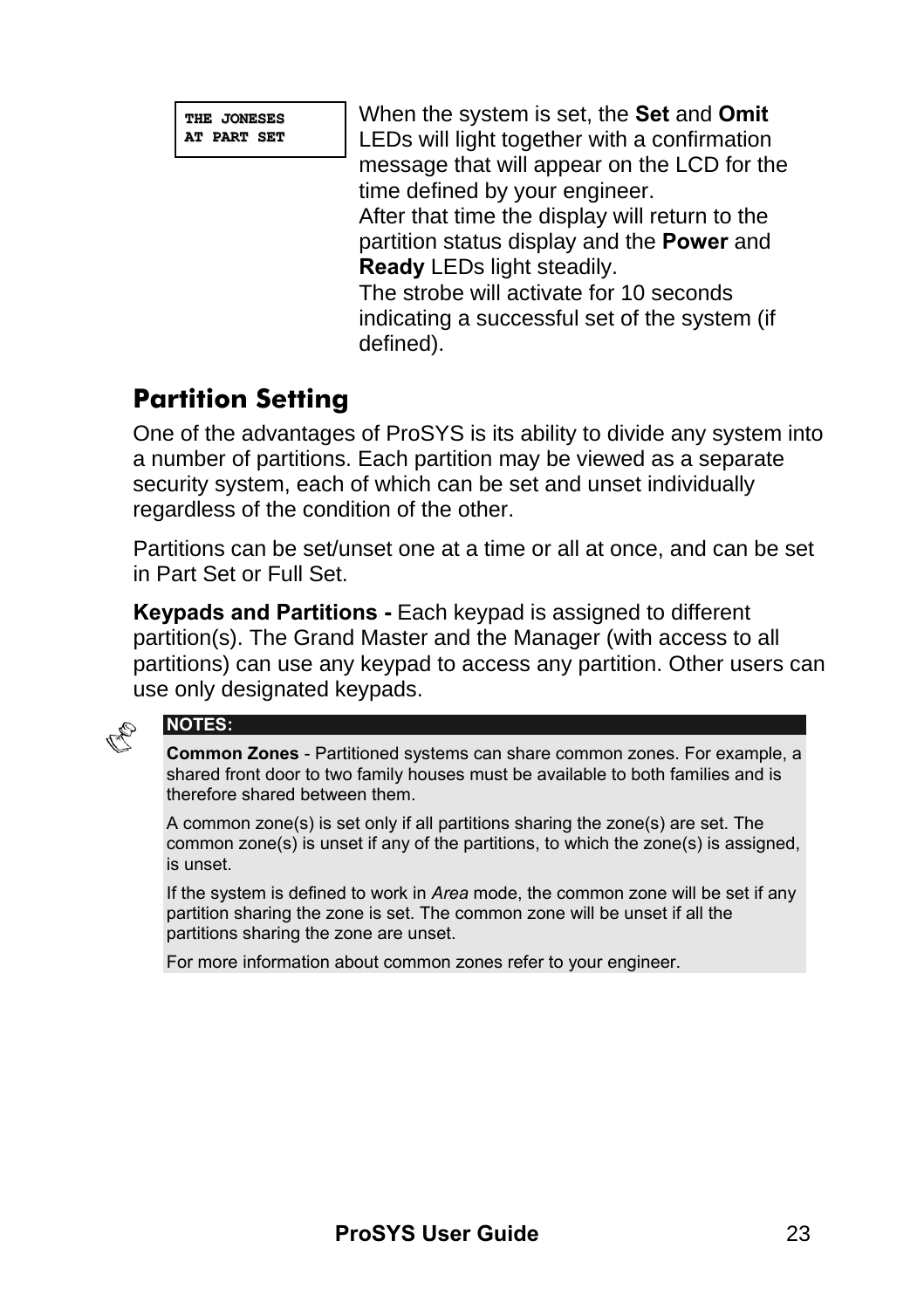```
THE JONESES
AT PART SET
```

When the system is set, the **Set** and **Omit** LEDs will light together with a confirmation message that will appear on the LCD for the time defined by your engineer.
After that time the display will return to the partition status display and the **Power** and **Ready** LEDs light steadily.
The strobe will activate for 10 seconds indicating a successful set of the system (if defined).

## Partition Setting

One of the advantages of ProSYS is its ability to divide any system into a number of partitions. Each partition may be viewed as a separate security system, each of which can be set and unset individually regardless of the condition of the other.

Partitions can be set/unset one at a time or all at once, and can be set in Part Set or Full Set.

**Keypads and Partitions -** Each keypad is assigned to different partition(s). The Grand Master and the Manager (with access to all partitions) can use any keypad to access any partition. Other users can use only designated keypads.

**NOTES:**

**Common Zones** - Partitioned systems can share common zones. For example, a shared front door to two family houses must be available to both families and is therefore shared between them.

A common zone(s) is set only if all partitions sharing the zone(s) are set. The common zone(s) is unset if any of the partitions, to which the zone(s) is assigned, is unset.

If the system is defined to work in *Area* mode, the common zone will be set if any partition sharing the zone is set. The common zone will be unset if all the partitions sharing the zone are unset.

For more information about common zones refer to your engineer.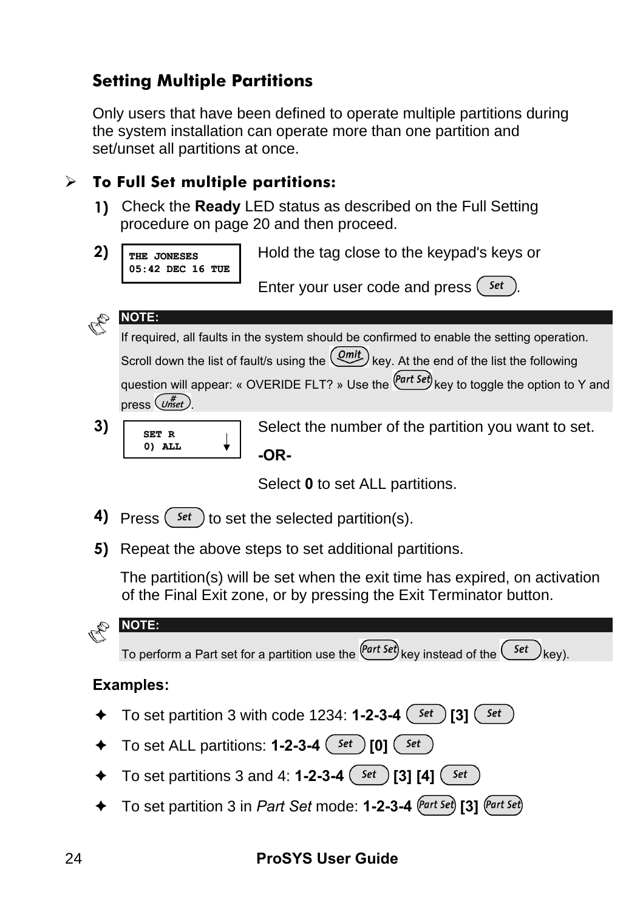## Setting Multiple Partitions

Only users that have been defined to operate multiple partitions during the system installation can operate more than one partition and set/unset all partitions at once.

### ➢ To Full Set multiple partitions:

1) Check the **Ready** LED status as described on the Full Setting procedure on page 20 and then proceed.

2) 
```
THE JONESES
05:42 DEC 16 TUE
```

Hold the tag close to the keypad's keys or

Enter your user code and press (Set).

**NOTE:**

If required, all faults in the system should be confirmed to enable the setting operation. Scroll down the list of fault/s using the (Omit) key. At the end of the list the following question will appear: « OVERIDE FLT? » Use the (Part Set) key to toggle the option to Y and press (# Unset).

3) 
```
SET R
0) ALL
```

Select the number of the partition you want to set.

**-OR-**

Select **0** to set ALL partitions.

4) Press (Set) to set the selected partition(s).

5) Repeat the above steps to set additional partitions.

The partition(s) will be set when the exit time has expired, on activation of the Final Exit zone, or by pressing the Exit Terminator button.

**NOTE:**

To perform a Part set for a partition use the (Part Set) key instead of the (Set) key).

**Examples:**

- To set partition 3 with code 1234: **1-2-3-4** (Set) **[3]** (Set)
- To set ALL partitions: **1-2-3-4** (Set) **[0]** (Set)
- To set partitions 3 and 4: **1-2-3-4** (Set) **[3] [4]** (Set)
- To set partition 3 in *Part Set* mode: **1-2-3-4** (Part Set) **[3]** (Part Set)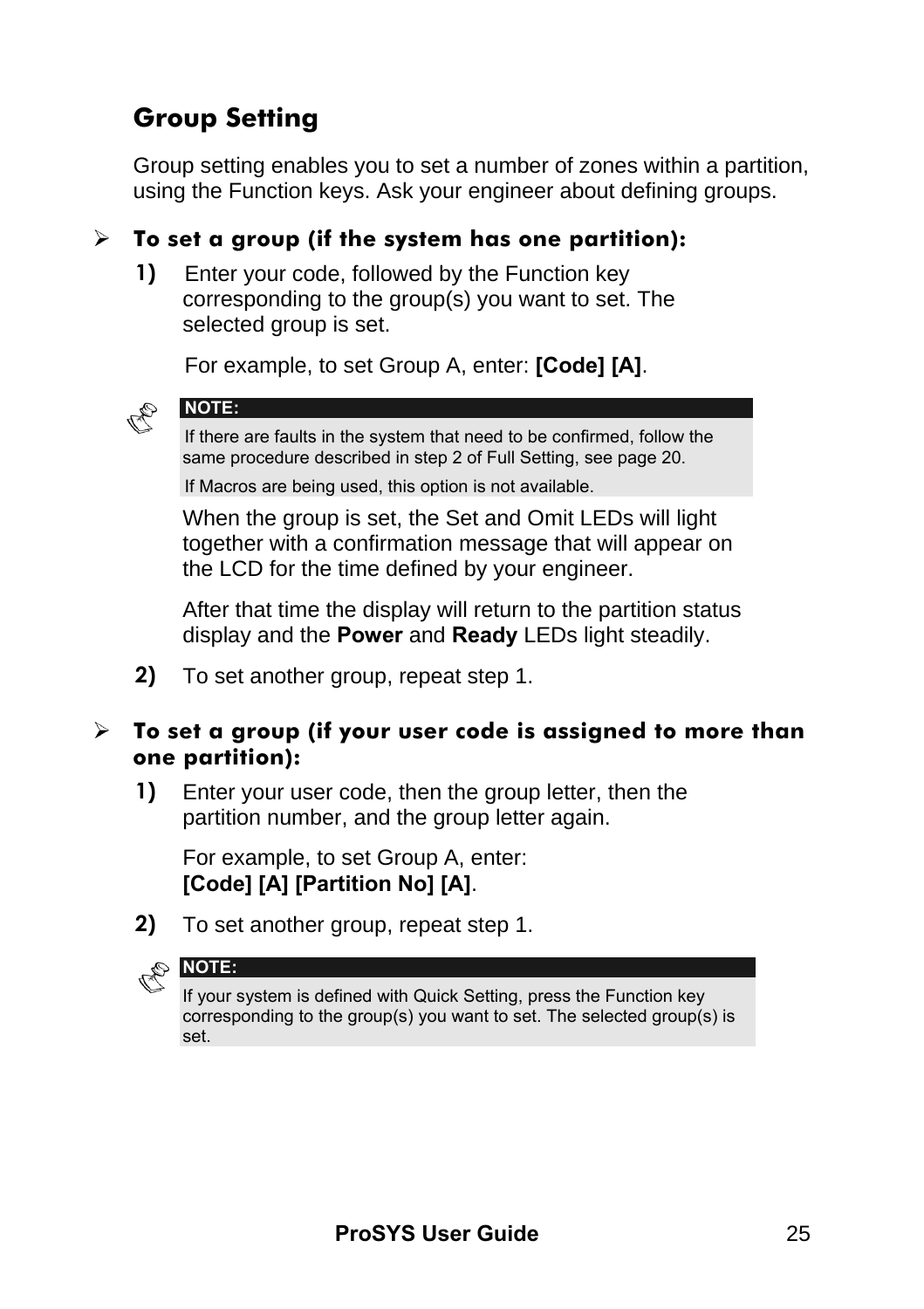## Group Setting

Group setting enables you to set a number of zones within a partition, using the Function keys. Ask your engineer about defining groups.

### ➤ To set a group (if the system has one partition):

1) Enter your code, followed by the Function key corresponding to the group(s) you want to set. The selected group is set.

   For example, to set Group A, enter: **[Code] [A]**.

   > **NOTE:**
   >
   > If there are faults in the system that need to be confirmed, follow the same procedure described in step 2 of Full Setting, see page 20.
   >
   > If Macros are being used, this option is not available.

   When the group is set, the Set and Omit LEDs will light together with a confirmation message that will appear on the LCD for the time defined by your engineer.

   After that time the display will return to the partition status display and the **Power** and **Ready** LEDs light steadily.

2) To set another group, repeat step 1.

### ➤ To set a group (if your user code is assigned to more than one partition):

1) Enter your user code, then the group letter, then the partition number, and the group letter again.

   For example, to set Group A, enter:
   **[Code] [A] [Partition No] [A]**.

2) To set another group, repeat step 1.

> **NOTE:**
>
> If your system is defined with Quick Setting, press the Function key corresponding to the group(s) you want to set. The selected group(s) is set.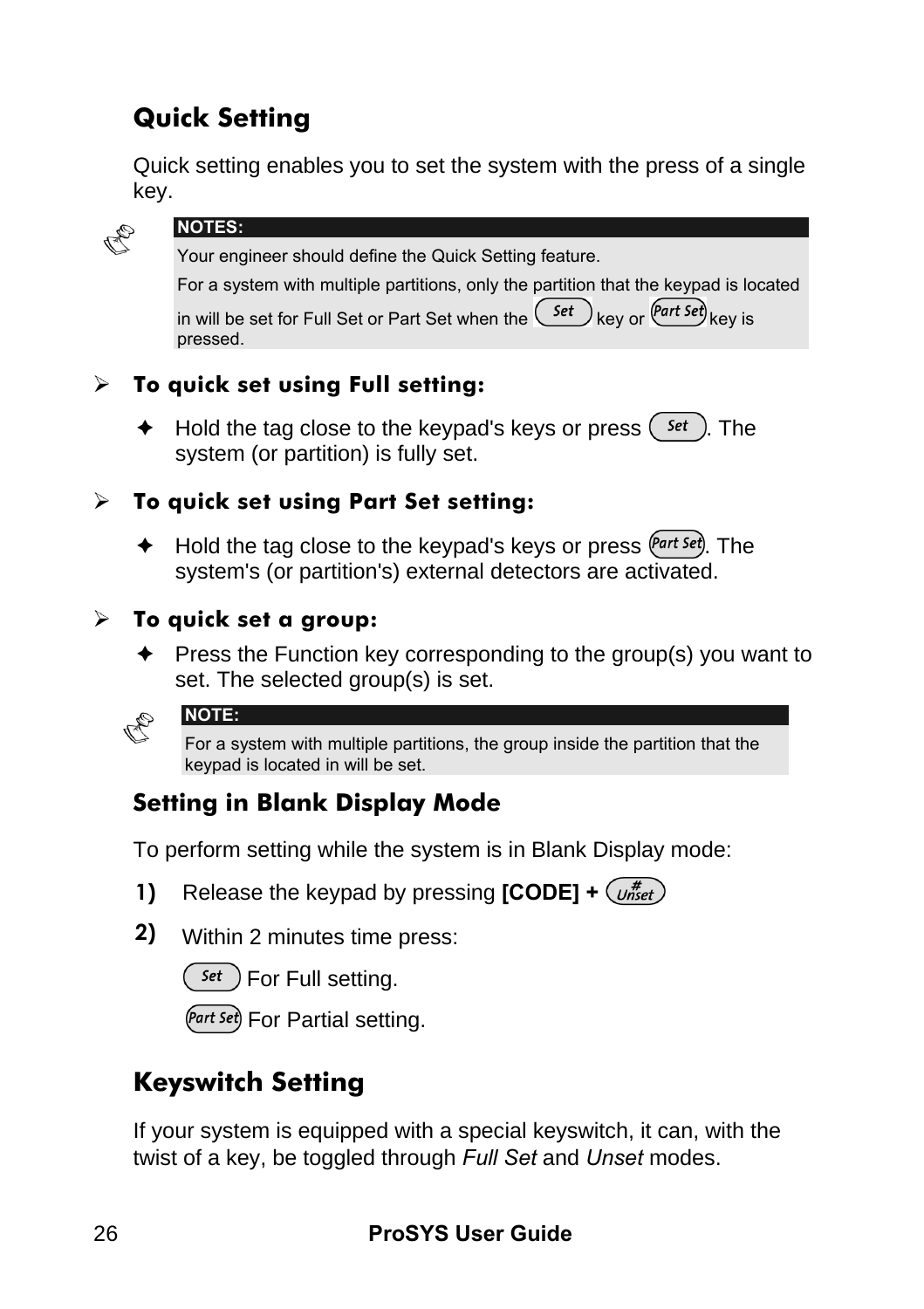## Quick Setting

Quick setting enables you to set the system with the press of a single key.

> **NOTES:**
>
> Your engineer should define the Quick Setting feature.
>
> For a system with multiple partitions, only the partition that the keypad is located in will be set for Full Set or Part Set when the [Set] key or [Part Set] key is pressed.

➢ **To quick set using Full setting:**

✦ Hold the tag close to the keypad's keys or press [Set]. The system (or partition) is fully set.

➢ **To quick set using Part Set setting:**

✦ Hold the tag close to the keypad's keys or press [Part Set]. The system's (or partition's) external detectors are activated.

➢ **To quick set a group:**

✦ Press the Function key corresponding to the group(s) you want to set. The selected group(s) is set.

> **NOTE:**
>
> For a system with multiple partitions, the group inside the partition that the keypad is located in will be set.

### Setting in Blank Display Mode

To perform setting while the system is in Blank Display mode:

1) Release the keypad by pressing **[CODE] +** [# Unset]

2) Within 2 minutes time press:

   [Set] For Full setting.

   [Part Set] For Partial setting.

## Keyswitch Setting

If your system is equipped with a special keyswitch, it can, with the twist of a key, be toggled through *Full Set* and *Unset* modes.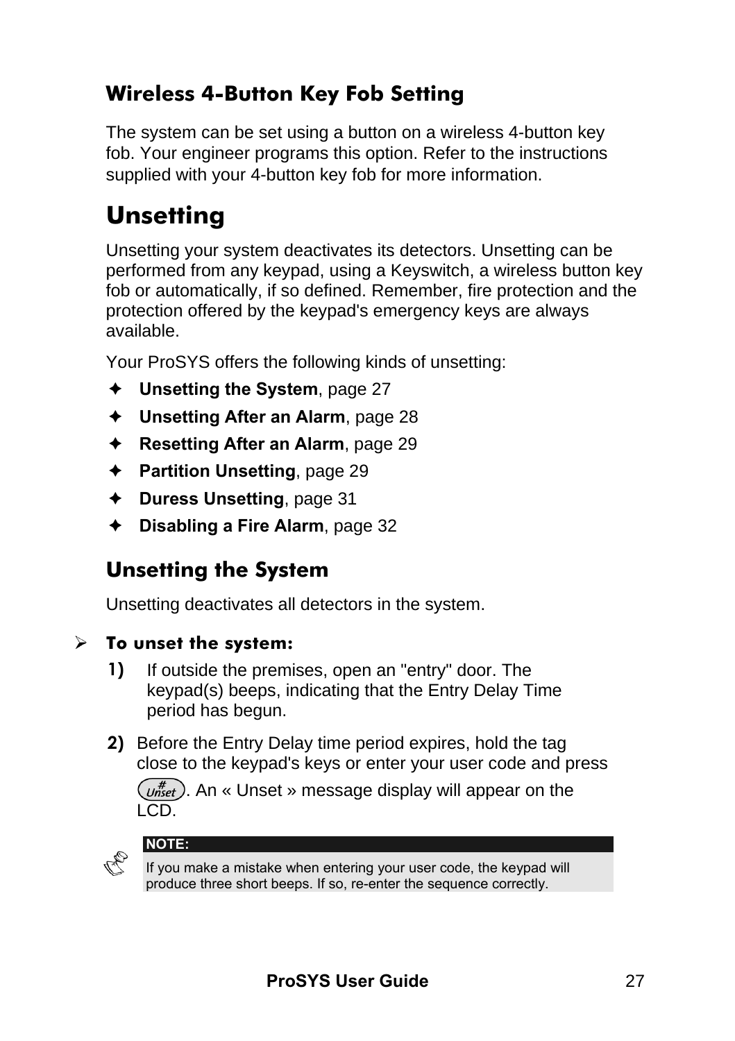### Wireless 4-Button Key Fob Setting

The system can be set using a button on a wireless 4-button key fob. Your engineer programs this option. Refer to the instructions supplied with your 4-button key fob for more information.

## Unsetting

Unsetting your system deactivates its detectors. Unsetting can be performed from any keypad, using a Keyswitch, a wireless button key fob or automatically, if so defined. Remember, fire protection and the protection offered by the keypad's emergency keys are always available.

Your ProSYS offers the following kinds of unsetting:

- **Unsetting the System**, page 27
- **Unsetting After an Alarm**, page 28
- **Resetting After an Alarm**, page 29
- **Partition Unsetting**, page 29
- **Duress Unsetting**, page 31
- **Disabling a Fire Alarm**, page 32

### Unsetting the System

Unsetting deactivates all detectors in the system.

#### To unset the system:

1) If outside the premises, open an "entry" door. The keypad(s) beeps, indicating that the Entry Delay Time period has begun.

2) Before the Entry Delay time period expires, hold the tag close to the keypad's keys or enter your user code and press [# Unset]. An « Unset » message display will appear on the LCD.

> **NOTE:**
> If you make a mistake when entering your user code, the keypad will produce three short beeps. If so, re-enter the sequence correctly.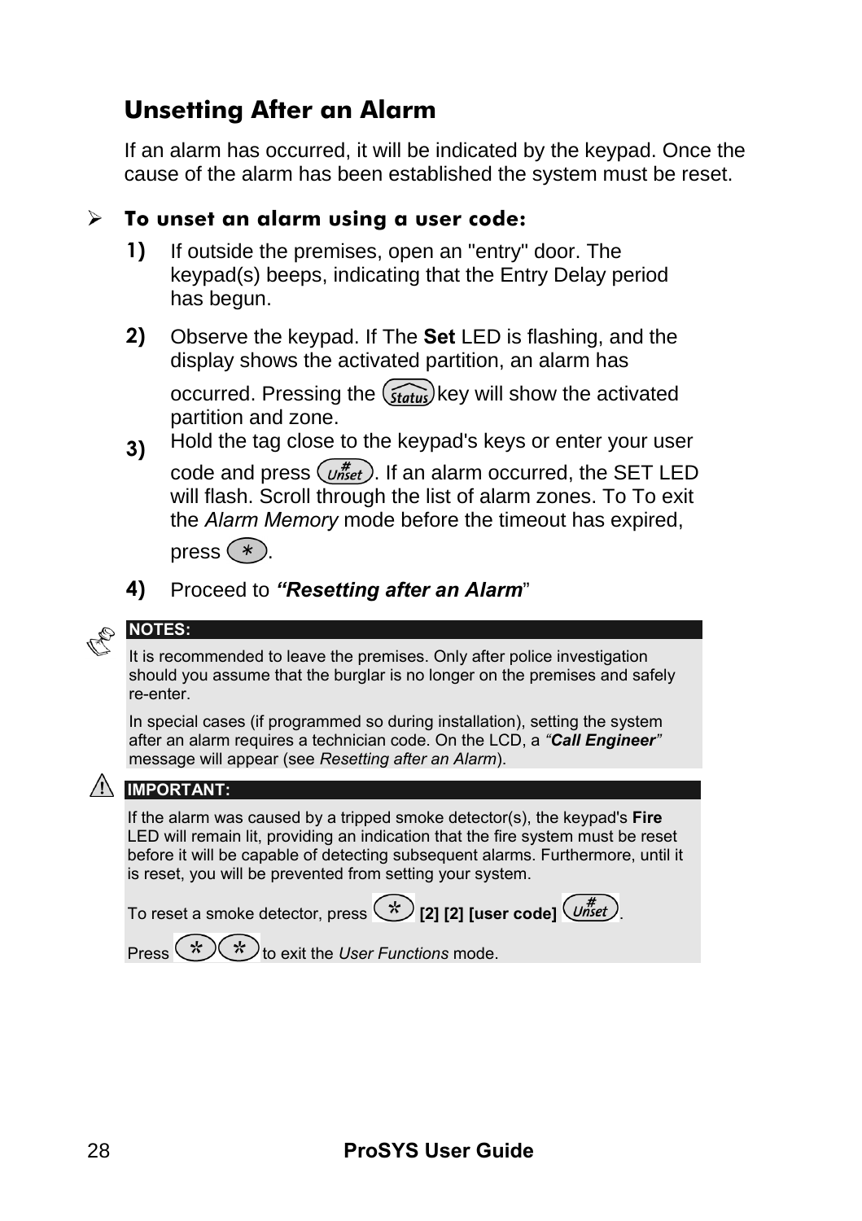## Unsetting After an Alarm

If an alarm has occurred, it will be indicated by the keypad. Once the cause of the alarm has been established the system must be reset.

### ➢ To unset an alarm using a user code:

1) If outside the premises, open an "entry" door. The keypad(s) beeps, indicating that the Entry Delay period has begun.

2) Observe the keypad. If The **Set** LED is flashing, and the display shows the activated partition, an alarm has occurred. Pressing the [Status] key will show the activated partition and zone.

3) Hold the tag close to the keypad's keys or enter your user code and press [# Unset]. If an alarm occurred, the SET LED will flash. Scroll through the list of alarm zones. To To exit the *Alarm Memory* mode before the timeout has expired, press [*].

4) Proceed to ***"Resetting after an Alarm***"

**NOTES:**

It is recommended to leave the premises. Only after police investigation should you assume that the burglar is no longer on the premises and safely re-enter.

In special cases (if programmed so during installation), setting the system after an alarm requires a technician code. On the LCD, a *"**Call Engineer**"* message will appear (see *Resetting after an Alarm*).

**IMPORTANT:**

If the alarm was caused by a tripped smoke detector(s), the keypad's **Fire** LED will remain lit, providing an indication that the fire system must be reset before it will be capable of detecting subsequent alarms. Furthermore, until it is reset, you will be prevented from setting your system.

To reset a smoke detector, press [*] **[2] [2] [user code]** [# Unset].

Press [*] [*] to exit the *User Functions* mode.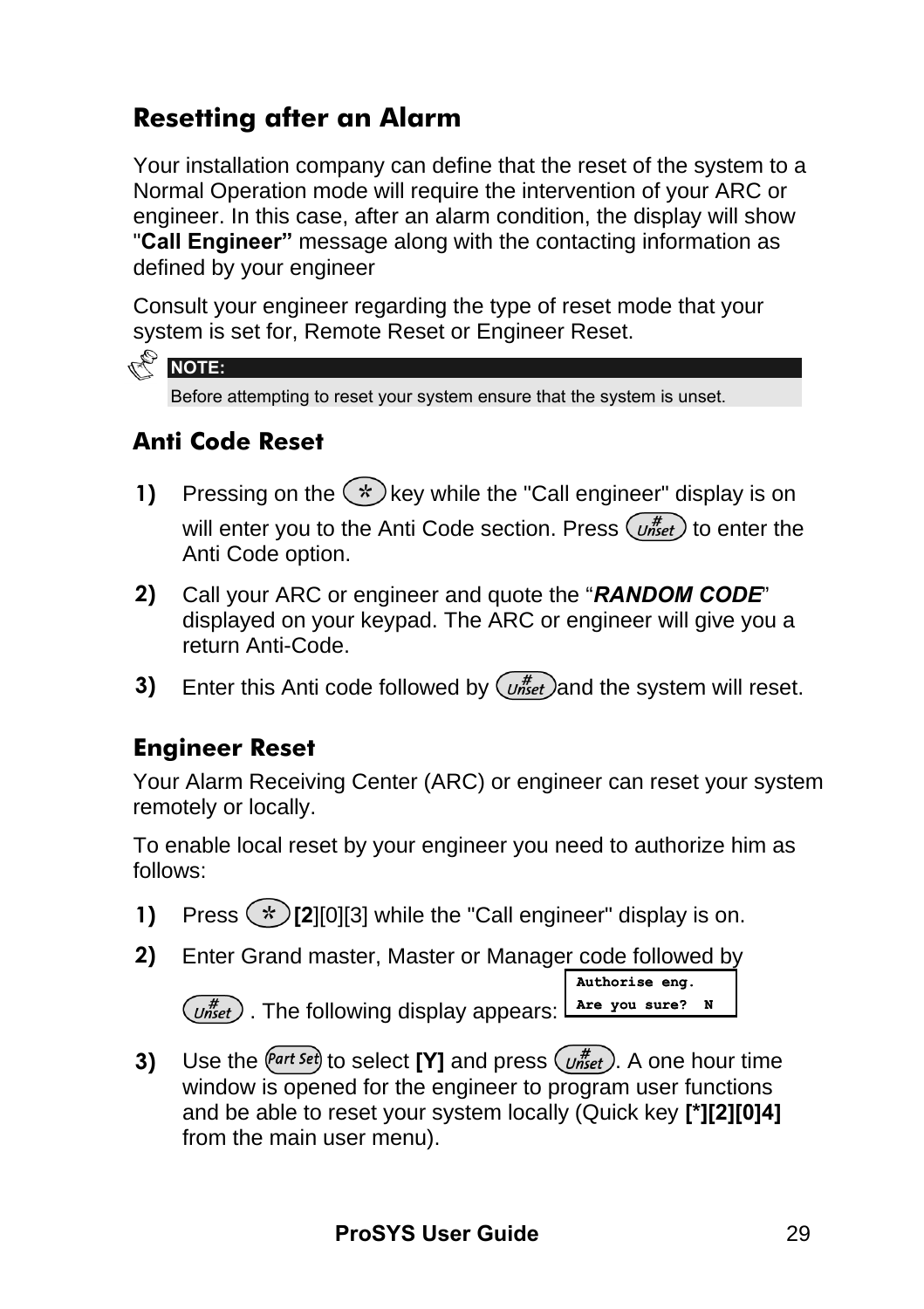## Resetting after an Alarm

Your installation company can define that the reset of the system to a Normal Operation mode will require the intervention of your ARC or engineer. In this case, after an alarm condition, the display will show "**Call Engineer"** message along with the contacting information as defined by your engineer

Consult your engineer regarding the type of reset mode that your system is set for, Remote Reset or Engineer Reset.

> **NOTE:**
> Before attempting to reset your system ensure that the system is unset.

### Anti Code Reset

1) Pressing on the * key while the "Call engineer" display is on will enter you to the Anti Code section. Press # Unset to enter the Anti Code option.
2) Call your ARC or engineer and quote the "***RANDOM CODE***" displayed on your keypad. The ARC or engineer will give you a return Anti-Code.
3) Enter this Anti code followed by # Unset and the system will reset.

### Engineer Reset

Your Alarm Receiving Center (ARC) or engineer can reset your system remotely or locally.

To enable local reset by your engineer you need to authorize him as follows:

1) Press * **[2**][0][3] while the "Call engineer" display is on.
2) Enter Grand master, Master or Manager code followed by # Unset . The following display appears:

```
Authorise eng.
Are you sure?  N
```

3) Use the Part Set to select **[Y]** and press # Unset. A one hour time window is opened for the engineer to program user functions and be able to reset your system locally (Quick key **[*][2][0]4]** from the main user menu).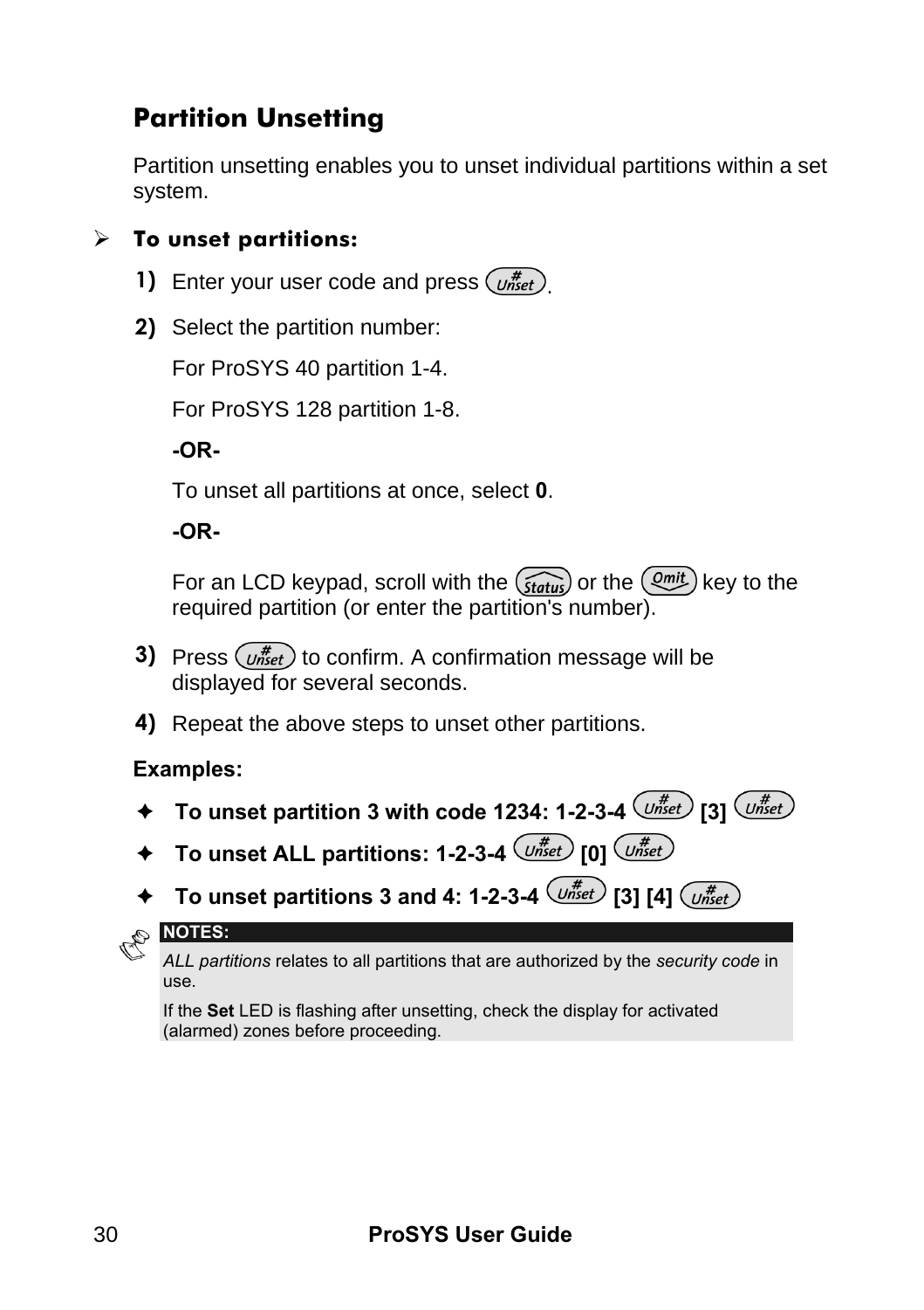## Partition Unsetting

Partition unsetting enables you to unset individual partitions within a set system.

- **To unset partitions:**

1) Enter your user code and press [#/Unset].

2) Select the partition number:

   For ProSYS 40 partition 1-4.

   For ProSYS 128 partition 1-8.

   **-OR-**

   To unset all partitions at once, select **0**.

   **-OR-**

   For an LCD keypad, scroll with the [Status] or the [Omit] key to the required partition (or enter the partition's number).

3) Press [#/Unset] to confirm. A confirmation message will be displayed for several seconds.

4) Repeat the above steps to unset other partitions.

**Examples:**

- **To unset partition 3 with code 1234: 1-2-3-4 [#/Unset] [3] [#/Unset]**
- **To unset ALL partitions: 1-2-3-4 [#/Unset] [0] [#/Unset]**
- **To unset partitions 3 and 4: 1-2-3-4 [#/Unset] [3] [4] [#/Unset]**

**NOTES:**

*ALL partitions* relates to all partitions that are authorized by the *security code* in use.

If the **Set** LED is flashing after unsetting, check the display for activated (alarmed) zones before proceeding.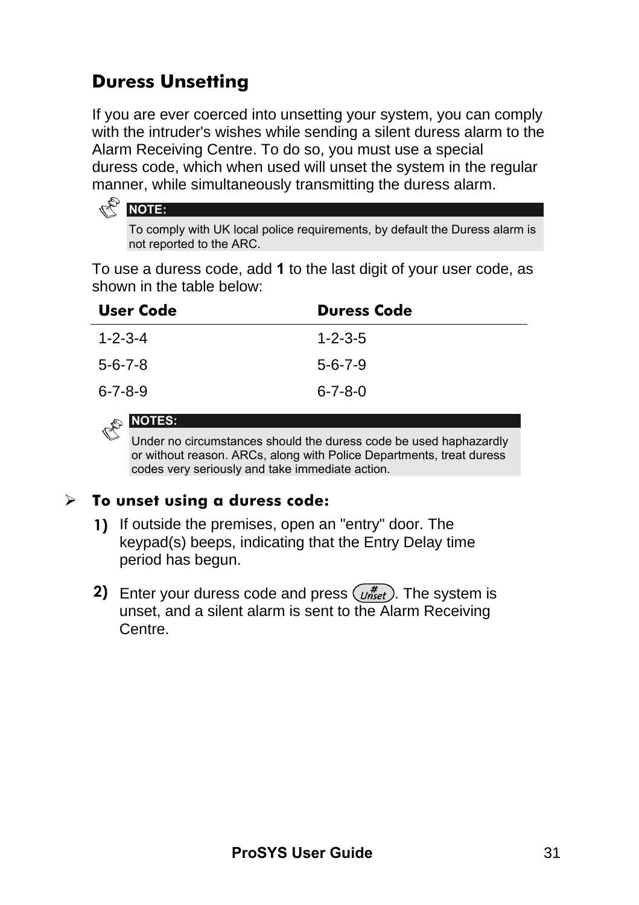## Duress Unsetting

If you are ever coerced into unsetting your system, you can comply with the intruder's wishes while sending a silent duress alarm to the Alarm Receiving Centre. To do so, you must use a special duress code, which when used will unset the system in the regular manner, while simultaneously transmitting the duress alarm.

> **NOTE:**
> To comply with UK local police requirements, by default the Duress alarm is not reported to the ARC.

To use a duress code, add **1** to the last digit of your user code, as shown in the table below:

| User Code | Duress Code |
|---|---|
| 1-2-3-4 | 1-2-3-5 |
| 5-6-7-8 | 5-6-7-9 |
| 6-7-8-9 | 6-7-8-0 |

> **NOTES:**
> Under no circumstances should the duress code be used haphazardly or without reason. ARCs, along with Police Departments, treat duress codes very seriously and take immediate action.

### ➢ To unset using a duress code:

1) If outside the premises, open an "entry" door. The keypad(s) beeps, indicating that the Entry Delay time period has begun.

2) Enter your duress code and press [# Unset]. The system is unset, and a silent alarm is sent to the Alarm Receiving Centre.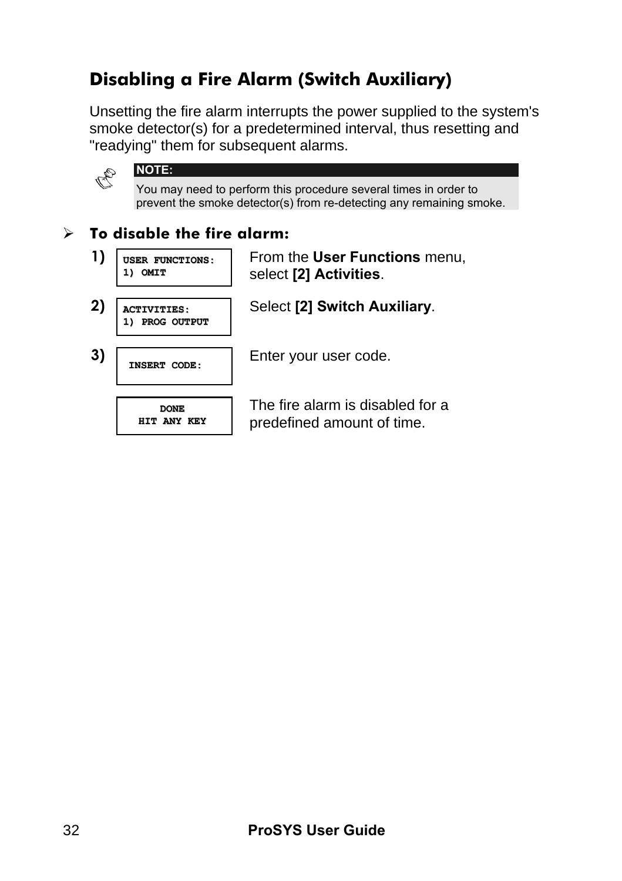## Disabling a Fire Alarm (Switch Auxiliary)

Unsetting the fire alarm interrupts the power supplied to the system's smoke detector(s) for a predetermined interval, thus resetting and "readying" them for subsequent alarms.

> **NOTE:**
> You may need to perform this procedure several times in order to prevent the smoke detector(s) from re-detecting any remaining smoke.

### ➢ To disable the fire alarm:

| Step | Display | Action |
|---|---|---|
| 1) | USER FUNCTIONS:<br>1) OMIT | From the **User Functions** menu, select **[2] Activities**. |
| 2) | ACTIVITIES:<br>1) PROG OUTPUT | Select **[2] Switch Auxiliary**. |
| 3) | INSERT CODE: | Enter your user code. |
| | DONE<br>HIT ANY KEY | The fire alarm is disabled for a predefined amount of time. |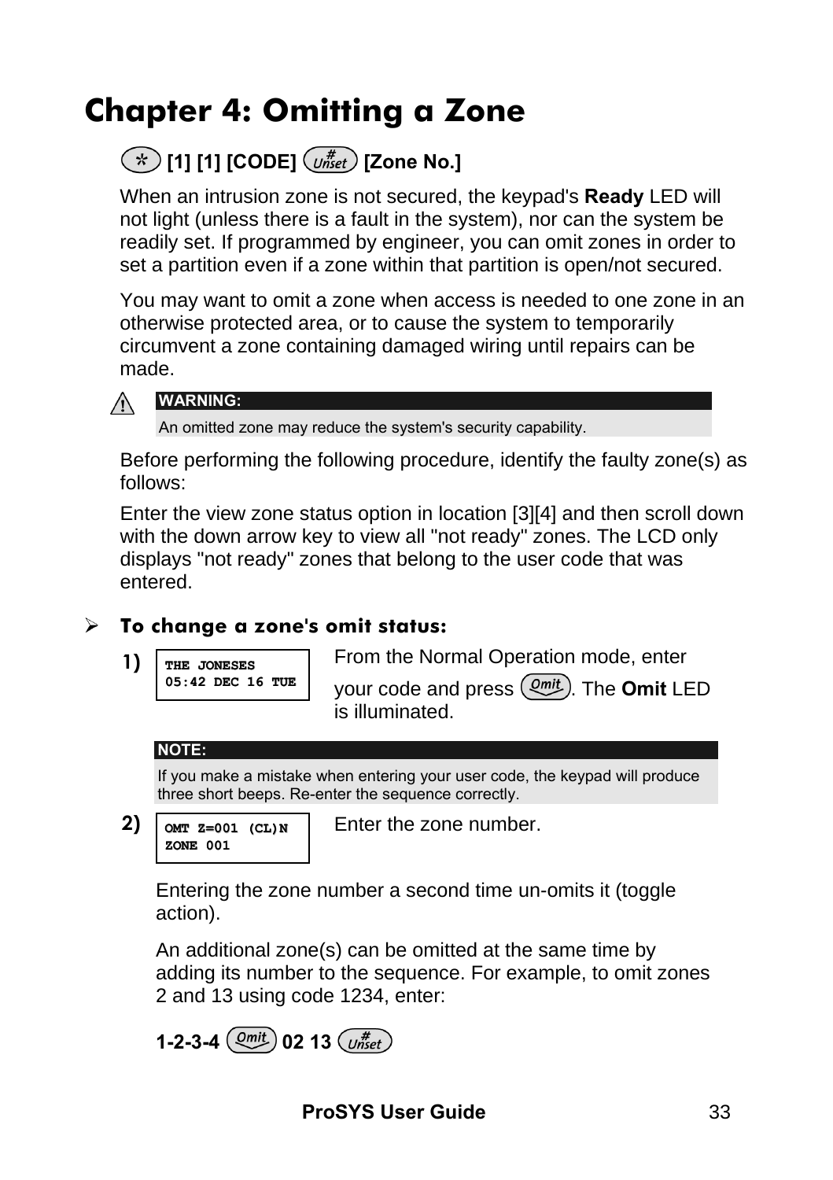# Chapter 4: Omitting a Zone

**[*] [1] [1] [CODE] [#/Unset] [Zone No.]**

When an intrusion zone is not secured, the keypad's **Ready** LED will not light (unless there is a fault in the system), nor can the system be readily set. If programmed by engineer, you can omit zones in order to set a partition even if a zone within that partition is open/not secured.

You may want to omit a zone when access is needed to one zone in an otherwise protected area, or to cause the system to temporarily circumvent a zone containing damaged wiring until repairs can be made.

> **WARNING:**
> An omitted zone may reduce the system's security capability.

Before performing the following procedure, identify the faulty zone(s) as follows:

Enter the view zone status option in location [3][4] and then scroll down with the down arrow key to view all "not ready" zones. The LCD only displays "not ready" zones that belong to the user code that was entered.

## ➢ To change a zone's omit status:

**1)**

```
THE JONESES
05:42 DEC 16 TUE
```

From the Normal Operation mode, enter your code and press [Omit]. The **Omit** LED is illuminated.

> **NOTE:**
> If you make a mistake when entering your user code, the keypad will produce three short beeps. Re-enter the sequence correctly.

**2)**

```
OMT Z=001 (CL)N
ZONE 001
```

Enter the zone number.

Entering the zone number a second time un-omits it (toggle action).

An additional zone(s) can be omitted at the same time by adding its number to the sequence. For example, to omit zones 2 and 13 using code 1234, enter:

**1-2-3-4 [Omit] 02 13 [#/Unset]**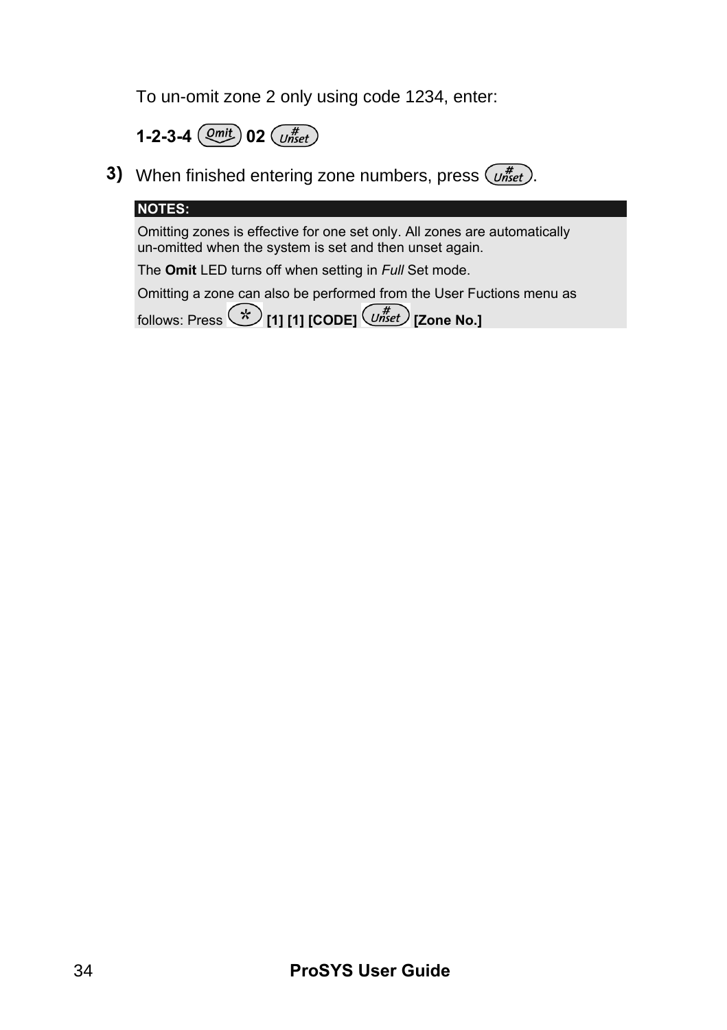To un-omit zone 2 only using code 1234, enter:

**1-2-3-4** (Omit) **02** (# Unset)

3) When finished entering zone numbers, press (# Unset).

**NOTES:**

Omitting zones is effective for one set only. All zones are automatically un-omitted when the system is set and then unset again.

The **Omit** LED turns off when setting in *Full* Set mode.

Omitting a zone can also be performed from the User Fuctions menu as follows: Press (*) **[1] [1] [CODE]** (# Unset) **[Zone No.]**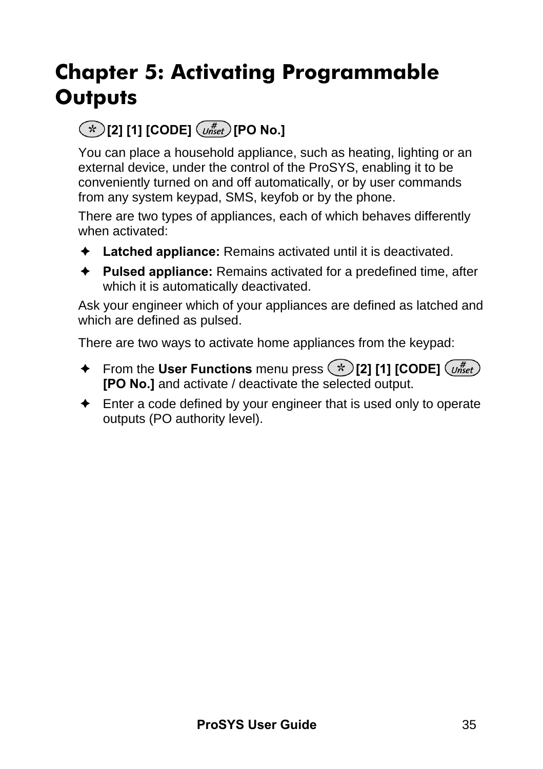# Chapter 5: Activating Programmable Outputs

**(*) [2] [1] [CODE] (# Unset) [PO No.]**

You can place a household appliance, such as heating, lighting or an external device, under the control of the ProSYS, enabling it to be conveniently turned on and off automatically, or by user commands from any system keypad, SMS, keyfob or by the phone.

There are two types of appliances, each of which behaves differently when activated:

- **Latched appliance:** Remains activated until it is deactivated.
- **Pulsed appliance:** Remains activated for a predefined time, after which it is automatically deactivated.

Ask your engineer which of your appliances are defined as latched and which are defined as pulsed.

There are two ways to activate home appliances from the keypad:

- From the **User Functions** menu press **(*) [2] [1] [CODE] (# Unset) [PO No.]** and activate / deactivate the selected output.
- Enter a code defined by your engineer that is used only to operate outputs (PO authority level).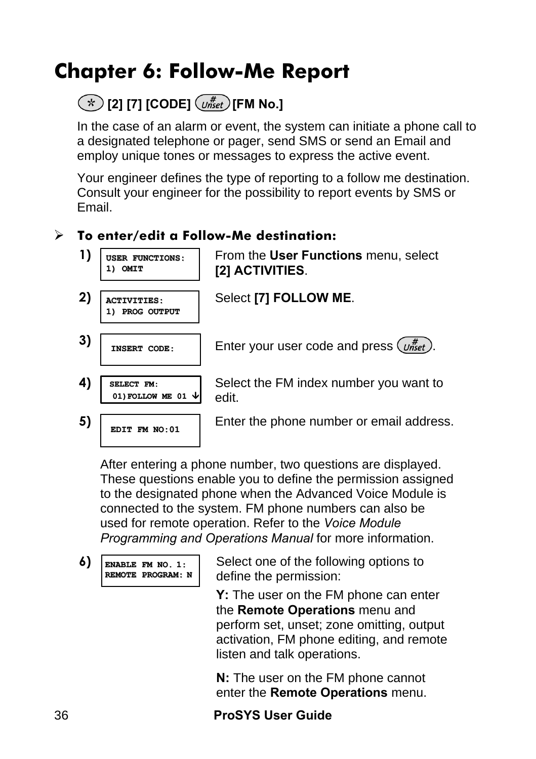# Chapter 6: Follow-Me Report

**[*] [2] [7] [CODE] [#] [FM No.]**

In the case of an alarm or event, the system can initiate a phone call to a designated telephone or pager, send SMS or send an Email and employ unique tones or messages to express the active event.

Your engineer defines the type of reporting to a follow me destination. Consult your engineer for the possibility to report events by SMS or Email.

### ➢ To enter/edit a Follow-Me destination:

1) `USER FUNCTIONS: 1) OMIT` — From the **User Functions** menu, select **[2] ACTIVITIES**.

2) `ACTIVITIES: 1) PROG OUTPUT` — Select **[7] FOLLOW ME**.

3) `INSERT CODE:` — Enter your user code and press [#].

4) `SELECT FM: 01)FOLLOW ME 01 ↓` — Select the FM index number you want to edit.

5) `EDIT FM NO:01` — Enter the phone number or email address.

After entering a phone number, two questions are displayed. These questions enable you to define the permission assigned to the designated phone when the Advanced Voice Module is connected to the system. FM phone numbers can also be used for remote operation. Refer to the *Voice Module Programming and Operations Manual* for more information.

6) `ENABLE FM NO. 1: REMOTE PROGRAM: N` — Select one of the following options to define the permission:

**Y:** The user on the FM phone can enter the **Remote Operations** menu and perform set, unset; zone omitting, output activation, FM phone editing, and remote listen and talk operations.

**N:** The user on the FM phone cannot enter the **Remote Operations** menu.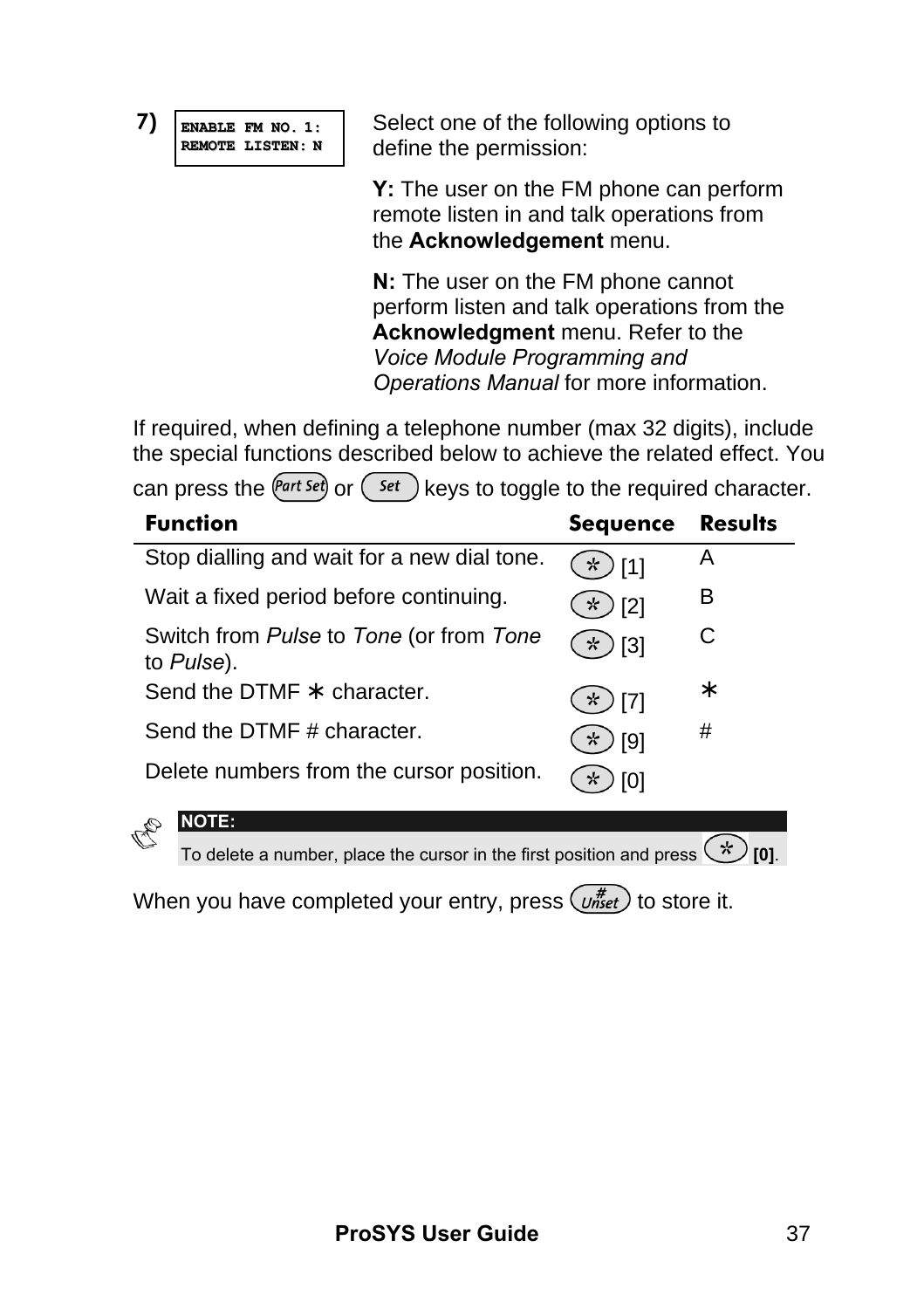**7)** 

```
ENABLE FM NO. 1:
REMOTE LISTEN: N
```

Select one of the following options to define the permission:

**Y:** The user on the FM phone can perform remote listen in and talk operations from the **Acknowledgement** menu.

**N:** The user on the FM phone cannot perform listen and talk operations from the **Acknowledgment** menu. Refer to the *Voice Module Programming and Operations Manual* for more information.

If required, when defining a telephone number (max 32 digits), include the special functions described below to achieve the related effect. You can press the [Part Set] or [Set] keys to toggle to the required character.

| Function | Sequence | Results |
|---|---|---|
| Stop dialling and wait for a new dial tone. | [*] [1] | A |
| Wait a fixed period before continuing. | [*] [2] | B |
| Switch from *Pulse* to *Tone* (or from *Tone* to *Pulse*). | [*] [3] | C |
| Send the DTMF * character. | [*] [7] | * |
| Send the DTMF # character. | [*] [9] | # |
| Delete numbers from the cursor position. | [*] [0] | |

**NOTE:**
To delete a number, place the cursor in the first position and press [*] **[0]**.

When you have completed your entry, press [# Unset] to store it.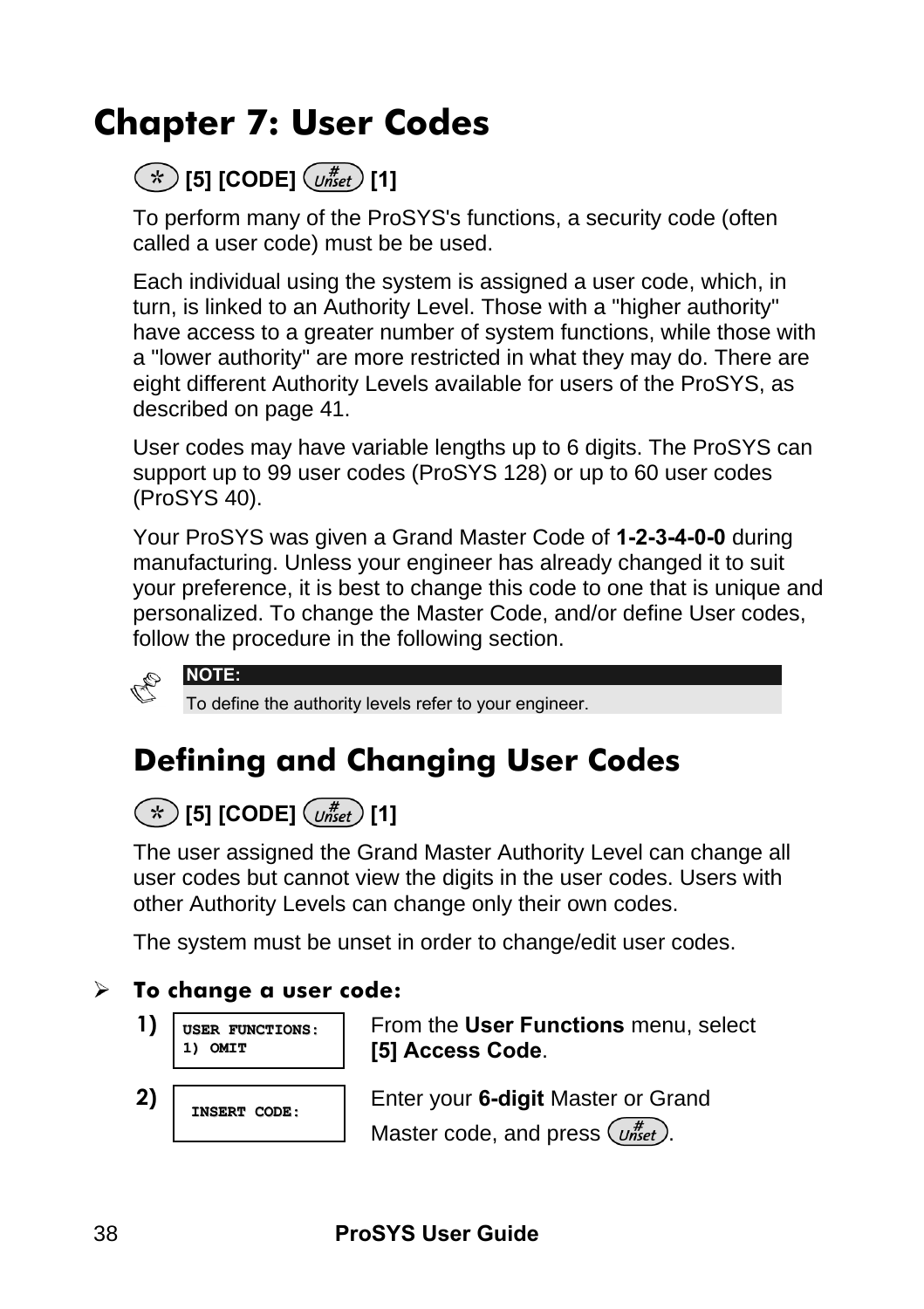# Chapter 7: User Codes

**✻ [5] [CODE] #Unset [1]**

To perform many of the ProSYS's functions, a security code (often called a user code) must be be used.

Each individual using the system is assigned a user code, which, in turn, is linked to an Authority Level. Those with a "higher authority" have access to a greater number of system functions, while those with a "lower authority" are more restricted in what they may do. There are eight different Authority Levels available for users of the ProSYS, as described on page 41.

User codes may have variable lengths up to 6 digits. The ProSYS can support up to 99 user codes (ProSYS 128) or up to 60 user codes (ProSYS 40).

Your ProSYS was given a Grand Master Code of **1-2-3-4-0-0** during manufacturing. Unless your engineer has already changed it to suit your preference, it is best to change this code to one that is unique and personalized. To change the Master Code, and/or define User codes, follow the procedure in the following section.

> **NOTE:**
> To define the authority levels refer to your engineer.

## Defining and Changing User Codes

**✻ [5] [CODE] #Unset [1]**

The user assigned the Grand Master Authority Level can change all user codes but cannot view the digits in the user codes. Users with other Authority Levels can change only their own codes.

The system must be unset in order to change/edit user codes.

➢ **To change a user code:**

**1)**

```
USER FUNCTIONS:
1) OMIT
```

From the **User Functions** menu, select **[5] Access Code**.

**2)**

```
INSERT CODE:
```

Enter your **6-digit** Master or Grand Master code, and press #Unset.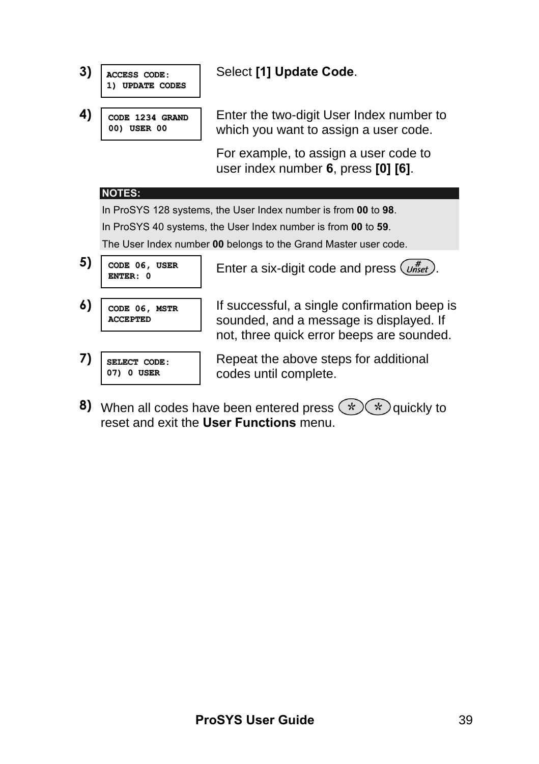3)

```
ACCESS CODE:
1) UPDATE CODES
```

Select **[1] Update Code**.

4)

```
CODE 1234 GRAND
00) USER 00
```

Enter the two-digit User Index number to which you want to assign a user code.

For example, to assign a user code to user index number **6**, press **[0] [6]**.

**NOTES:**

In ProSYS 128 systems, the User Index number is from **00** to **98**.

In ProSYS 40 systems, the User Index number is from **00** to **59**.

The User Index number **00** belongs to the Grand Master user code.

5)

```
CODE 06, USER
ENTER: 0
```

Enter a six-digit code and press [# Unset].

6)

```
CODE 06, MSTR
ACCEPTED
```

If successful, a single confirmation beep is sounded, and a message is displayed. If not, three quick error beeps are sounded.

7)

```
SELECT CODE:
07) 0 USER
```

Repeat the above steps for additional codes until complete.

8) When all codes have been entered press [*][*] quickly to reset and exit the **User Functions** menu.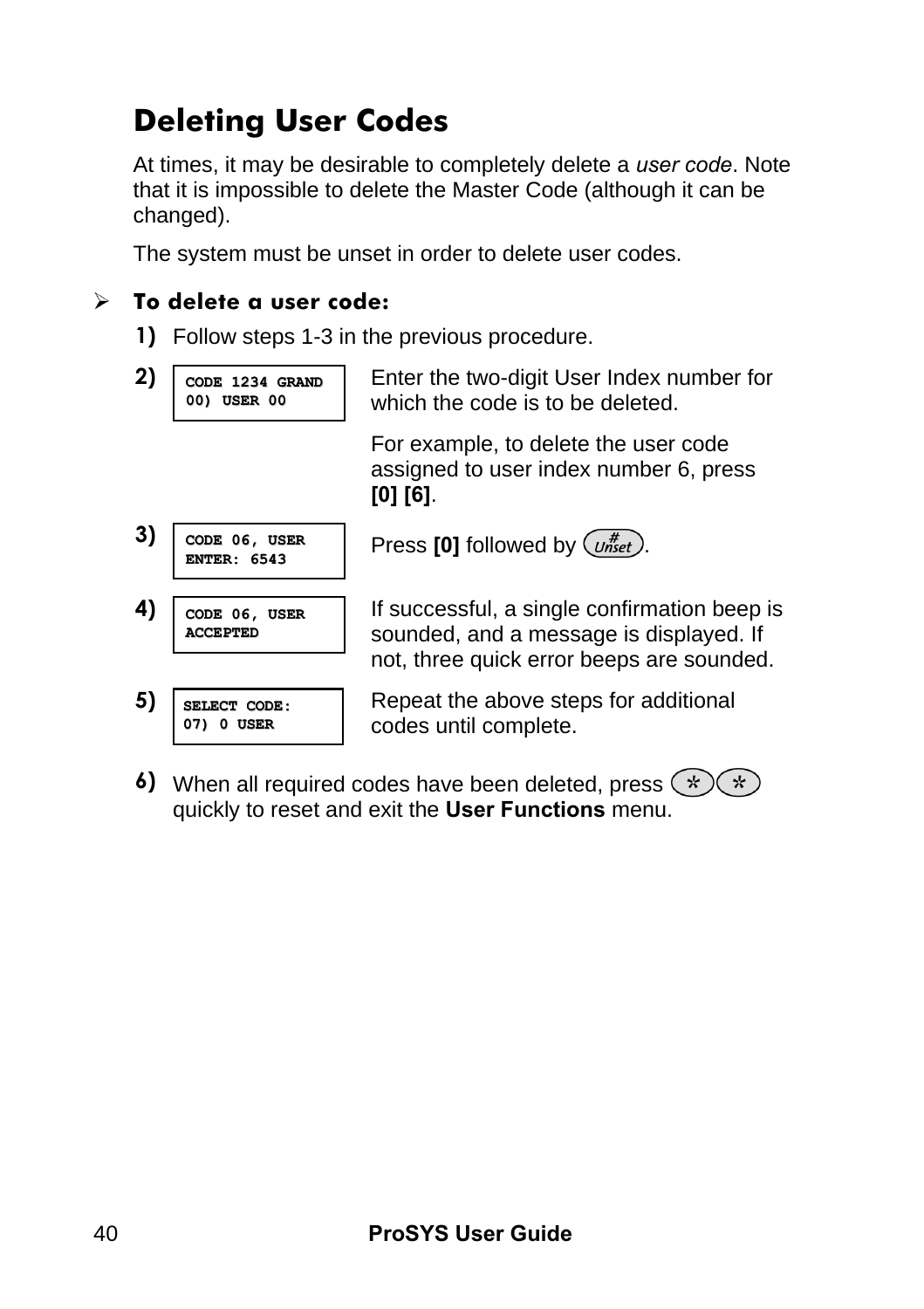## Deleting User Codes

At times, it may be desirable to completely delete a *user code*. Note that it is impossible to delete the Master Code (although it can be changed).

The system must be unset in order to delete user codes.

➢ **To delete a user code:**

1) Follow steps 1-3 in the previous procedure.

2) 
```
CODE 1234 GRAND
00) USER 00
```
Enter the two-digit User Index number for which the code is to be deleted.

For example, to delete the user code assigned to user index number 6, press **[0] [6]**.

3) 
```
CODE 06, USER
ENTER: 6543
```
Press **[0]** followed by [# Unset].

4) 
```
CODE 06, USER
ACCEPTED
```
If successful, a single confirmation beep is sounded, and a message is displayed. If not, three quick error beeps are sounded.

5) 
```
SELECT CODE:
07) 0 USER
```
Repeat the above steps for additional codes until complete.

6) When all required codes have been deleted, press [*][*] quickly to reset and exit the **User Functions** menu.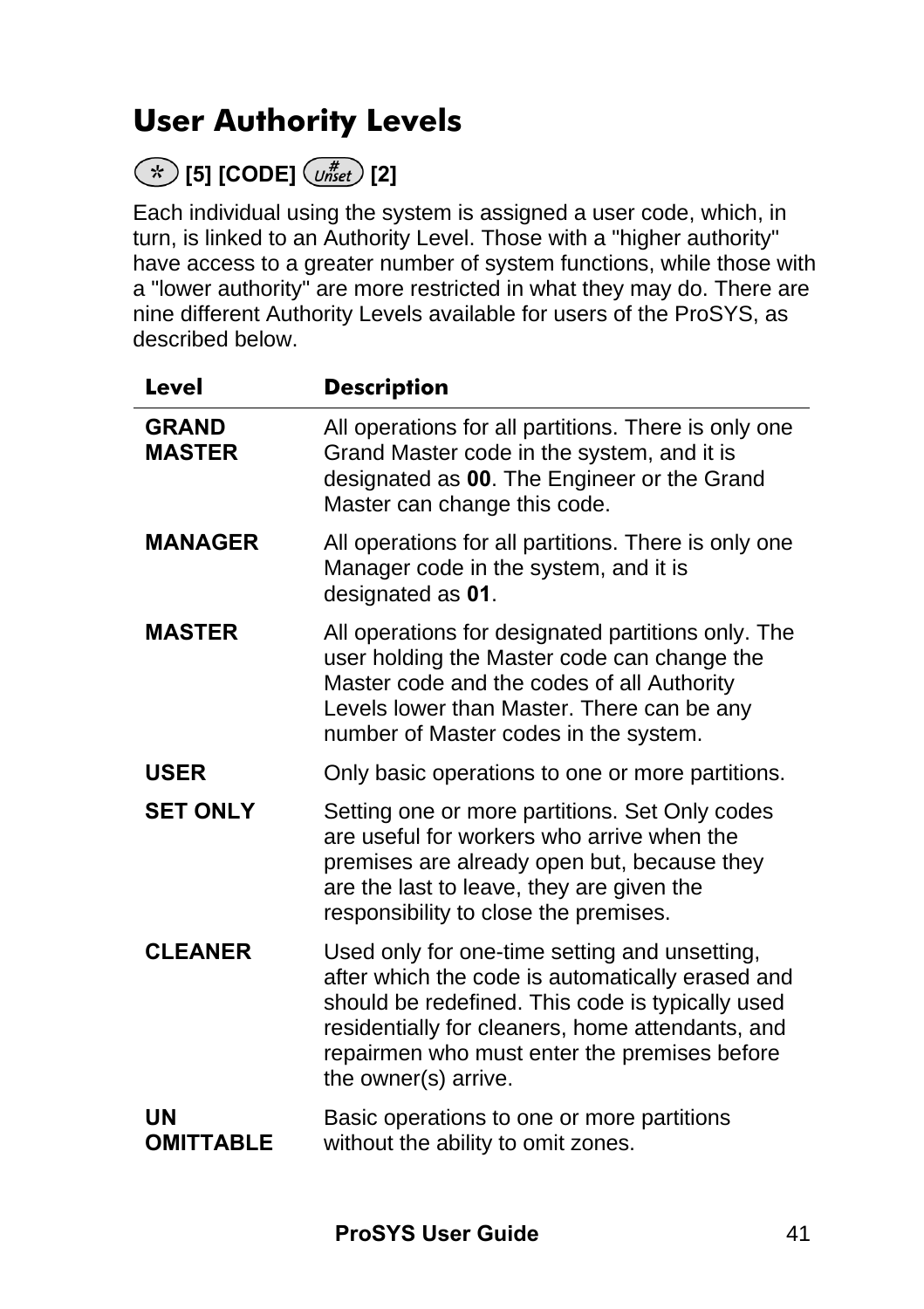# User Authority Levels

**[*] [5] [CODE] [# Unset] [2]**

Each individual using the system is assigned a user code, which, in turn, is linked to an Authority Level. Those with a "higher authority" have access to a greater number of system functions, while those with a "lower authority" are more restricted in what they may do. There are nine different Authority Levels available for users of the ProSYS, as described below.

| Level | Description |
|---|---|
| **GRAND MASTER** | All operations for all partitions. There is only one Grand Master code in the system, and it is designated as **00**. The Engineer or the Grand Master can change this code. |
| **MANAGER** | All operations for all partitions. There is only one Manager code in the system, and it is designated as **01**. |
| **MASTER** | All operations for designated partitions only. The user holding the Master code can change the Master code and the codes of all Authority Levels lower than Master. There can be any number of Master codes in the system. |
| **USER** | Only basic operations to one or more partitions. |
| **SET ONLY** | Setting one or more partitions. Set Only codes are useful for workers who arrive when the premises are already open but, because they are the last to leave, they are given the responsibility to close the premises. |
| **CLEANER** | Used only for one-time setting and unsetting, after which the code is automatically erased and should be redefined. This code is typically used residentially for cleaners, home attendants, and repairmen who must enter the premises before the owner(s) arrive. |
| **UN OMITTABLE** | Basic operations to one or more partitions without the ability to omit zones. |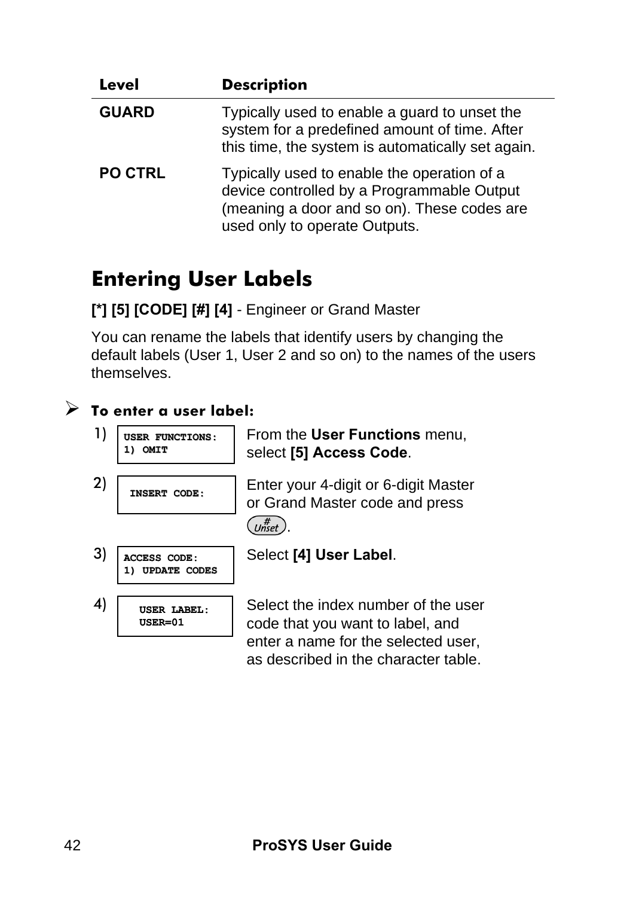| Level | Description |
|---|---|
| **GUARD** | Typically used to enable a guard to unset the system for a predefined amount of time. After this time, the system is automatically set again. |
| **PO CTRL** | Typically used to enable the operation of a device controlled by a Programmable Output (meaning a door and so on). These codes are used only to operate Outputs. |

## Entering User Labels

**[*] [5] [CODE] [#] [4]** - Engineer or Grand Master

You can rename the labels that identify users by changing the default labels (User 1, User 2 and so on) to the names of the users themselves.

➢ ***To enter a user label:***

| Step | Display | Action |
|---|---|---|
| 1) | USER FUNCTIONS:<br>1) OMIT | From the **User Functions** menu, select **[5] Access Code**. |
| 2) | INSERT CODE: | Enter your 4-digit or 6-digit Master or Grand Master code and press # (Unset). |
| 3) | ACCESS CODE:<br>1) UPDATE CODES | Select **[4] User Label**. |
| 4) | USER LABEL:<br>USER=01 | Select the index number of the user code that you want to label, and enter a name for the selected user, as described in the character table. |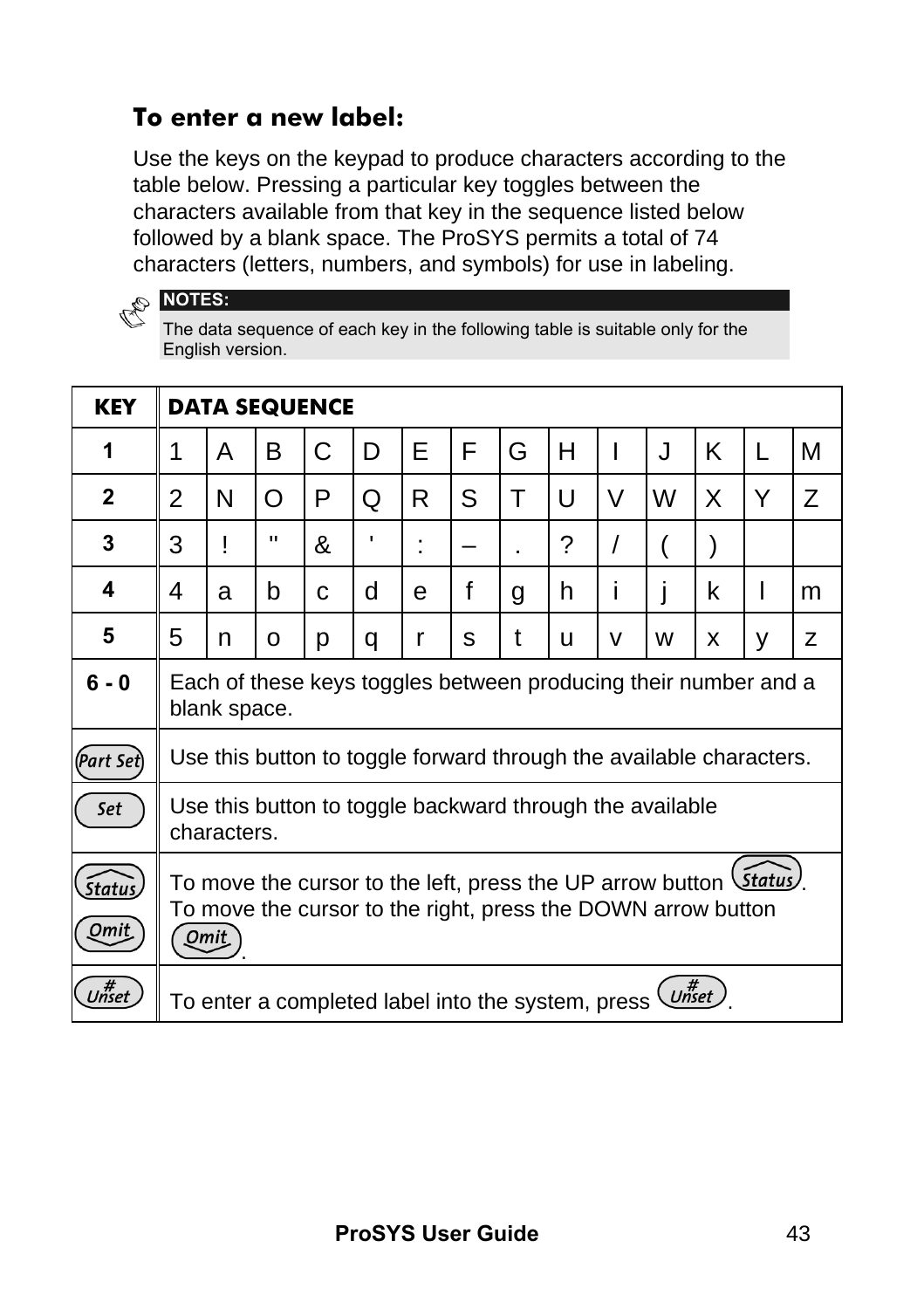### To enter a new label:

Use the keys on the keypad to produce characters according to the table below. Pressing a particular key toggles between the characters available from that key in the sequence listed below followed by a blank space. The ProSYS permits a total of 74 characters (letters, numbers, and symbols) for use in labeling.

**NOTES:**

The data sequence of each key in the following table is suitable only for the English version.

| KEY | DATA SEQUENCE | | | | | | | | | | | | | |
|---|---|---|---|---|---|---|---|---|---|---|---|---|---|---|
| **1** | 1 | A | B | C | D | E | F | G | H | I | J | K | L | M |
| **2** | 2 | N | O | P | Q | R | S | T | U | V | W | X | Y | Z |
| **3** | 3 | ! | " | & | ' | : | – | . | ? | / | ( | ) | | |
| **4** | 4 | a | b | c | d | e | f | g | h | i | j | k | l | m |
| **5** | 5 | n | o | p | q | r | s | t | u | v | w | x | y | z |
| **6 - 0** | Each of these keys toggles between producing their number and a blank space. | | | | | | | | | | | | | |
| Part Set | Use this button to toggle forward through the available characters. | | | | | | | | | | | | | |
| Set | Use this button to toggle backward through the available characters. | | | | | | | | | | | | | |
| Status / Omit | To move the cursor to the left, press the UP arrow button Status. To move the cursor to the right, press the DOWN arrow button Omit. | | | | | | | | | | | | | |
| # Unset | To enter a completed label into the system, press # Unset. | | | | | | | | | | | | | |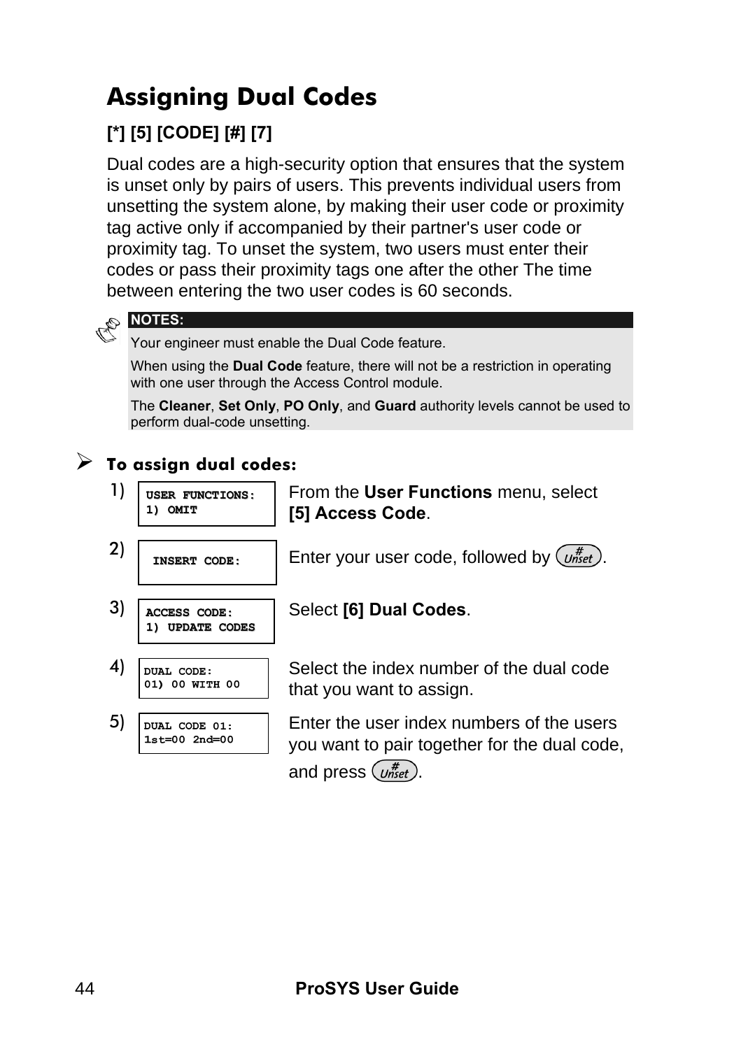# Assigning Dual Codes

**[*] [5] [CODE] [#] [7]**

Dual codes are a high-security option that ensures that the system is unset only by pairs of users. This prevents individual users from unsetting the system alone, by making their user code or proximity tag active only if accompanied by their partner's user code or proximity tag. To unset the system, two users must enter their codes or pass their proximity tags one after the other The time between entering the two user codes is 60 seconds.

**NOTES:**

Your engineer must enable the Dual Code feature.

When using the **Dual Code** feature, there will not be a restriction in operating with one user through the Access Control module.

The **Cleaner**, **Set Only**, **PO Only**, and **Guard** authority levels cannot be used to perform dual-code unsetting.

### ➢ To assign dual codes:

1)
```
USER FUNCTIONS:
1) OMIT
```
From the **User Functions** menu, select **[5] Access Code**.

2)
```
INSERT CODE:
```
Enter your user code, followed by (#/Unset).

3)
```
ACCESS CODE:
1) UPDATE CODES
```
Select **[6] Dual Codes**.

4)
```
DUAL CODE:
01) 00 WITH 00
```
Select the index number of the dual code that you want to assign.

5)
```
DUAL CODE 01:
1st=00 2nd=00
```
Enter the user index numbers of the users you want to pair together for the dual code, and press (#/Unset).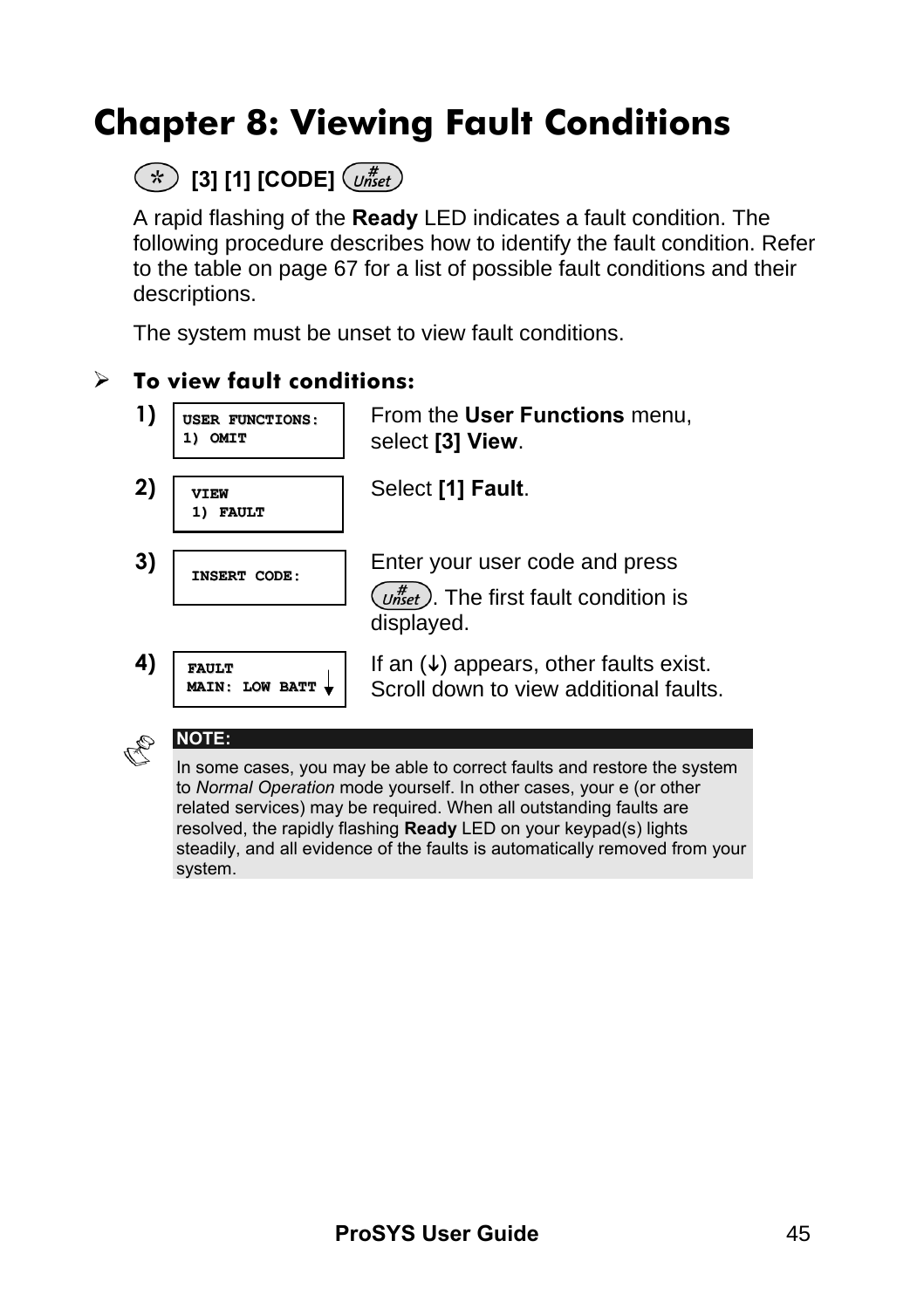# Chapter 8: Viewing Fault Conditions

* [3] [1] [CODE] #Unset

A rapid flashing of the **Ready** LED indicates a fault condition. The following procedure describes how to identify the fault condition. Refer to the table on page 67 for a list of possible fault conditions and their descriptions.

The system must be unset to view fault conditions.

### ➢ To view fault conditions:

1) 
```
USER FUNCTIONS:
1) OMIT
```
From the **User Functions** menu, select **[3] View**.

2) 
```
VIEW
1) FAULT
```
Select **[1] Fault**.

3) 
```
INSERT CODE:
```
Enter your user code and press #Unset. The first fault condition is displayed.

4) 
```
FAULT
MAIN: LOW BATT ↓
```
If an (↓) appears, other faults exist. Scroll down to view additional faults.

**NOTE:**

In some cases, you may be able to correct faults and restore the system to *Normal Operation* mode yourself. In other cases, your e (or other related services) may be required. When all outstanding faults are resolved, the rapidly flashing **Ready** LED on your keypad(s) lights steadily, and all evidence of the faults is automatically removed from your system.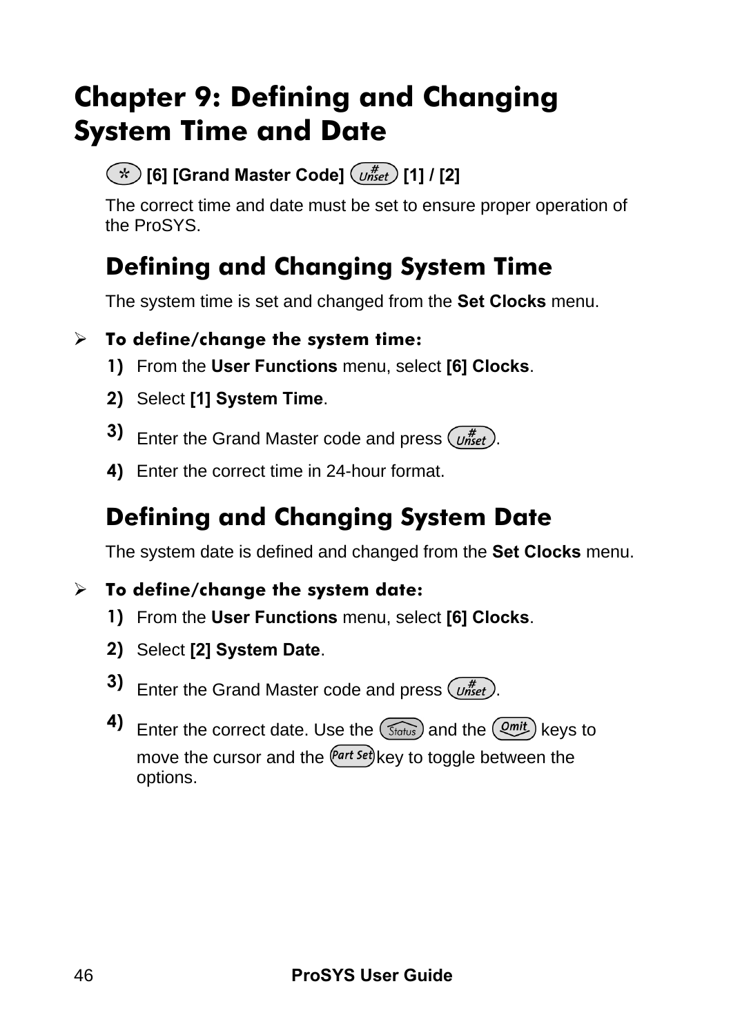# Chapter 9: Defining and Changing System Time and Date

**(*) [6] [Grand Master Code] (#/Unset) [1] / [2]**

The correct time and date must be set to ensure proper operation of the ProSYS.

## Defining and Changing System Time

The system time is set and changed from the **Set Clocks** menu.

➢ **To define/change the system time:**

1) From the **User Functions** menu, select **[6] Clocks**.
2) Select **[1] System Time**.
3) Enter the Grand Master code and press (#/Unset).
4) Enter the correct time in 24-hour format.

## Defining and Changing System Date

The system date is defined and changed from the **Set Clocks** menu.

➢ **To define/change the system date:**

1) From the **User Functions** menu, select **[6] Clocks**.
2) Select **[2] System Date**.
3) Enter the Grand Master code and press (#/Unset).
4) Enter the correct date. Use the (Status) and the (Omit) keys to move the cursor and the (Part Set) key to toggle between the options.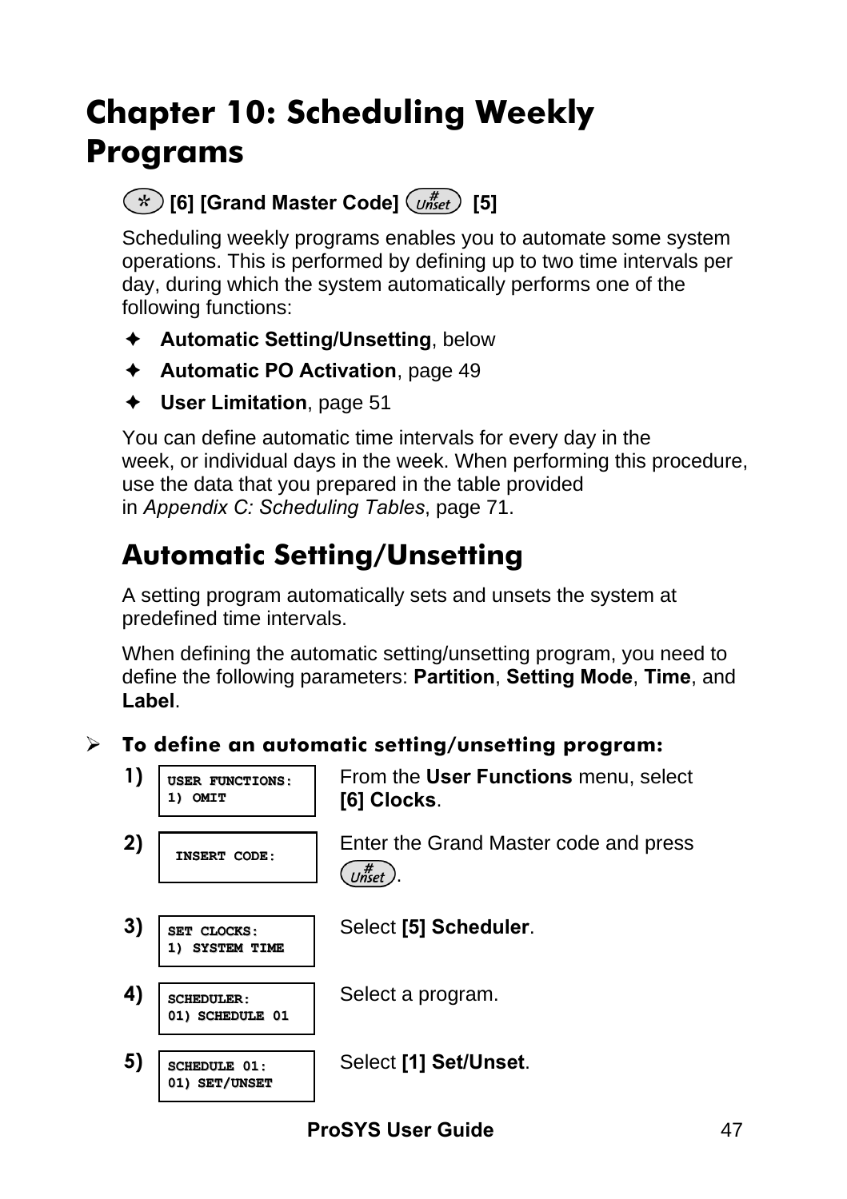# Chapter 10: Scheduling Weekly Programs

**[*] [6] [Grand Master Code] [#/Unset] [5]**

Scheduling weekly programs enables you to automate some system operations. This is performed by defining up to two time intervals per day, during which the system automatically performs one of the following functions:

- **Automatic Setting/Unsetting**, below
- **Automatic PO Activation**, page 49
- **User Limitation**, page 51

You can define automatic time intervals for every day in the week, or individual days in the week. When performing this procedure, use the data that you prepared in the table provided in *Appendix C: Scheduling Tables*, page 71.

## Automatic Setting/Unsetting

A setting program automatically sets and unsets the system at predefined time intervals.

When defining the automatic setting/unsetting program, you need to define the following parameters: **Partition**, **Setting Mode**, **Time**, and **Label**.

### ➢ To define an automatic setting/unsetting program:

| Step | Display | Action |
|---|---|---|
| 1) | USER FUNCTIONS: 1) OMIT | From the **User Functions** menu, select **[6] Clocks**. |
| 2) | INSERT CODE: | Enter the Grand Master code and press [#/Unset]. |
| 3) | SET CLOCKS: 1) SYSTEM TIME | Select **[5] Scheduler**. |
| 4) | SCHEDULER: 01) SCHEDULE 01 | Select a program. |
| 5) | SCHEDULE 01: 01) SET/UNSET | Select **[1] Set/Unset**. |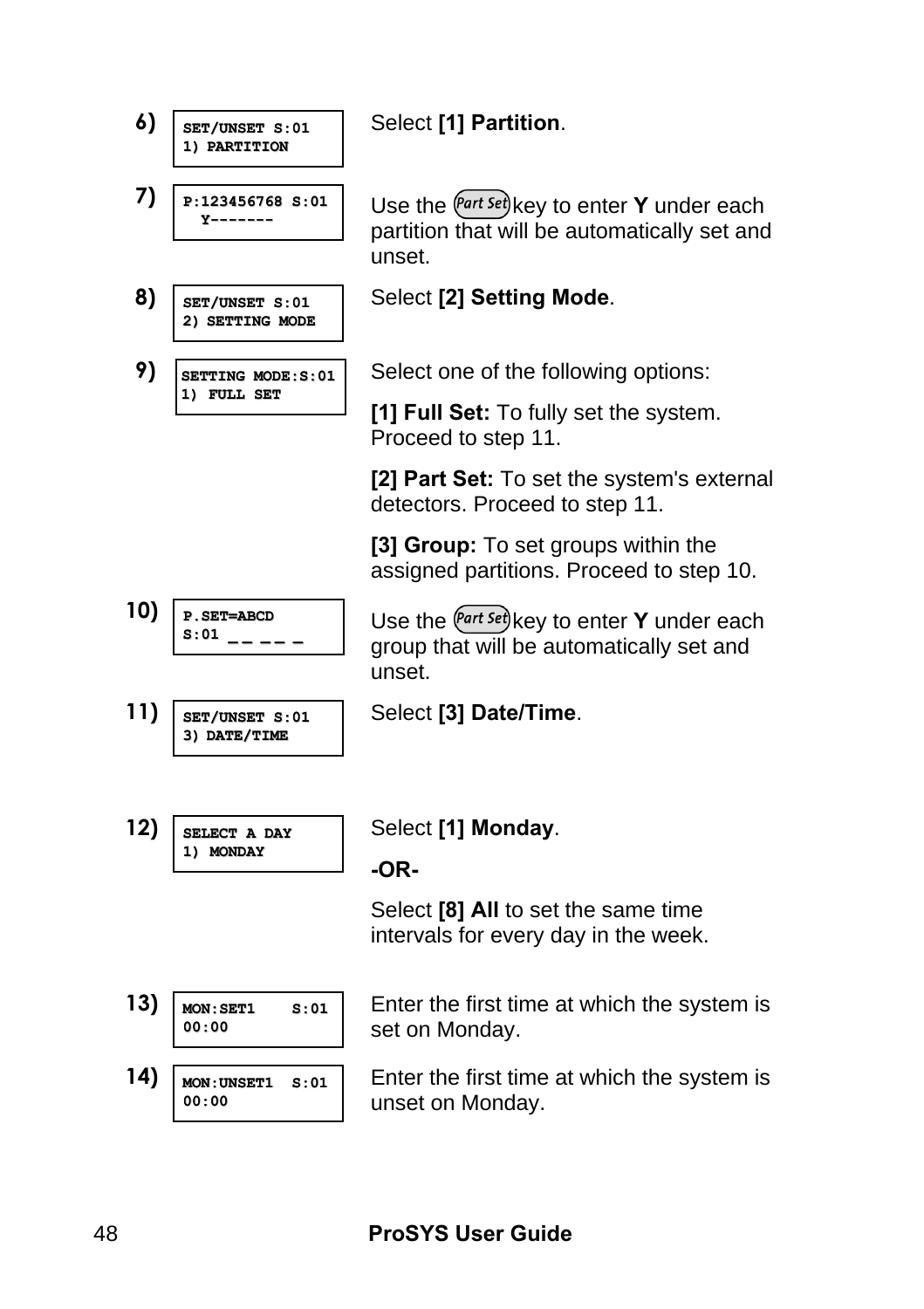6)

```
SET/UNSET S:01
1) PARTITION
```

Select **[1] Partition**.

7)

```
P:123456768 S:01
  Y-------
```

Use the Part Set key to enter **Y** under each partition that will be automatically set and unset.

8)

```
SET/UNSET S:01
2) SETTING MODE
```

Select **[2] Setting Mode**.

9)

```
SETTING MODE:S:01
1) FULL SET
```

Select one of the following options:

**[1] Full Set:** To fully set the system. Proceed to step 11.

**[2] Part Set:** To set the system's external detectors. Proceed to step 11.

**[3] Group:** To set groups within the assigned partitions. Proceed to step 10.

10)

```
P.SET=ABCD
S:01 __ __ _
```

Use the Part Set key to enter **Y** under each group that will be automatically set and unset.

11)

```
SET/UNSET S:01
3) DATE/TIME
```

Select **[3] Date/Time**.

12)

```
SELECT A DAY
1) MONDAY
```

Select **[1] Monday**.

**-OR-**

Select **[8] All** to set the same time intervals for every day in the week.

13)

```
MON:SET1    S:01
00:00
```

Enter the first time at which the system is set on Monday.

14)

```
MON:UNSET1  S:01
00:00
```

Enter the first time at which the system is unset on Monday.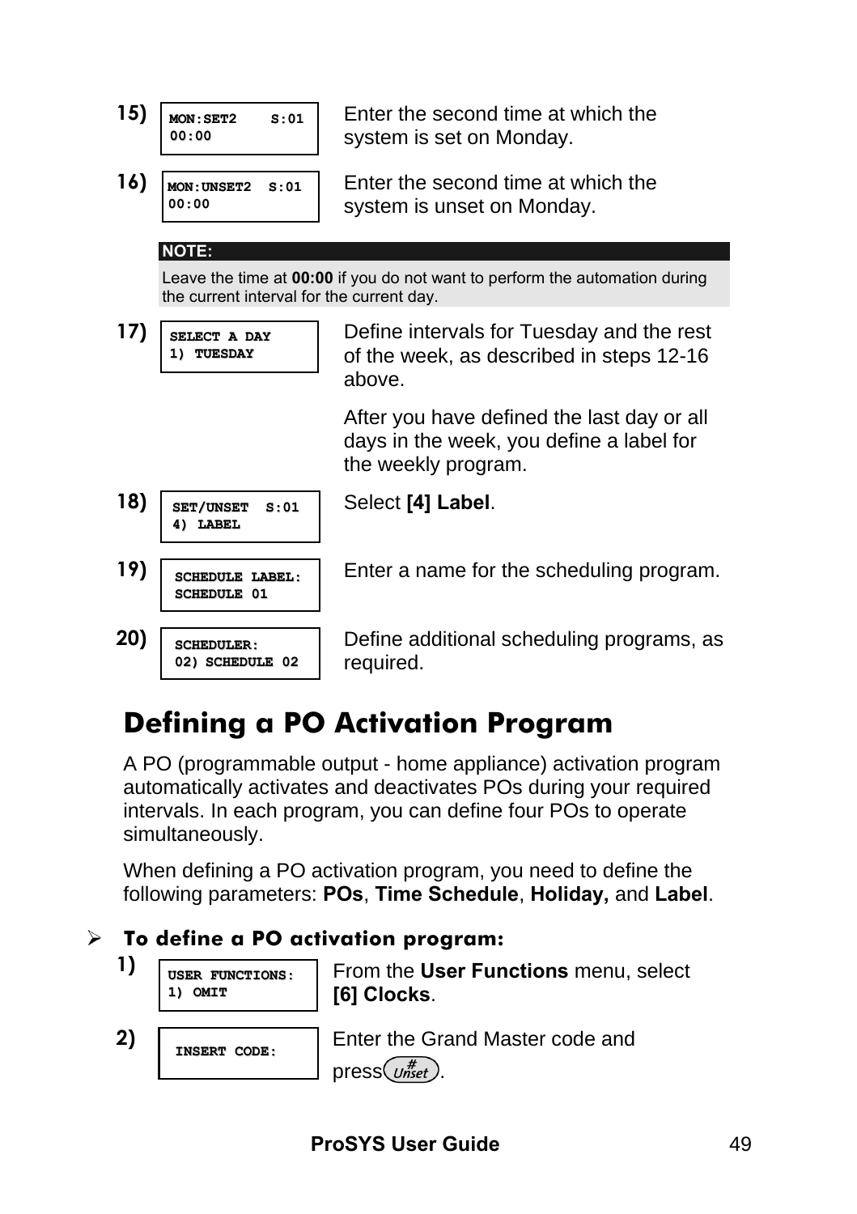15)

```
MON:SET2    S:01
00:00
```

Enter the second time at which the system is set on Monday.

16)

```
MON:UNSET2  S:01
00:00
```

Enter the second time at which the system is unset on Monday.

> **NOTE:**
> Leave the time at **00:00** if you do not want to perform the automation during the current interval for the current day.

17)

```
SELECT A DAY
1) TUESDAY
```

Define intervals for Tuesday and the rest of the week, as described in steps 12-16 above.

After you have defined the last day or all days in the week, you define a label for the weekly program.

18)

```
SET/UNSET  S:01
4) LABEL
```

Select **[4] Label**.

19)

```
SCHEDULE LABEL:
SCHEDULE 01
```

Enter a name for the scheduling program.

20)

```
SCHEDULER:
02) SCHEDULE 02
```

Define additional scheduling programs, as required.

# Defining a PO Activation Program

A PO (programmable output - home appliance) activation program automatically activates and deactivates POs during your required intervals. In each program, you can define four POs to operate simultaneously.

When defining a PO activation program, you need to define the following parameters: **POs**, **Time Schedule**, **Holiday,** and **Label**.

### ➢ To define a PO activation program:

1)

```
USER FUNCTIONS:
1) OMIT
```

From the **User Functions** menu, select **[6] Clocks**.

2)

```
INSERT CODE:
```

Enter the Grand Master code and press (# Unset).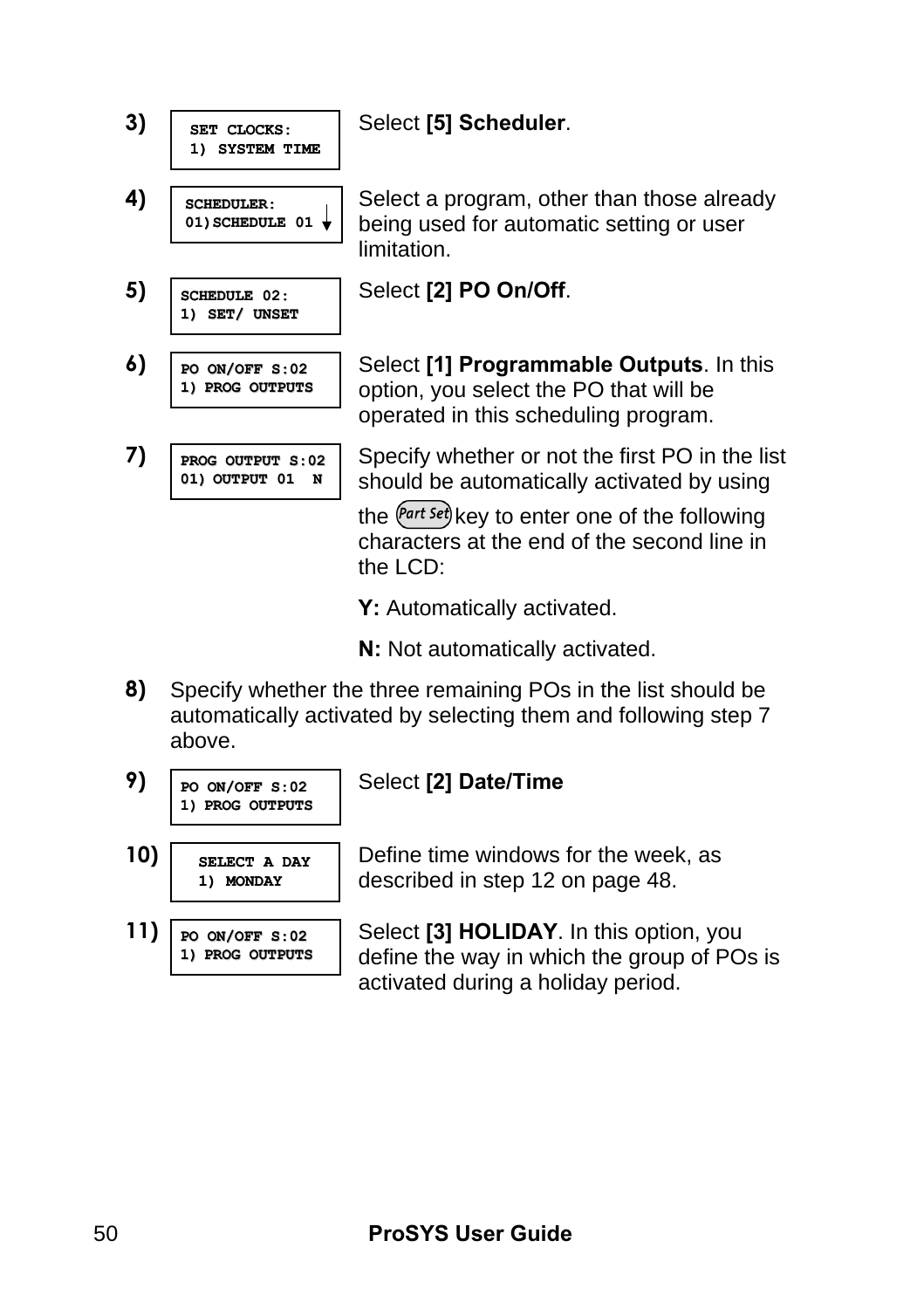3)

```
SET CLOCKS:
1) SYSTEM TIME
```

Select **[5] Scheduler**.

4)

```
SCHEDULER:
01)SCHEDULE 01 ↓
```

Select a program, other than those already being used for automatic setting or user limitation.

5)

```
SCHEDULE 02:
1) SET/ UNSET
```

Select **[2] PO On/Off**.

6)

```
PO ON/OFF S:02
1) PROG OUTPUTS
```

Select **[1] Programmable Outputs**. In this option, you select the PO that will be operated in this scheduling program.

7)

```
PROG OUTPUT S:02
01) OUTPUT 01  N
```

Specify whether or not the first PO in the list should be automatically activated by using the Part Set key to enter one of the following characters at the end of the second line in the LCD:

**Y:** Automatically activated.

**N:** Not automatically activated.

8) Specify whether the three remaining POs in the list should be automatically activated by selecting them and following step 7 above.

9)

```
PO ON/OFF S:02
1) PROG OUTPUTS
```

Select **[2] Date/Time**

10)

```
SELECT A DAY
1) MONDAY
```

Define time windows for the week, as described in step 12 on page 48.

11)

```
PO ON/OFF S:02
1) PROG OUTPUTS
```

Select **[3] HOLIDAY**. In this option, you define the way in which the group of POs is activated during a holiday period.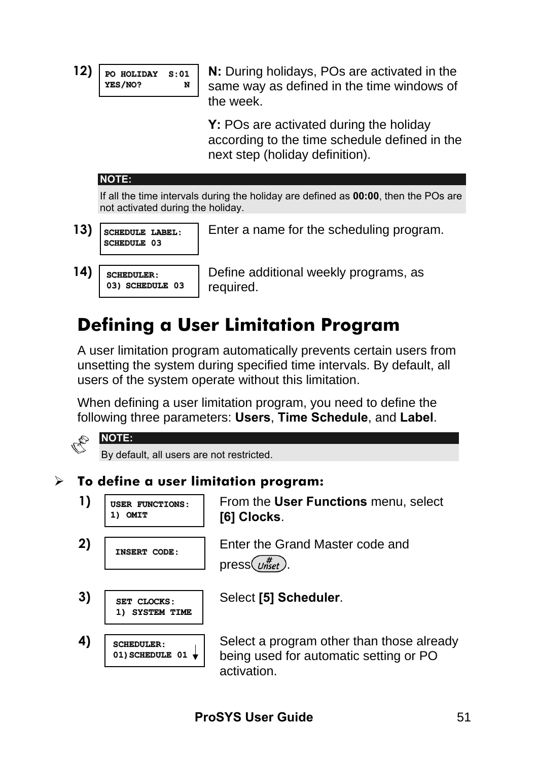12) `PO HOLIDAY S:01 YES/NO? N`

**N:** During holidays, POs are activated in the same way as defined in the time windows of the week.

**Y:** POs are activated during the holiday according to the time schedule defined in the next step (holiday definition).

> **NOTE:**
> If all the time intervals during the holiday are defined as **00:00**, then the POs are not activated during the holiday.

13) `SCHEDULE LABEL: SCHEDULE 03`

Enter a name for the scheduling program.

14) `SCHEDULER: 03) SCHEDULE 03`

Define additional weekly programs, as required.

## Defining a User Limitation Program

A user limitation program automatically prevents certain users from unsetting the system during specified time intervals. By default, all users of the system operate without this limitation.

When defining a user limitation program, you need to define the following three parameters: **Users**, **Time Schedule**, and **Label**.

> **NOTE:**
> By default, all users are not restricted.

### To define a user limitation program:

1) `USER FUNCTIONS: 1) OMIT`

From the **User Functions** menu, select **[6] Clocks**.

2) `INSERT CODE:`

Enter the Grand Master code and press (#/Unset).

3) `SET CLOCKS: 1) SYSTEM TIME`

Select **[5] Scheduler**.

4) `SCHEDULER: 01)SCHEDULE 01 ↓`

Select a program other than those already being used for automatic setting or PO activation.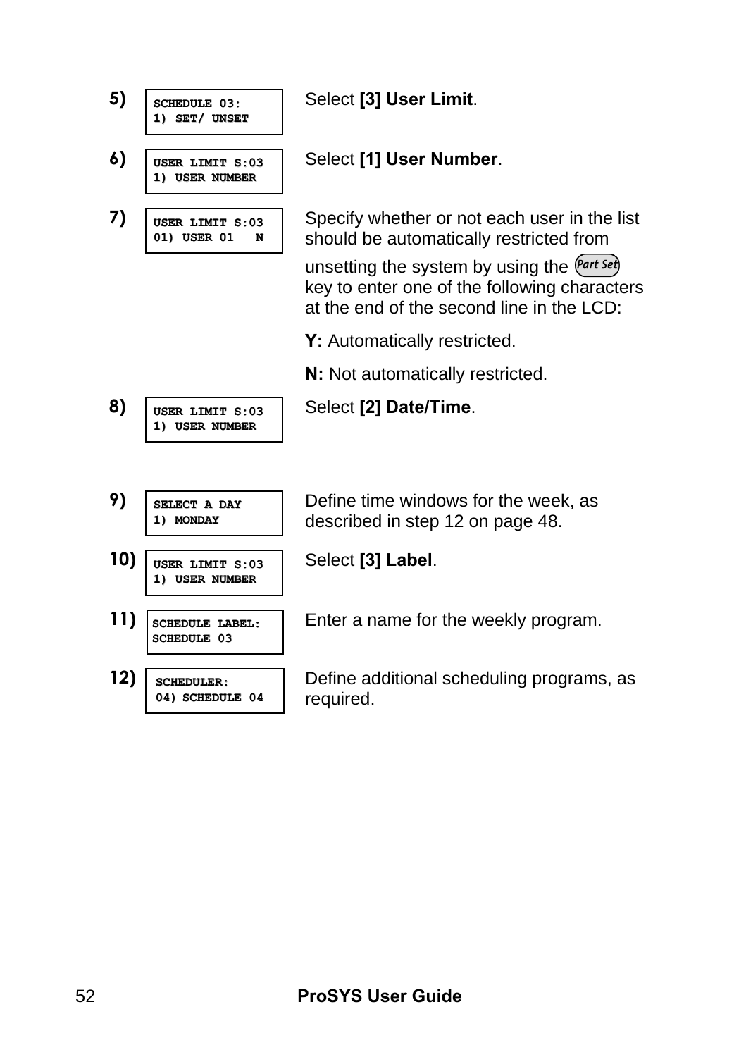5)

```
SCHEDULE 03:
1) SET/ UNSET
```

Select **[3] User Limit**.

6)

```
USER LIMIT S:03
1) USER NUMBER
```

Select **[1] User Number**.

7)

```
USER LIMIT S:03
01) USER 01   N
```

Specify whether or not each user in the list should be automatically restricted from unsetting the system by using the Part Set key to enter one of the following characters at the end of the second line in the LCD:

**Y:** Automatically restricted.

**N:** Not automatically restricted.

8)

```
USER LIMIT S:03
1) USER NUMBER
```

Select **[2] Date/Time**.

9)

```
SELECT A DAY
1) MONDAY
```

Define time windows for the week, as described in step 12 on page 48.

10)

```
USER LIMIT S:03
1) USER NUMBER
```

Select **[3] Label**.

11)

```
SCHEDULE LABEL:
SCHEDULE 03
```

Enter a name for the weekly program.

12)

```
SCHEDULER:
04) SCHEDULE 04
```

Define additional scheduling programs, as required.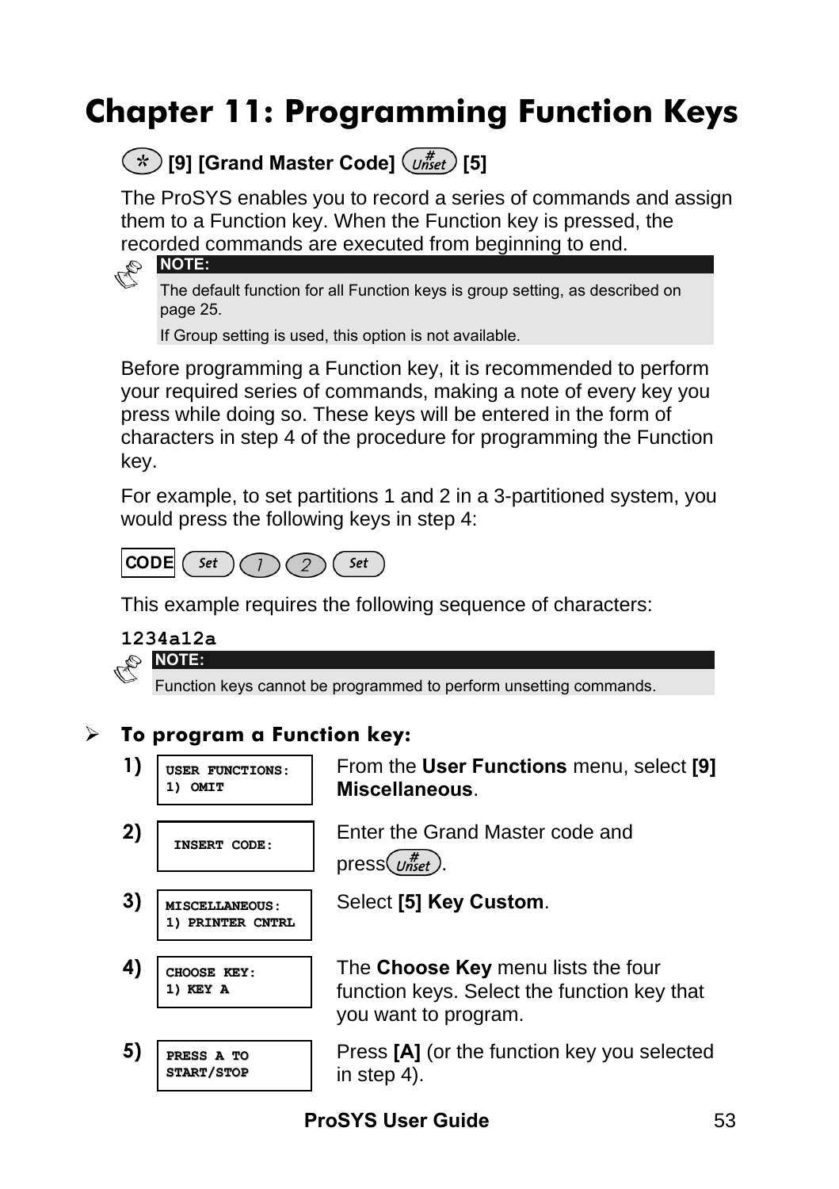# Chapter 11: Programming Function Keys

[*] [9] [Grand Master Code] [#/Unset] [5]

The ProSYS enables you to record a series of commands and assign them to a Function key. When the Function key is pressed, the recorded commands are executed from beginning to end.

> **NOTE:**
>
> The default function for all Function keys is group setting, as described on page 25.
>
> If Group setting is used, this option is not available.

Before programming a Function key, it is recommended to perform your required series of commands, making a note of every key you press while doing so. These keys will be entered in the form of characters in step 4 of the procedure for programming the Function key.

For example, to set partitions 1 and 2 in a 3-partitioned system, you would press the following keys in step 4:

CODE [Set] [1] [2] [Set]

This example requires the following sequence of characters:

**1234a12a**

> **NOTE:**
>
> Function keys cannot be programmed to perform unsetting commands.

### ➢ To program a Function key:

| Step | Display | Action |
|---|---|---|
| 1) | USER FUNCTIONS:<br>1) OMIT | From the **User Functions** menu, select **[9] Miscellaneous**. |
| 2) | INSERT CODE: | Enter the Grand Master code and press [#/Unset]. |
| 3) | MISCELLANEOUS:<br>1) PRINTER CNTRL | Select **[5] Key Custom**. |
| 4) | CHOOSE KEY:<br>1) KEY A | The **Choose Key** menu lists the four function keys. Select the function key that you want to program. |
| 5) | PRESS A TO<br>START/STOP | Press **[A]** (or the function key you selected in step 4). |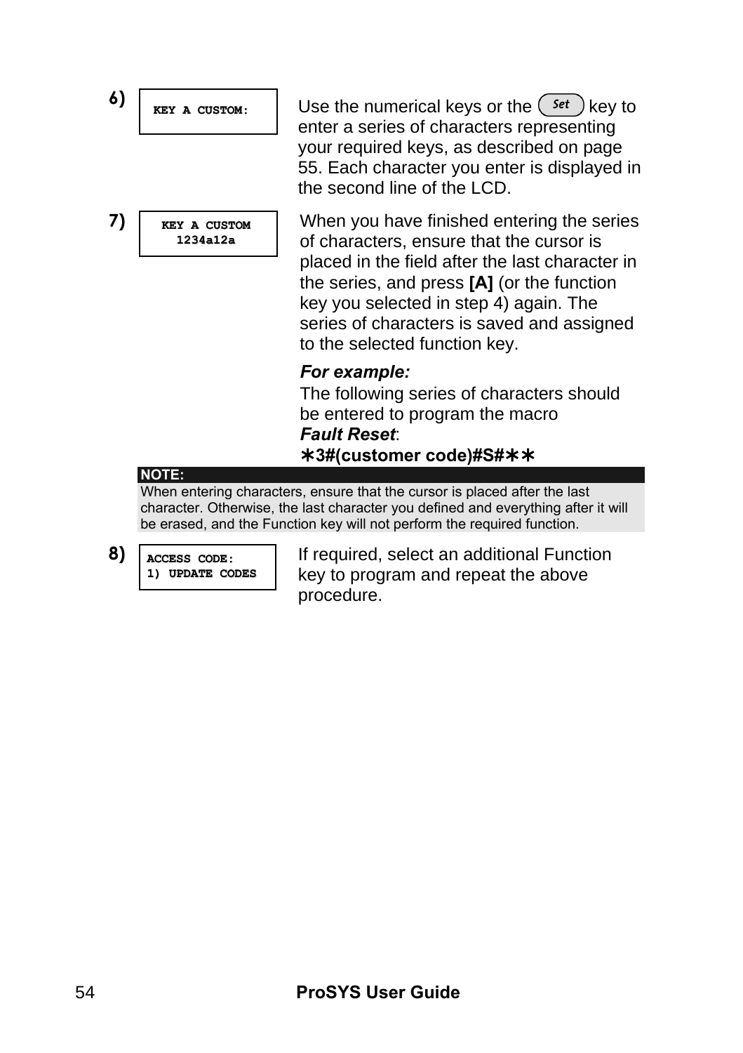**6)**

```
KEY A CUSTOM:
```

Use the numerical keys or the *Set* key to enter a series of characters representing your required keys, as described on page 55. Each character you enter is displayed in the second line of the LCD.

**7)**

```
KEY A CUSTOM
1234a12a
```

When you have finished entering the series of characters, ensure that the cursor is placed in the field after the last character in the series, and press **[A]** (or the function key you selected in step 4) again. The series of characters is saved and assigned to the selected function key.

***For example:***

The following series of characters should be entered to program the macro ***Fault Reset***:

**∗3#(customer code)#S#∗∗**

**NOTE:**

When entering characters, ensure that the cursor is placed after the last character. Otherwise, the last character you defined and everything after it will be erased, and the Function key will not perform the required function.

**8)**

```
ACCESS CODE:
1) UPDATE CODES
```

If required, select an additional Function key to program and repeat the above procedure.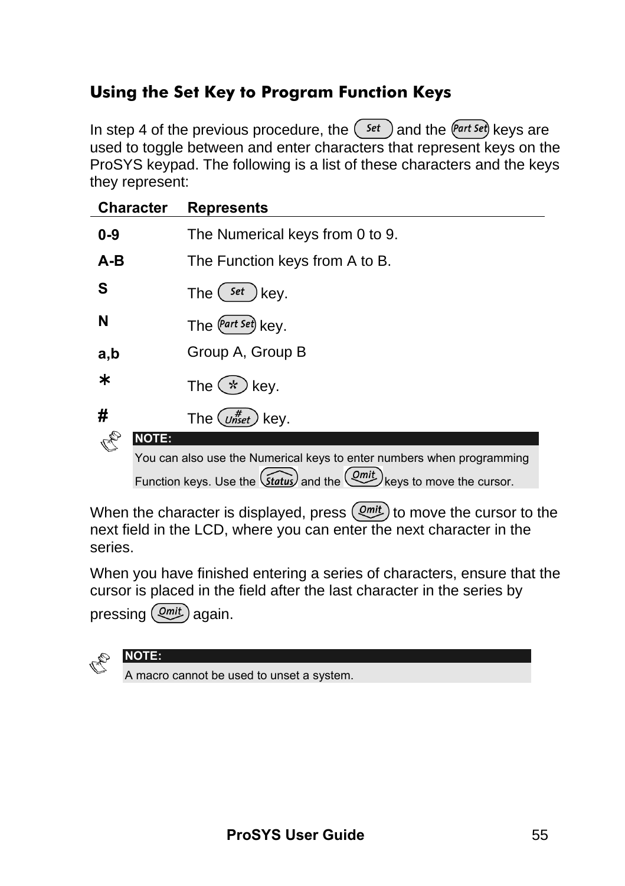## Using the Set Key to Program Function Keys

In step 4 of the previous procedure, the Set and the Part Set keys are used to toggle between and enter characters that represent keys on the ProSYS keypad. The following is a list of these characters and the keys they represent:

| Character | Represents |
|---|---|
| **0-9** | The Numerical keys from 0 to 9. |
| **A-B** | The Function keys from A to B. |
| **S** | The Set key. |
| **N** | The Part Set key. |
| **a,b** | Group A, Group B |
| **\*** | The * key. |
| **#** | The # Unset key. |

> **NOTE:**
> You can also use the Numerical keys to enter numbers when programming Function keys. Use the Status and the Omit keys to move the cursor.

When the character is displayed, press Omit to move the cursor to the next field in the LCD, where you can enter the next character in the series.

When you have finished entering a series of characters, ensure that the cursor is placed in the field after the last character in the series by pressing Omit again.

> **NOTE:**
> A macro cannot be used to unset a system.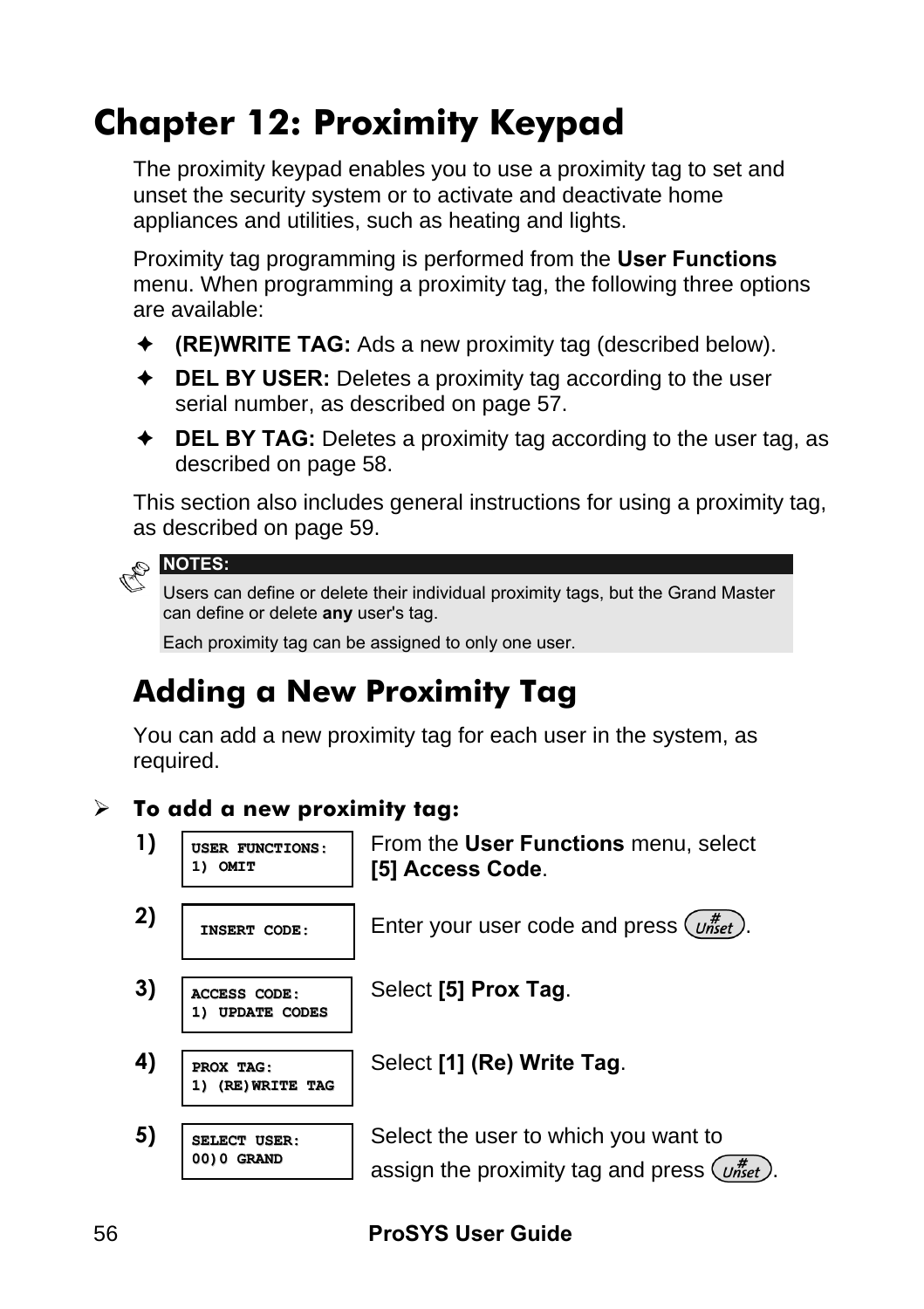# Chapter 12: Proximity Keypad

The proximity keypad enables you to use a proximity tag to set and unset the security system or to activate and deactivate home appliances and utilities, such as heating and lights.

Proximity tag programming is performed from the **User Functions** menu. When programming a proximity tag, the following three options are available:

- **(RE)WRITE TAG:** Ads a new proximity tag (described below).
- **DEL BY USER:** Deletes a proximity tag according to the user serial number, as described on page 57.
- **DEL BY TAG:** Deletes a proximity tag according to the user tag, as described on page 58.

This section also includes general instructions for using a proximity tag, as described on page 59.

> **NOTES:**
>
> Users can define or delete their individual proximity tags, but the Grand Master can define or delete **any** user's tag.
>
> Each proximity tag can be assigned to only one user.

## Adding a New Proximity Tag

You can add a new proximity tag for each user in the system, as required.

### To add a new proximity tag:

1) `USER FUNCTIONS: 1) OMIT`
   From the **User Functions** menu, select **[5] Access Code**.

2) `INSERT CODE:`
   Enter your user code and press (#/Unset).

3) `ACCESS CODE: 1) UPDATE CODES`
   Select **[5] Prox Tag**.

4) `PROX TAG: 1) (RE)WRITE TAG`
   Select **[1] (Re) Write Tag**.

5) `SELECT USER: 00)0 GRAND`
   Select the user to which you want to assign the proximity tag and press (#/Unset).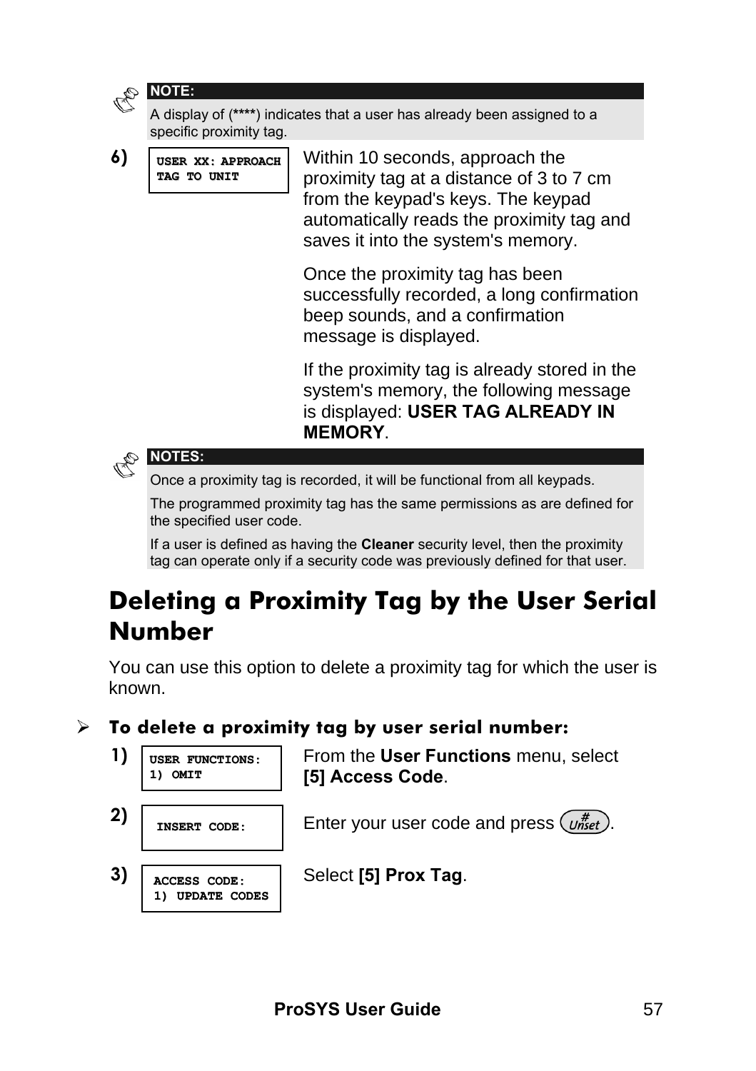> **NOTE:**
> A display of (****) indicates that a user has already been assigned to a specific proximity tag.

6) `USER XX: APPROACH TAG TO UNIT`

Within 10 seconds, approach the proximity tag at a distance of 3 to 7 cm from the keypad's keys. The keypad automatically reads the proximity tag and saves it into the system's memory.

Once the proximity tag has been successfully recorded, a long confirmation beep sounds, and a confirmation message is displayed.

If the proximity tag is already stored in the system's memory, the following message is displayed: **USER TAG ALREADY IN MEMORY**.

> **NOTES:**
> Once a proximity tag is recorded, it will be functional from all keypads.
>
> The programmed proximity tag has the same permissions as are defined for the specified user code.
>
> If a user is defined as having the **Cleaner** security level, then the proximity tag can operate only if a security code was previously defined for that user.

## Deleting a Proximity Tag by the User Serial Number

You can use this option to delete a proximity tag for which the user is known.

➢ **To delete a proximity tag by user serial number:**

1) `USER FUNCTIONS: 1) OMIT`

From the **User Functions** menu, select **[5] Access Code**.

2) `INSERT CODE:`

Enter your user code and press #/Unset.

3) `ACCESS CODE: 1) UPDATE CODES`

Select **[5] Prox Tag**.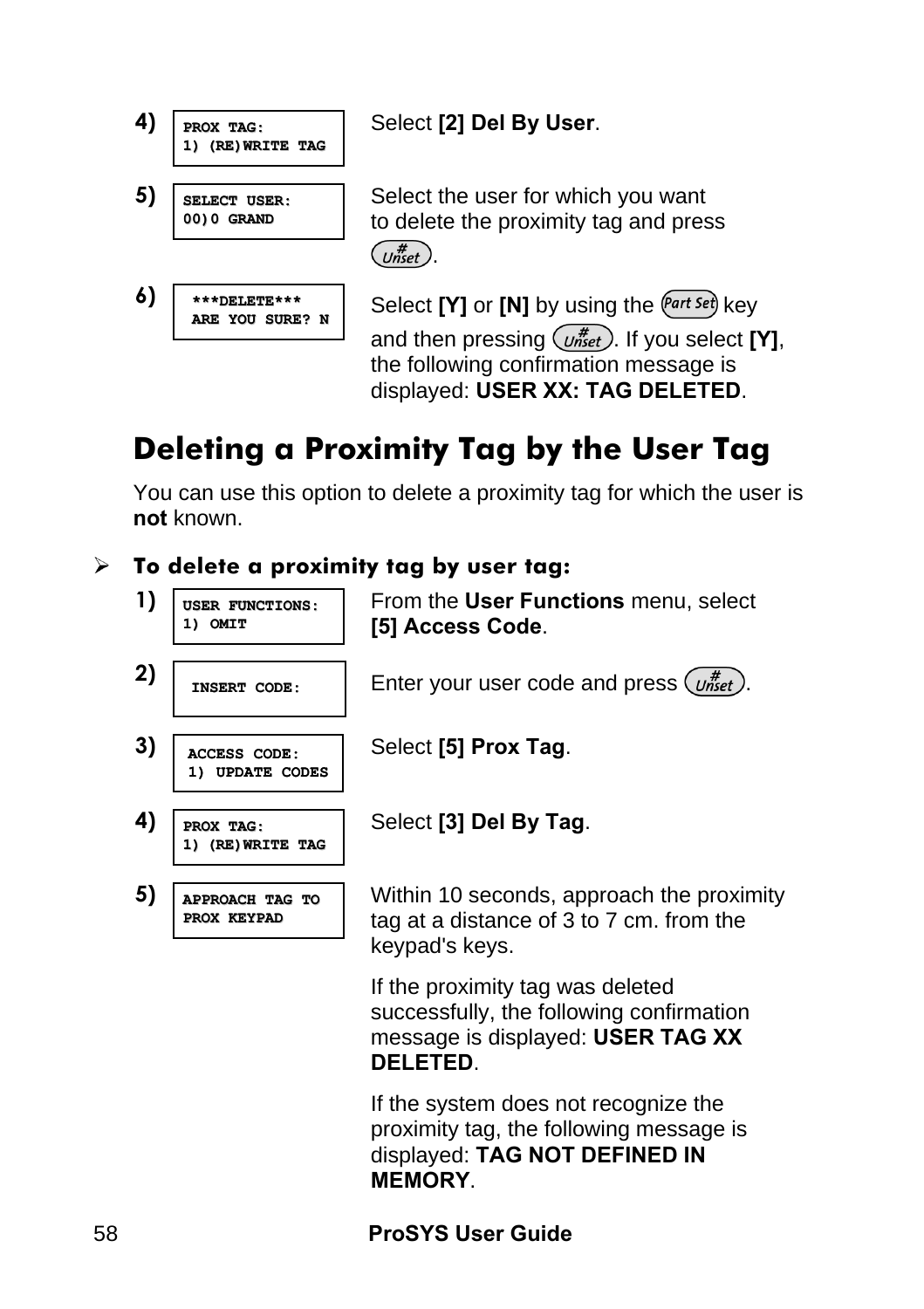4) `PROX TAG: 1) (RE)WRITE TAG`

Select **[2] Del By User**.

5) `SELECT USER: 00)0 GRAND`

Select the user for which you want to delete the proximity tag and press (#/Unset).

6) `***DELETE*** ARE YOU SURE? N`

Select **[Y]** or **[N]** by using the (Part Set) key and then pressing (#/Unset). If you select **[Y]**, the following confirmation message is displayed: **USER XX: TAG DELETED**.

## Deleting a Proximity Tag by the User Tag

You can use this option to delete a proximity tag for which the user is **not** known.

### ➢ To delete a proximity tag by user tag:

1) `USER FUNCTIONS: 1) OMIT`

From the **User Functions** menu, select **[5] Access Code**.

2) `INSERT CODE:`

Enter your user code and press (#/Unset).

3) `ACCESS CODE: 1) UPDATE CODES`

Select **[5] Prox Tag**.

4) `PROX TAG: 1) (RE)WRITE TAG`

Select **[3] Del By Tag**.

5) `APPROACH TAG TO PROX KEYPAD`

Within 10 seconds, approach the proximity tag at a distance of 3 to 7 cm. from the keypad's keys.

If the proximity tag was deleted successfully, the following confirmation message is displayed: **USER TAG XX DELETED**.

If the system does not recognize the proximity tag, the following message is displayed: **TAG NOT DEFINED IN MEMORY**.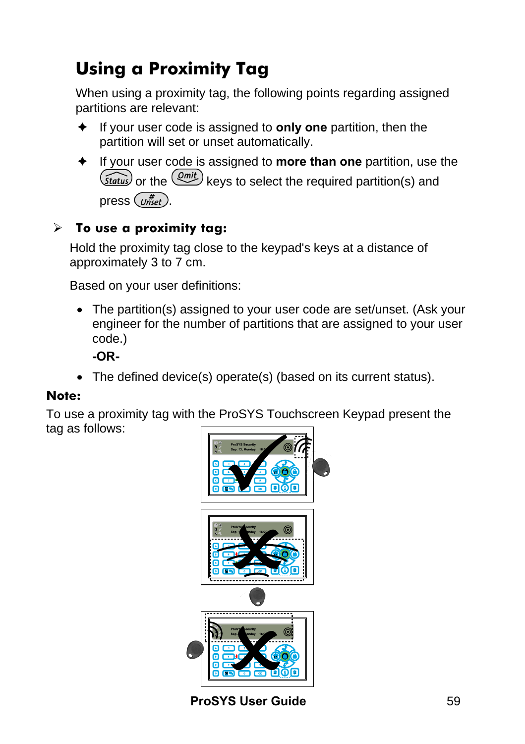# Using a Proximity Tag

When using a proximity tag, the following points regarding assigned partitions are relevant:

- ✦ If your user code is assigned to **only one** partition, then the partition will set or unset automatically.
- ✦ If your user code is assigned to **more than one** partition, use the Status or the Omit keys to select the required partition(s) and press # Unset.

➢ **To use a proximity tag:**

Hold the proximity tag close to the keypad's keys at a distance of approximately 3 to 7 cm.

Based on your user definitions:

- The partition(s) assigned to your user code are set/unset. (Ask your engineer for the number of partitions that are assigned to your user code.)

  **-OR-**

- The defined device(s) operate(s) (based on its current status).

**Note:**

To use a proximity tag with the ProSYS Touchscreen Keypad present the tag as follows: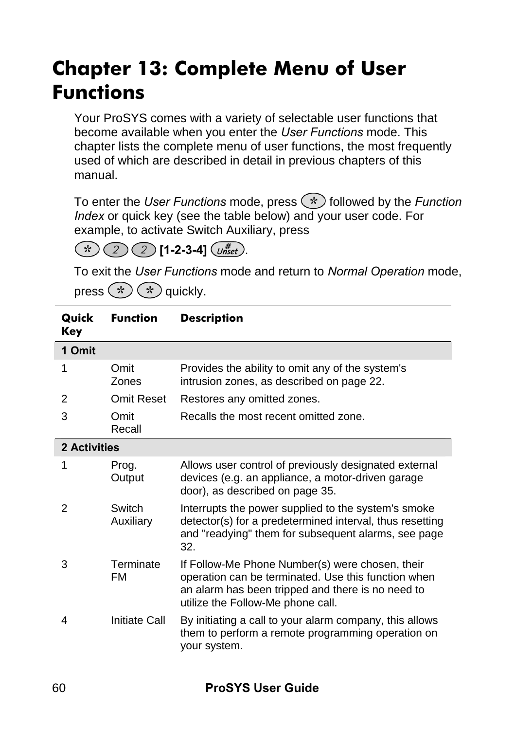# Chapter 13: Complete Menu of User Functions

Your ProSYS comes with a variety of selectable user functions that become available when you enter the *User Functions* mode. This chapter lists the complete menu of user functions, the most frequently used of which are described in detail in previous chapters of this manual.

To enter the *User Functions* mode, press * followed by the *Function Index* or quick key (see the table below) and your user code. For example, to activate Switch Auxiliary, press

* 2 2 **[1-2-3-4]** #.

To exit the *User Functions* mode and return to *Normal Operation* mode, press * * quickly.

| Quick Key | Function | Description |
|---|---|---|
| **1 Omit** | | |
| 1 | Omit Zones | Provides the ability to omit any of the system's intrusion zones, as described on page 22. |
| 2 | Omit Reset | Restores any omitted zones. |
| 3 | Omit Recall | Recalls the most recent omitted zone. |
| **2 Activities** | | |
| 1 | Prog. Output | Allows user control of previously designated external devices (e.g. an appliance, a motor-driven garage door), as described on page 35. |
| 2 | Switch Auxiliary | Interrupts the power supplied to the system's smoke detector(s) for a predetermined interval, thus resetting and "readying" them for subsequent alarms, see page 32. |
| 3 | Terminate FM | If Follow-Me Phone Number(s) were chosen, their operation can be terminated. Use this function when an alarm has been tripped and there is no need to utilize the Follow-Me phone call. |
| 4 | Initiate Call | By initiating a call to your alarm company, this allows them to perform a remote programming operation on your system. |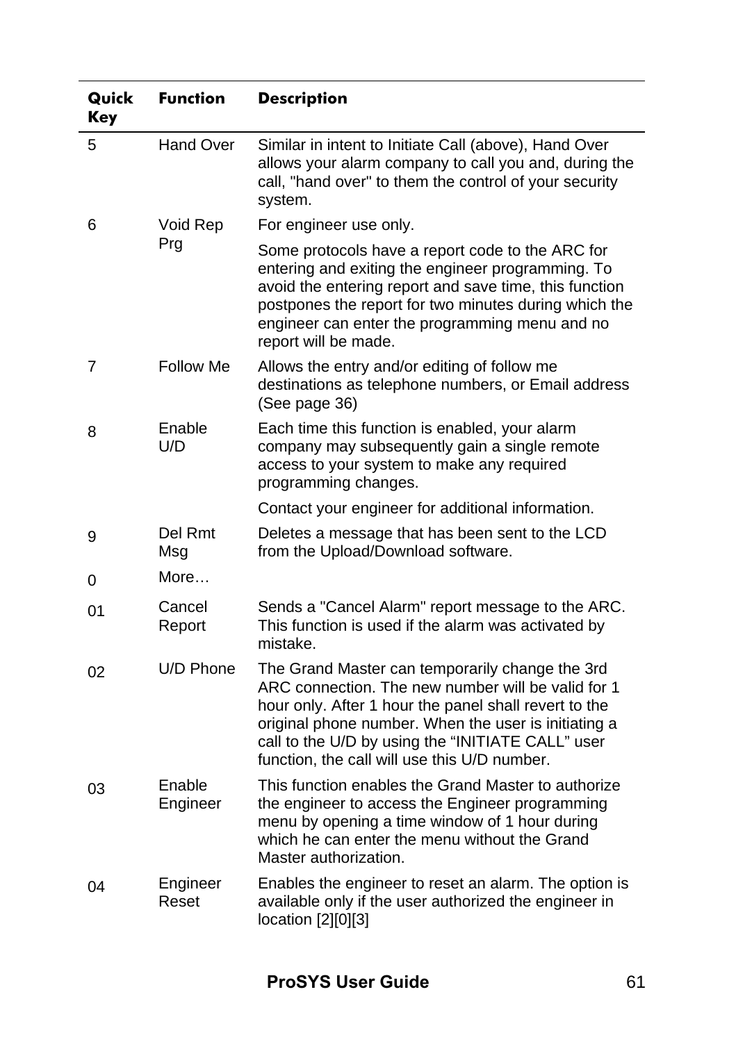| Quick Key | Function | Description |
|---|---|---|
| 5 | Hand Over | Similar in intent to Initiate Call (above), Hand Over allows your alarm company to call you and, during the call, "hand over" to them the control of your security system. |
| 6 | Void Rep Prg | For engineer use only.<br><br>Some protocols have a report code to the ARC for entering and exiting the engineer programming. To avoid the entering report and save time, this function postpones the report for two minutes during which the engineer can enter the programming menu and no report will be made. |
| 7 | Follow Me | Allows the entry and/or editing of follow me destinations as telephone numbers, or Email address (See page 36) |
| 8 | Enable U/D | Each time this function is enabled, your alarm company may subsequently gain a single remote access to your system to make any required programming changes.<br><br>Contact your engineer for additional information. |
| 9 | Del Rmt Msg | Deletes a message that has been sent to the LCD from the Upload/Download software. |
| 0 | More… | |
| 01 | Cancel Report | Sends a "Cancel Alarm" report message to the ARC. This function is used if the alarm was activated by mistake. |
| 02 | U/D Phone | The Grand Master can temporarily change the 3rd ARC connection. The new number will be valid for 1 hour only. After 1 hour the panel shall revert to the original phone number. When the user is initiating a call to the U/D by using the “INITIATE CALL” user function, the call will use this U/D number. |
| 03 | Enable Engineer | This function enables the Grand Master to authorize the engineer to access the Engineer programming menu by opening a time window of 1 hour during which he can enter the menu without the Grand Master authorization. |
| 04 | Engineer Reset | Enables the engineer to reset an alarm. The option is available only if the user authorized the engineer in location [2][0][3] |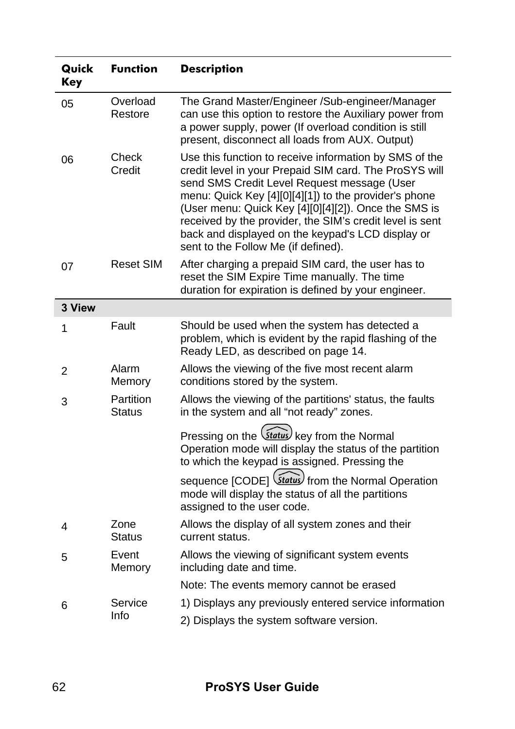| Quick Key | Function | Description |
|---|---|---|
| 05 | Overload Restore | The Grand Master/Engineer /Sub-engineer/Manager can use this option to restore the Auxiliary power from a power supply, power (If overload condition is still present, disconnect all loads from AUX. Output) |
| 06 | Check Credit | Use this function to receive information by SMS of the credit level in your Prepaid SIM card. The ProSYS will send SMS Credit Level Request message (User menu: Quick Key [4][0][4][1]) to the provider's phone (User menu: Quick Key [4][0][4][2]). Once the SMS is received by the provider, the SIM's credit level is sent back and displayed on the keypad's LCD display or sent to the Follow Me (if defined). |
| 07 | Reset SIM | After charging a prepaid SIM card, the user has to reset the SIM Expire Time manually. The time duration for expiration is defined by your engineer. |
| **3 View** | | |
| 1 | Fault | Should be used when the system has detected a problem, which is evident by the rapid flashing of the Ready LED, as described on page 14. |
| 2 | Alarm Memory | Allows the viewing of the five most recent alarm conditions stored by the system. |
| 3 | Partition Status | Allows the viewing of the partitions' status, the faults in the system and all “not ready” zones.<br>Pressing on the Status key from the Normal Operation mode will display the status of the partition to which the keypad is assigned. Pressing the sequence [CODE] Status from the Normal Operation mode will display the status of all the partitions assigned to the user code. |
| 4 | Zone Status | Allows the display of all system zones and their current status. |
| 5 | Event Memory | Allows the viewing of significant system events including date and time.<br>Note: The events memory cannot be erased |
| 6 | Service Info | 1) Displays any previously entered service information<br>2) Displays the system software version. |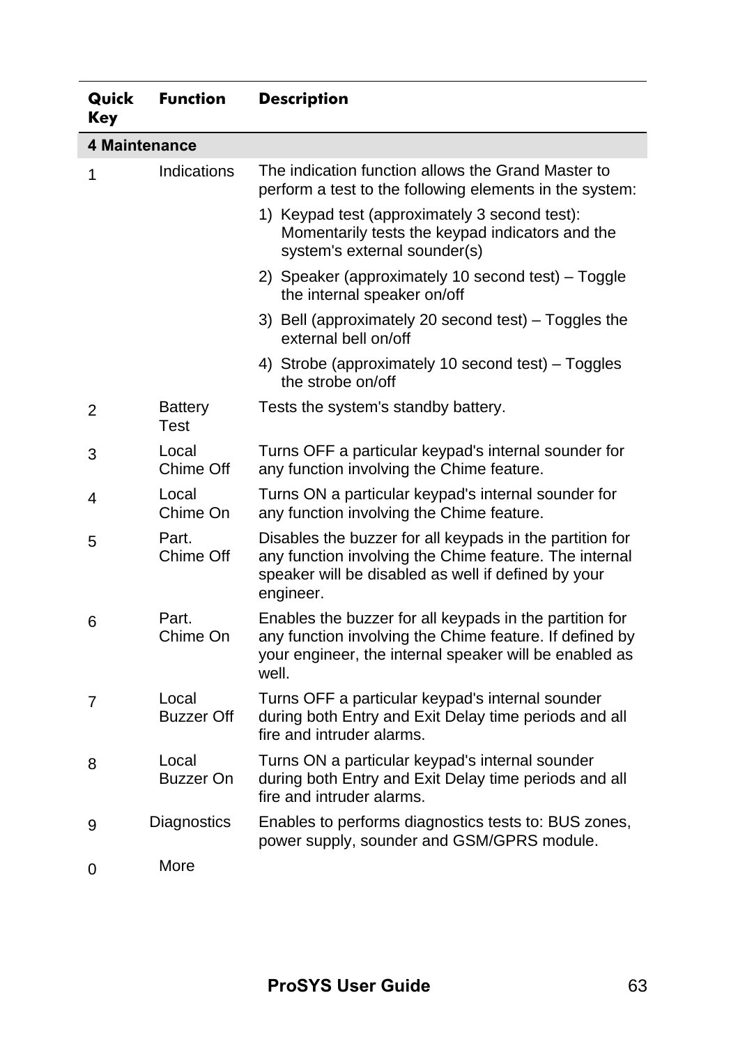| Quick Key | Function | Description |
|---|---|---|
| **4 Maintenance** | | |
| 1 | Indications | The indication function allows the Grand Master to perform a test to the following elements in the system:<br>1) Keypad test (approximately 3 second test): Momentarily tests the keypad indicators and the system's external sounder(s)<br>2) Speaker (approximately 10 second test) – Toggle the internal speaker on/off<br>3) Bell (approximately 20 second test) – Toggles the external bell on/off<br>4) Strobe (approximately 10 second test) – Toggles the strobe on/off |
| 2 | Battery Test | Tests the system's standby battery. |
| 3 | Local Chime Off | Turns OFF a particular keypad's internal sounder for any function involving the Chime feature. |
| 4 | Local Chime On | Turns ON a particular keypad's internal sounder for any function involving the Chime feature. |
| 5 | Part. Chime Off | Disables the buzzer for all keypads in the partition for any function involving the Chime feature. The internal speaker will be disabled as well if defined by your engineer. |
| 6 | Part. Chime On | Enables the buzzer for all keypads in the partition for any function involving the Chime feature. If defined by your engineer, the internal speaker will be enabled as well. |
| 7 | Local Buzzer Off | Turns OFF a particular keypad's internal sounder during both Entry and Exit Delay time periods and all fire and intruder alarms. |
| 8 | Local Buzzer On | Turns ON a particular keypad's internal sounder during both Entry and Exit Delay time periods and all fire and intruder alarms. |
| 9 | Diagnostics | Enables to performs diagnostics tests to: BUS zones, power supply, sounder and GSM/GPRS module. |
| 0 | More | |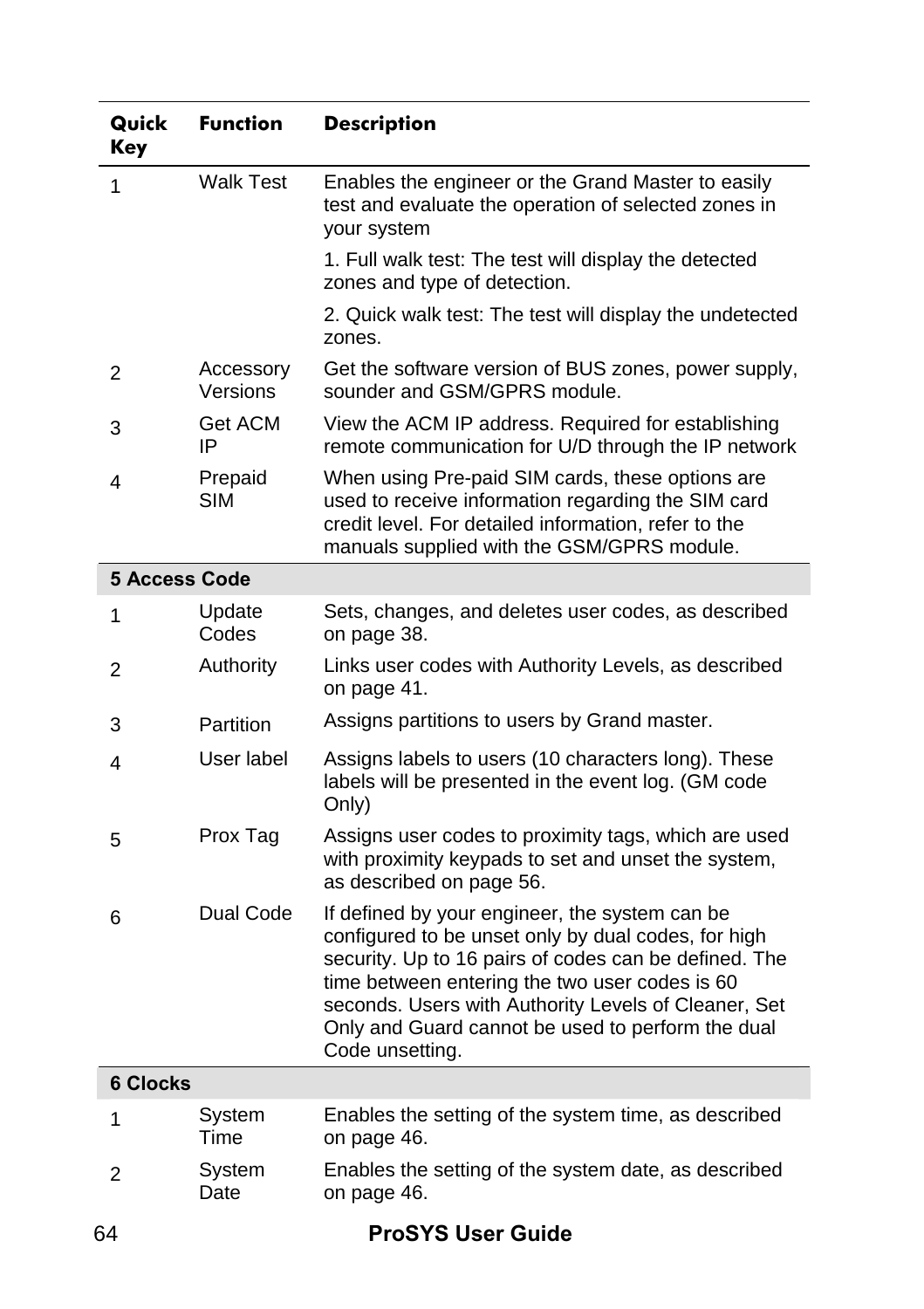| Quick Key | Function | Description |
|---|---|---|
| 1 | Walk Test | Enables the engineer or the Grand Master to easily test and evaluate the operation of selected zones in your system<br>1. Full walk test: The test will display the detected zones and type of detection.<br>2. Quick walk test: The test will display the undetected zones. |
| 2 | Accessory Versions | Get the software version of BUS zones, power supply, sounder and GSM/GPRS module. |
| 3 | Get ACM IP | View the ACM IP address. Required for establishing remote communication for U/D through the IP network |
| 4 | Prepaid SIM | When using Pre-paid SIM cards, these options are used to receive information regarding the SIM card credit level. For detailed information, refer to the manuals supplied with the GSM/GPRS module. |
| **5 Access Code** | | |
| 1 | Update Codes | Sets, changes, and deletes user codes, as described on page 38. |
| 2 | Authority | Links user codes with Authority Levels, as described on page 41. |
| 3 | Partition | Assigns partitions to users by Grand master. |
| 4 | User label | Assigns labels to users (10 characters long). These labels will be presented in the event log. (GM code Only) |
| 5 | Prox Tag | Assigns user codes to proximity tags, which are used with proximity keypads to set and unset the system, as described on page 56. |
| 6 | Dual Code | If defined by your engineer, the system can be configured to be unset only by dual codes, for high security. Up to 16 pairs of codes can be defined. The time between entering the two user codes is 60 seconds. Users with Authority Levels of Cleaner, Set Only and Guard cannot be used to perform the dual Code unsetting. |
| **6 Clocks** | | |
| 1 | System Time | Enables the setting of the system time, as described on page 46. |
| 2 | System Date | Enables the setting of the system date, as described on page 46. |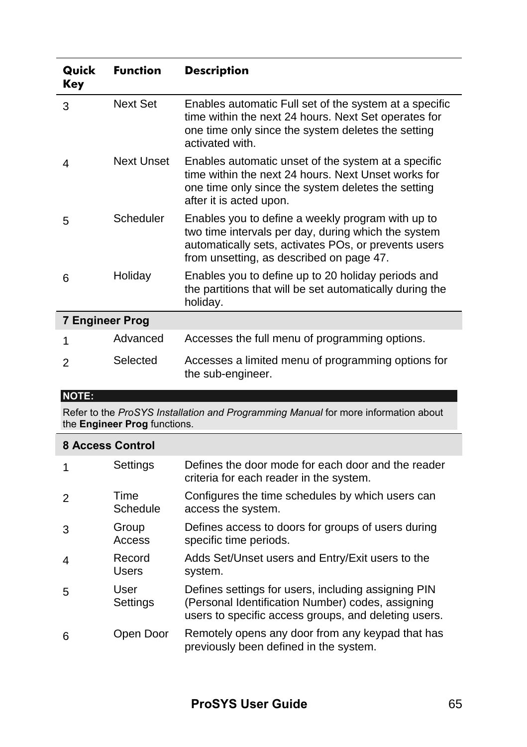| Quick Key | Function | Description |
|---|---|---|
| 3 | Next Set | Enables automatic Full set of the system at a specific time within the next 24 hours. Next Set operates for one time only since the system deletes the setting activated with. |
| 4 | Next Unset | Enables automatic unset of the system at a specific time within the next 24 hours. Next Unset works for one time only since the system deletes the setting after it is acted upon. |
| 5 | Scheduler | Enables you to define a weekly program with up to two time intervals per day, during which the system automatically sets, activates POs, or prevents users from unsetting, as described on page 47. |
| 6 | Holiday | Enables you to define up to 20 holiday periods and the partitions that will be set automatically during the holiday. |
| **7 Engineer Prog** | | |
| 1 | Advanced | Accesses the full menu of programming options. |
| 2 | Selected | Accesses a limited menu of programming options for the sub-engineer. |

**NOTE:**

Refer to the *ProSYS Installation and Programming Manual* for more information about the **Engineer Prog** functions.

| Quick Key | Function | Description |
|---|---|---|
| **8 Access Control** | | |
| 1 | Settings | Defines the door mode for each door and the reader criteria for each reader in the system. |
| 2 | Time Schedule | Configures the time schedules by which users can access the system. |
| 3 | Group Access | Defines access to doors for groups of users during specific time periods. |
| 4 | Record Users | Adds Set/Unset users and Entry/Exit users to the system. |
| 5 | User Settings | Defines settings for users, including assigning PIN (Personal Identification Number) codes, assigning users to specific access groups, and deleting users. |
| 6 | Open Door | Remotely opens any door from any keypad that has previously been defined in the system. |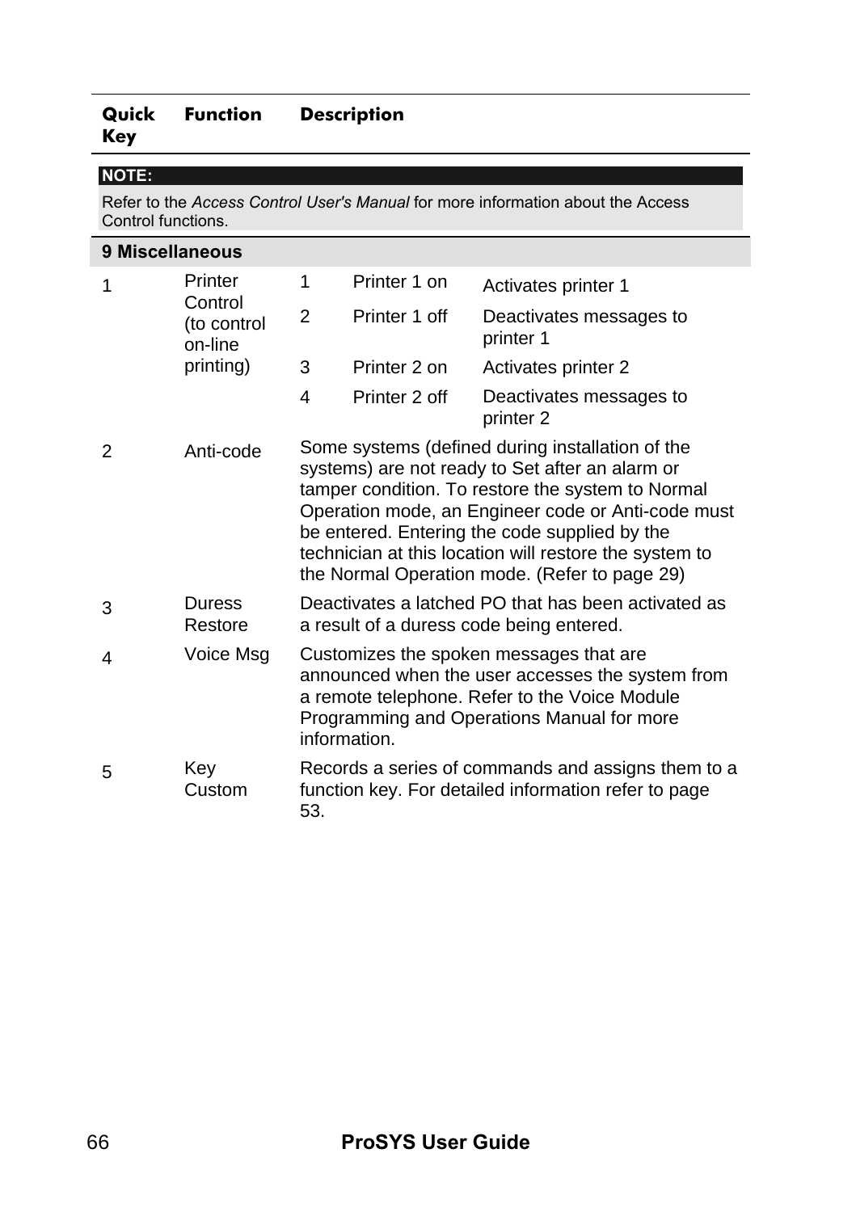| Quick Key | Function | Description | | |
|---|---|---|---|---|

**NOTE:**

Refer to the *Access Control User's Manual* for more information about the Access Control functions.

**9 Miscellaneous**

| Quick Key | Function | Description | | |
|---|---|---|---|---|
| 1 | Printer Control (to control on-line printing) | 1 | Printer 1 on | Activates printer 1 |
| | | 2 | Printer 1 off | Deactivates messages to printer 1 |
| | | 3 | Printer 2 on | Activates printer 2 |
| | | 4 | Printer 2 off | Deactivates messages to printer 2 |
| 2 | Anti-code | Some systems (defined during installation of the systems) are not ready to Set after an alarm or tamper condition. To restore the system to Normal Operation mode, an Engineer code or Anti-code must be entered. Entering the code supplied by the technician at this location will restore the system to the Normal Operation mode. (Refer to page 29) | | |
| 3 | Duress Restore | Deactivates a latched PO that has been activated as a result of a duress code being entered. | | |
| 4 | Voice Msg | Customizes the spoken messages that are announced when the user accesses the system from a remote telephone. Refer to the Voice Module Programming and Operations Manual for more information. | | |
| 5 | Key Custom | Records a series of commands and assigns them to a function key. For detailed information refer to page 53. | | |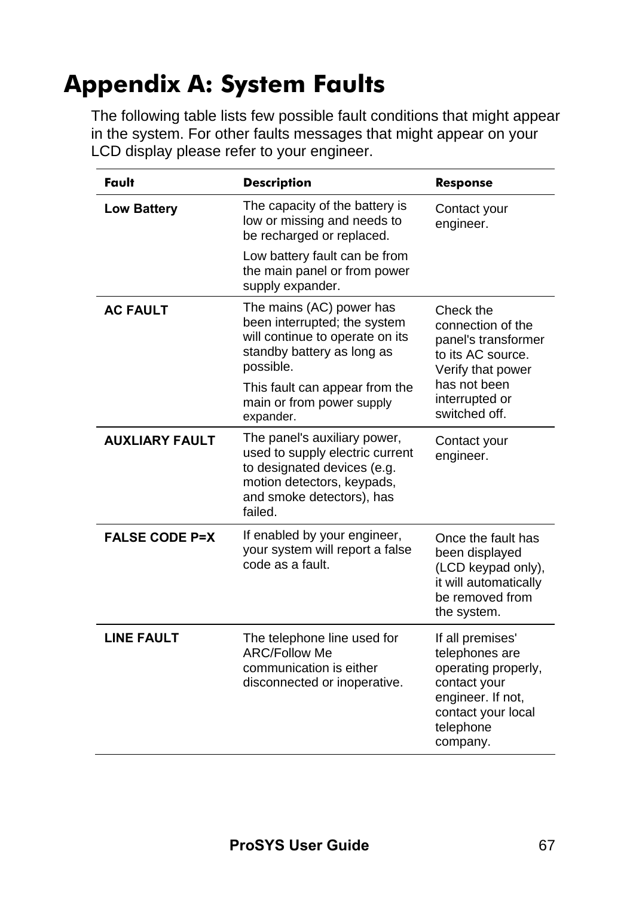# Appendix A: System Faults

The following table lists few possible fault conditions that might appear in the system. For other faults messages that might appear on your LCD display please refer to your engineer.

| Fault | Description | Response |
|---|---|---|
| **Low Battery** | The capacity of the battery is low or missing and needs to be recharged or replaced.<br><br>Low battery fault can be from the main panel or from power supply expander. | Contact your engineer. |
| **AC FAULT** | The mains (AC) power has been interrupted; the system will continue to operate on its standby battery as long as possible.<br><br>This fault can appear from the main or from power supply expander. | Check the connection of the panel's transformer to its AC source. Verify that power has not been interrupted or switched off. |
| **AUXLIARY FAULT** | The panel's auxiliary power, used to supply electric current to designated devices (e.g. motion detectors, keypads, and smoke detectors), has failed. | Contact your engineer. |
| **FALSE CODE P=X** | If enabled by your engineer, your system will report a false code as a fault. | Once the fault has been displayed (LCD keypad only), it will automatically be removed from the system. |
| **LINE FAULT** | The telephone line used for ARC/Follow Me communication is either disconnected or inoperative. | If all premises' telephones are operating properly, contact your engineer. If not, contact your local telephone company. |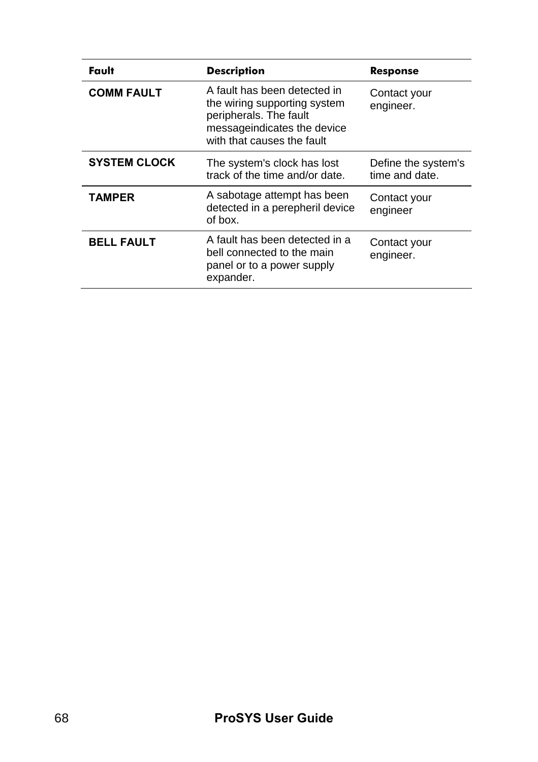| Fault | Description | Response |
|---|---|---|
| **COMM FAULT** | A fault has been detected in the wiring supporting system peripherals. The fault messageindicates the device with that causes the fault | Contact your engineer. |
| **SYSTEM CLOCK** | The system's clock has lost track of the time and/or date. | Define the system's time and date. |
| **TAMPER** | A sabotage attempt has been detected in a perepheril device of box. | Contact your engineer |
| **BELL FAULT** | A fault has been detected in a bell connected to the main panel or to a power supply expander. | Contact your engineer. |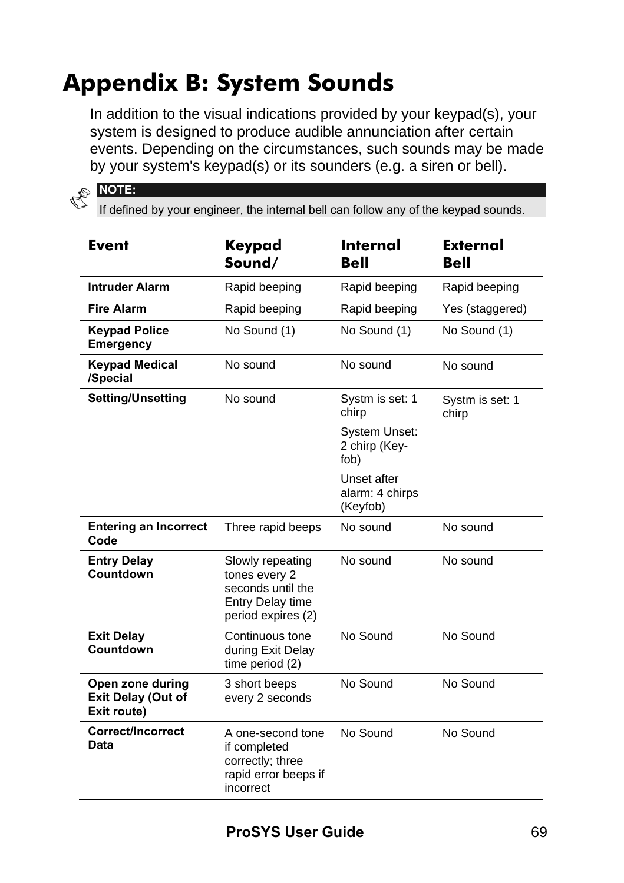# Appendix B: System Sounds

In addition to the visual indications provided by your keypad(s), your system is designed to produce audible annunciation after certain events. Depending on the circumstances, such sounds may be made by your system's keypad(s) or its sounders (e.g. a siren or bell).

**NOTE:**
If defined by your engineer, the internal bell can follow any of the keypad sounds.

| Event | Keypad Sound/ | Internal Bell | External Bell |
|---|---|---|---|
| **Intruder Alarm** | Rapid beeping | Rapid beeping | Rapid beeping |
| **Fire Alarm** | Rapid beeping | Rapid beeping | Yes (staggered) |
| **Keypad Police Emergency** | No Sound (1) | No Sound (1) | No Sound (1) |
| **Keypad Medical /Special** | No sound | No sound | No sound |
| **Setting/Unsetting** | No sound | Systm is set: 1 chirp<br>System Unset: 2 chirp (Key-fob)<br>Unset after alarm: 4 chirps (Keyfob) | Systm is set: 1 chirp |
| **Entering an Incorrect Code** | Three rapid beeps | No sound | No sound |
| **Entry Delay Countdown** | Slowly repeating tones every 2 seconds until the Entry Delay time period expires (2) | No sound | No sound |
| **Exit Delay Countdown** | Continuous tone during Exit Delay time period (2) | No Sound | No Sound |
| **Open zone during Exit Delay (Out of Exit route)** | 3 short beeps every 2 seconds | No Sound | No Sound |
| **Correct/Incorrect Data** | A one-second tone if completed correctly; three rapid error beeps if incorrect | No Sound | No Sound |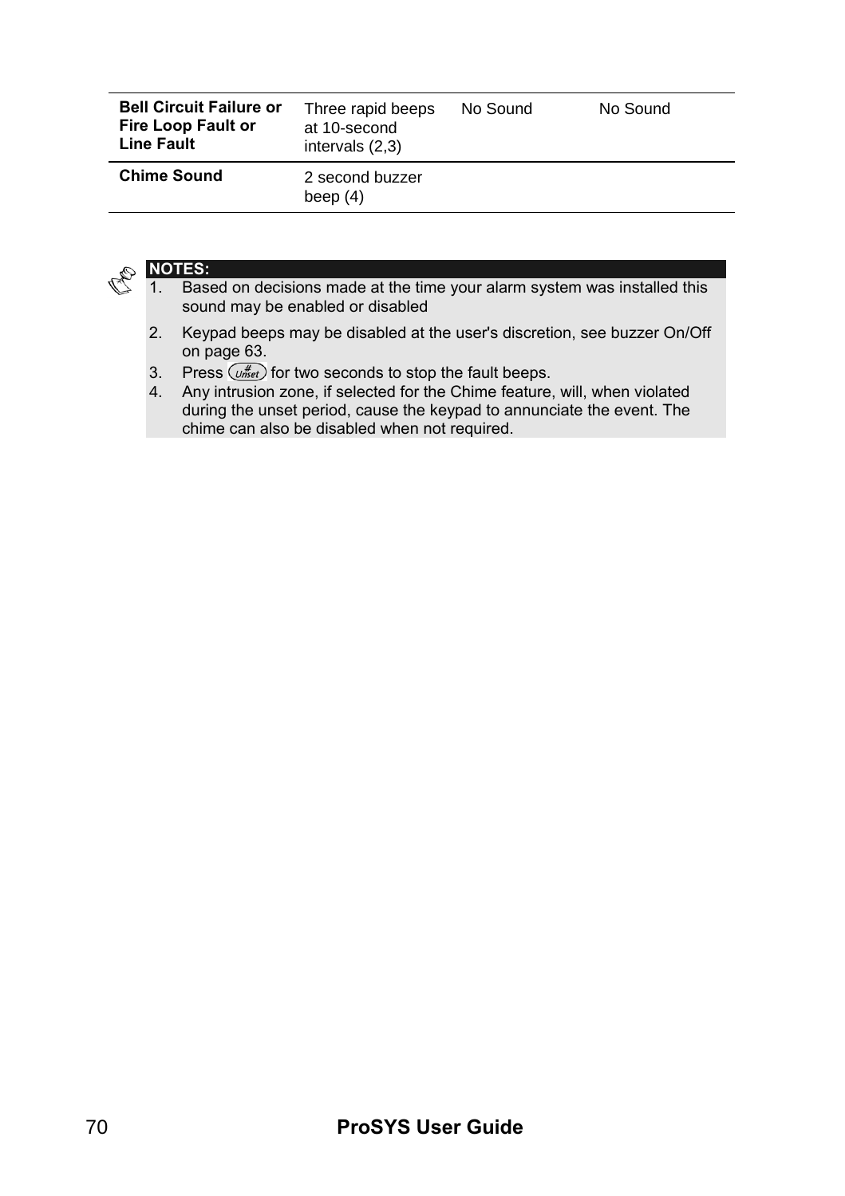| | | | |
|---|---|---|---|
| **Bell Circuit Failure or Fire Loop Fault or Line Fault** | Three rapid beeps at 10-second intervals (2,3) | No Sound | No Sound |
| **Chime Sound** | 2 second buzzer beep (4) | | |

**NOTES:**

1. Based on decisions made at the time your alarm system was installed this sound may be enabled or disabled
2. Keypad beeps may be disabled at the user's discretion, see buzzer On/Off on page 63.
3. Press (# Unset) for two seconds to stop the fault beeps.
4. Any intrusion zone, if selected for the Chime feature, will, when violated during the unset period, cause the keypad to annunciate the event. The chime can also be disabled when not required.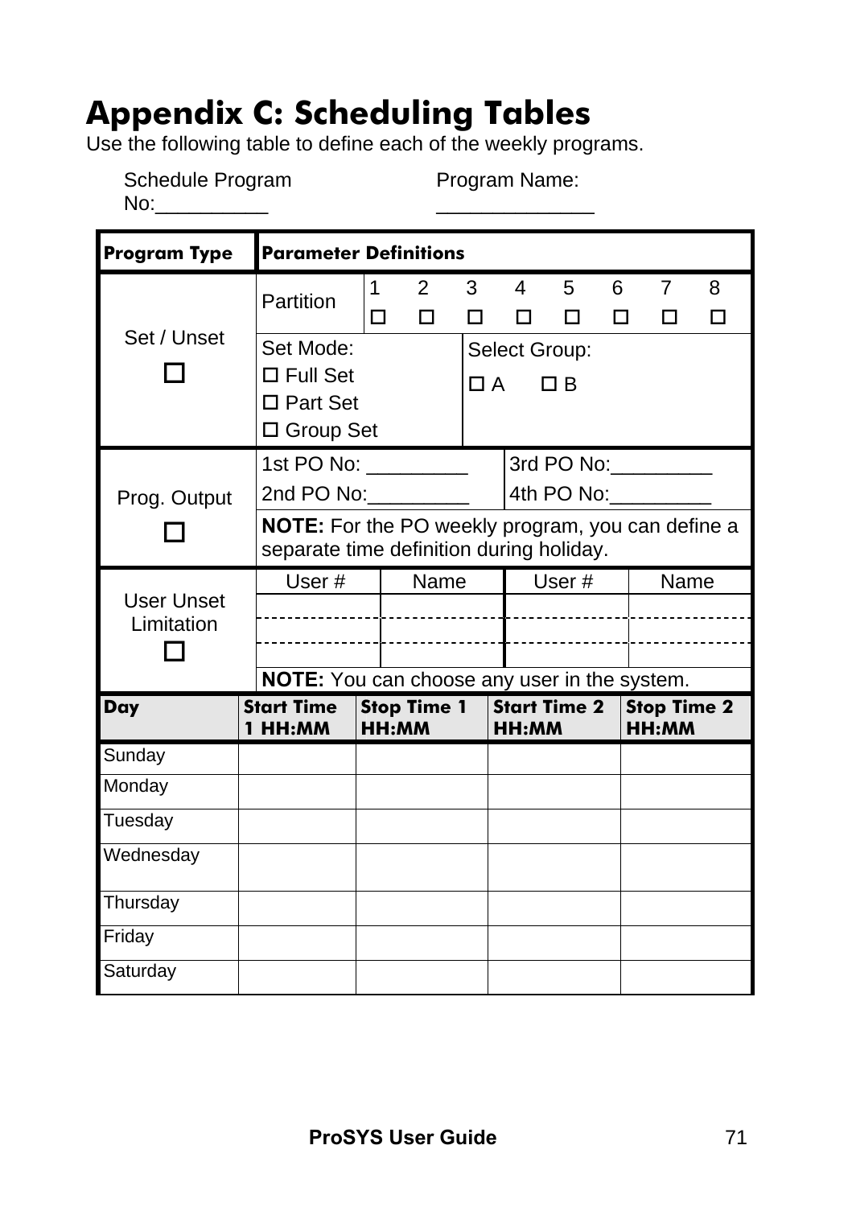# Appendix C: Scheduling Tables

Use the following table to define each of the weekly programs.

Schedule Program No:__________ Program Name: ______________

| Program Type | Parameter Definitions | | | | |
|---|---|---|---|---|---|
| Set / Unset ☐ | Partition | 1 ☐ 2 ☐ 3 ☐ 4 ☐ 5 ☐ 6 ☐ 7 ☐ 8 ☐ | | | |
| | Set Mode: ☐ Full Set ☐ Part Set ☐ Group Set | | Select Group: ☐ A ☐ B | | |
| Prog. Output ☐ | 1st PO No: _________ 2nd PO No:_________ | | 3rd PO No:_________ 4th PO No:_________ | | |
| | **NOTE:** For the PO weekly program, you can define a separate time definition during holiday. | | | | |
| User Unset Limitation ☐ | User # | Name | User # | Name | |
| | | | | | |
| | | | | | |
| | | | | | |
| | **NOTE:** You can choose any user in the system. | | | | |

| Day | Start Time 1 HH:MM | Stop Time 1 HH:MM | Start Time 2 HH:MM | Stop Time 2 HH:MM |
|---|---|---|---|---|
| Sunday | | | | |
| Monday | | | | |
| Tuesday | | | | |
| Wednesday | | | | |
| Thursday | | | | |
| Friday | | | | |
| Saturday | | | | |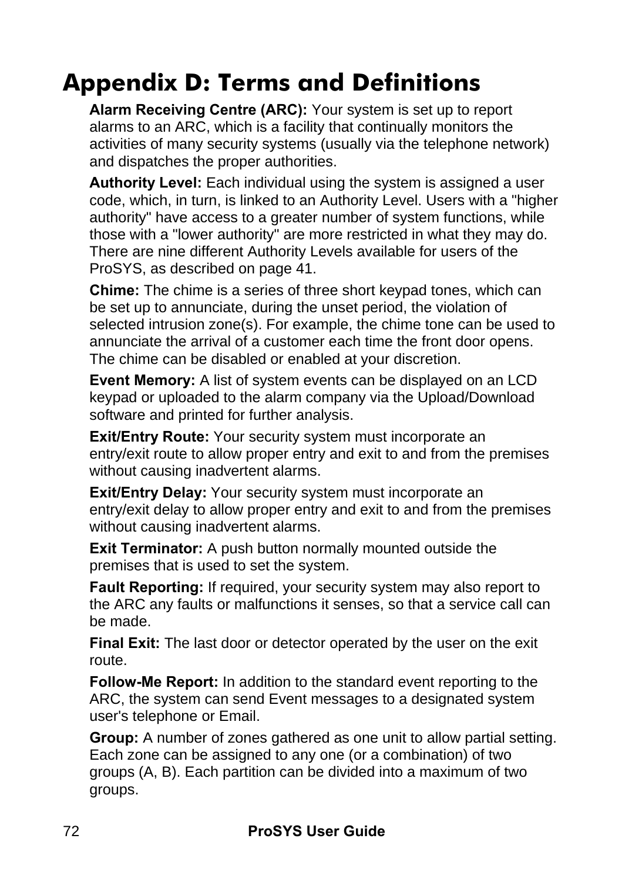# Appendix D: Terms and Definitions

**Alarm Receiving Centre (ARC):** Your system is set up to report alarms to an ARC, which is a facility that continually monitors the activities of many security systems (usually via the telephone network) and dispatches the proper authorities.

**Authority Level:** Each individual using the system is assigned a user code, which, in turn, is linked to an Authority Level. Users with a "higher authority" have access to a greater number of system functions, while those with a "lower authority" are more restricted in what they may do. There are nine different Authority Levels available for users of the ProSYS, as described on page 41.

**Chime:** The chime is a series of three short keypad tones, which can be set up to annunciate, during the unset period, the violation of selected intrusion zone(s). For example, the chime tone can be used to annunciate the arrival of a customer each time the front door opens. The chime can be disabled or enabled at your discretion.

**Event Memory:** A list of system events can be displayed on an LCD keypad or uploaded to the alarm company via the Upload/Download software and printed for further analysis.

**Exit/Entry Route:** Your security system must incorporate an entry/exit route to allow proper entry and exit to and from the premises without causing inadvertent alarms.

**Exit/Entry Delay:** Your security system must incorporate an entry/exit delay to allow proper entry and exit to and from the premises without causing inadvertent alarms.

**Exit Terminator:** A push button normally mounted outside the premises that is used to set the system.

**Fault Reporting:** If required, your security system may also report to the ARC any faults or malfunctions it senses, so that a service call can be made.

**Final Exit:** The last door or detector operated by the user on the exit route.

**Follow-Me Report:** In addition to the standard event reporting to the ARC, the system can send Event messages to a designated system user's telephone or Email.

**Group:** A number of zones gathered as one unit to allow partial setting. Each zone can be assigned to any one (or a combination) of two groups (A, B). Each partition can be divided into a maximum of two groups.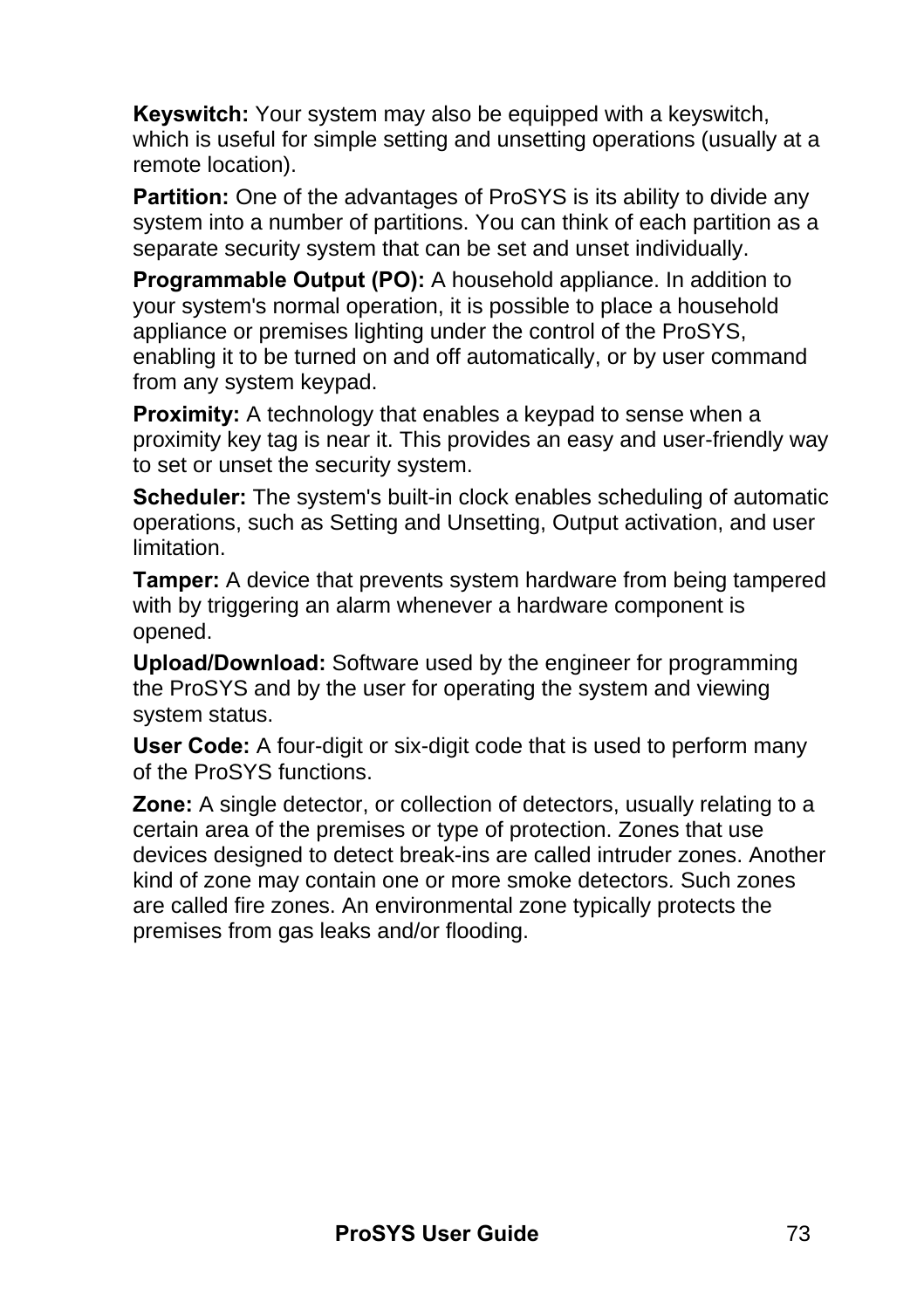**Keyswitch:** Your system may also be equipped with a keyswitch, which is useful for simple setting and unsetting operations (usually at a remote location).

**Partition:** One of the advantages of ProSYS is its ability to divide any system into a number of partitions. You can think of each partition as a separate security system that can be set and unset individually.

**Programmable Output (PO):** A household appliance. In addition to your system's normal operation, it is possible to place a household appliance or premises lighting under the control of the ProSYS, enabling it to be turned on and off automatically, or by user command from any system keypad.

**Proximity:** A technology that enables a keypad to sense when a proximity key tag is near it. This provides an easy and user-friendly way to set or unset the security system.

**Scheduler:** The system's built-in clock enables scheduling of automatic operations, such as Setting and Unsetting, Output activation, and user limitation.

**Tamper:** A device that prevents system hardware from being tampered with by triggering an alarm whenever a hardware component is opened.

**Upload/Download:** Software used by the engineer for programming the ProSYS and by the user for operating the system and viewing system status.

**User Code:** A four-digit or six-digit code that is used to perform many of the ProSYS functions.

**Zone:** A single detector, or collection of detectors, usually relating to a certain area of the premises or type of protection. Zones that use devices designed to detect break-ins are called intruder zones. Another kind of zone may contain one or more smoke detectors. Such zones are called fire zones. An environmental zone typically protects the premises from gas leaks and/or flooding.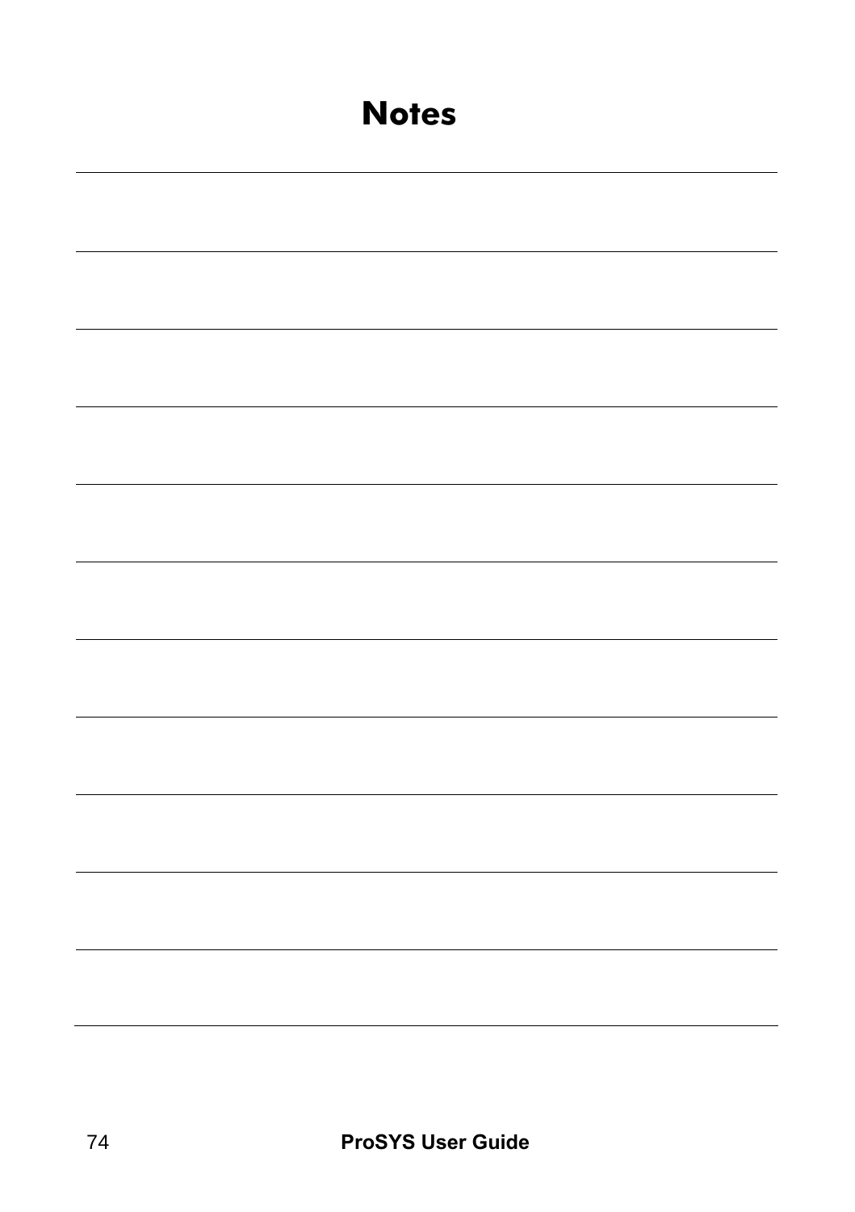# Notes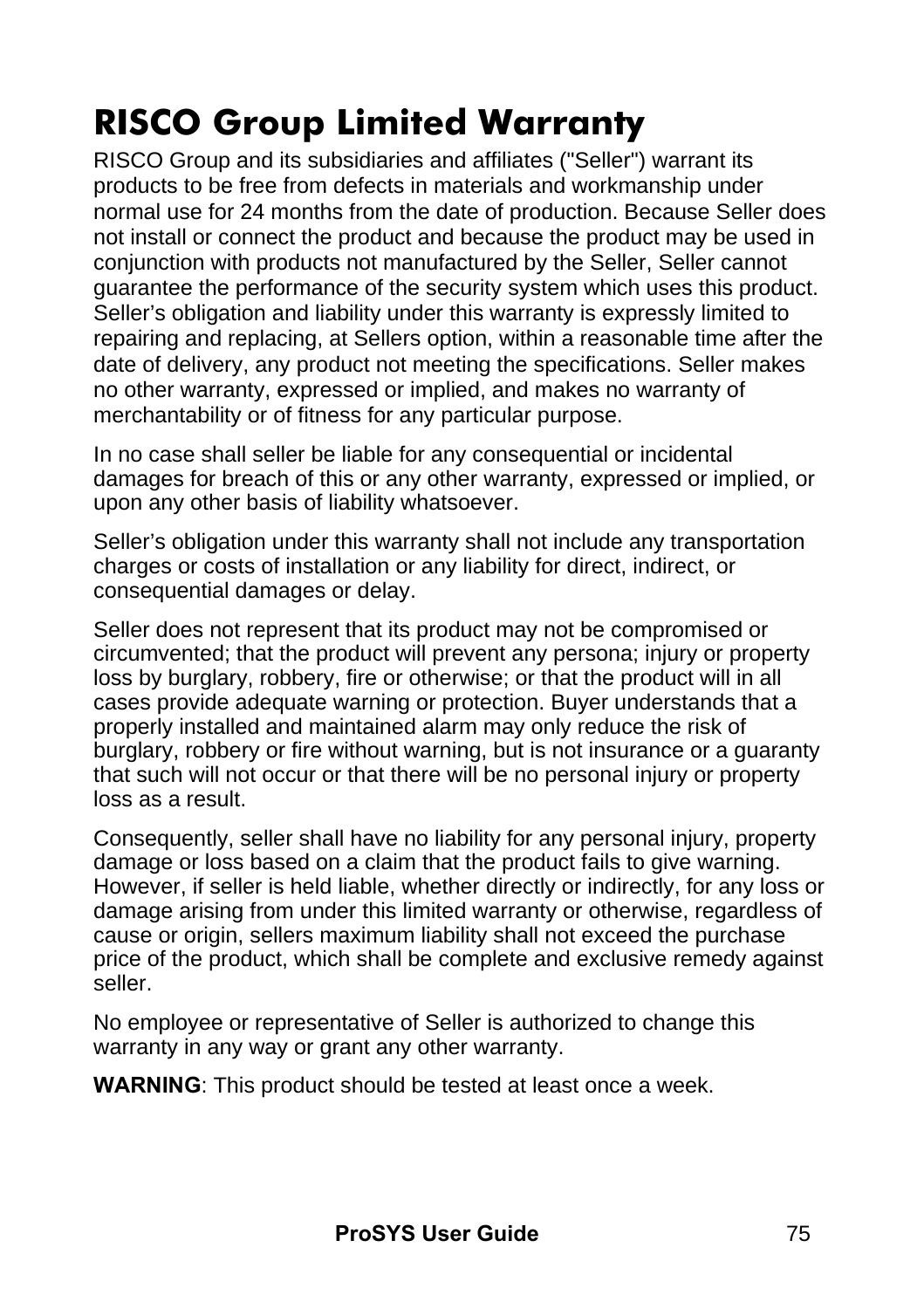# RISCO Group Limited Warranty

RISCO Group and its subsidiaries and affiliates ("Seller") warrant its products to be free from defects in materials and workmanship under normal use for 24 months from the date of production. Because Seller does not install or connect the product and because the product may be used in conjunction with products not manufactured by the Seller, Seller cannot guarantee the performance of the security system which uses this product. Seller's obligation and liability under this warranty is expressly limited to repairing and replacing, at Sellers option, within a reasonable time after the date of delivery, any product not meeting the specifications. Seller makes no other warranty, expressed or implied, and makes no warranty of merchantability or of fitness for any particular purpose.

In no case shall seller be liable for any consequential or incidental damages for breach of this or any other warranty, expressed or implied, or upon any other basis of liability whatsoever.

Seller's obligation under this warranty shall not include any transportation charges or costs of installation or any liability for direct, indirect, or consequential damages or delay.

Seller does not represent that its product may not be compromised or circumvented; that the product will prevent any persona; injury or property loss by burglary, robbery, fire or otherwise; or that the product will in all cases provide adequate warning or protection. Buyer understands that a properly installed and maintained alarm may only reduce the risk of burglary, robbery or fire without warning, but is not insurance or a guaranty that such will not occur or that there will be no personal injury or property loss as a result.

Consequently, seller shall have no liability for any personal injury, property damage or loss based on a claim that the product fails to give warning. However, if seller is held liable, whether directly or indirectly, for any loss or damage arising from under this limited warranty or otherwise, regardless of cause or origin, sellers maximum liability shall not exceed the purchase price of the product, which shall be complete and exclusive remedy against seller.

No employee or representative of Seller is authorized to change this warranty in any way or grant any other warranty.

**WARNING**: This product should be tested at least once a week.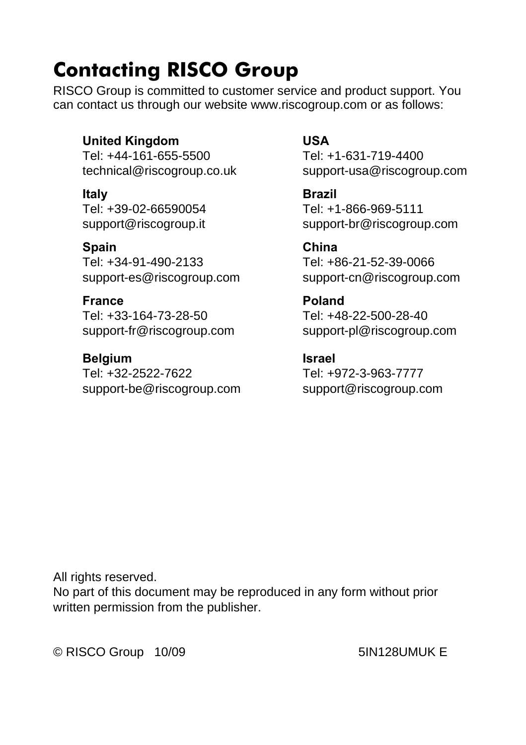# Contacting RISCO Group

RISCO Group is committed to customer service and product support. You can contact us through our website www.riscogroup.com or as follows:

**United Kingdom**
Tel: +44-161-655-5500
technical@riscogroup.co.uk

**Italy**
Tel: +39-02-66590054
support@riscogroup.it

**Spain**
Tel: +34-91-490-2133
support-es@riscogroup.com

**France**
Tel: +33-164-73-28-50
support-fr@riscogroup.com

**Belgium**
Tel: +32-2522-7622
support-be@riscogroup.com

**USA**
Tel: +1-631-719-4400
support-usa@riscogroup.com

**Brazil**
Tel: +1-866-969-5111
support-br@riscogroup.com

**China**
Tel: +86-21-52-39-0066
support-cn@riscogroup.com

**Poland**
Tel: +48-22-500-28-40
support-pl@riscogroup.com

**Israel**
Tel: +972-3-963-7777
support@riscogroup.com

All rights reserved.
No part of this document may be reproduced in any form without prior written permission from the publisher.

© RISCO Group 10/09 5IN128UMUK E